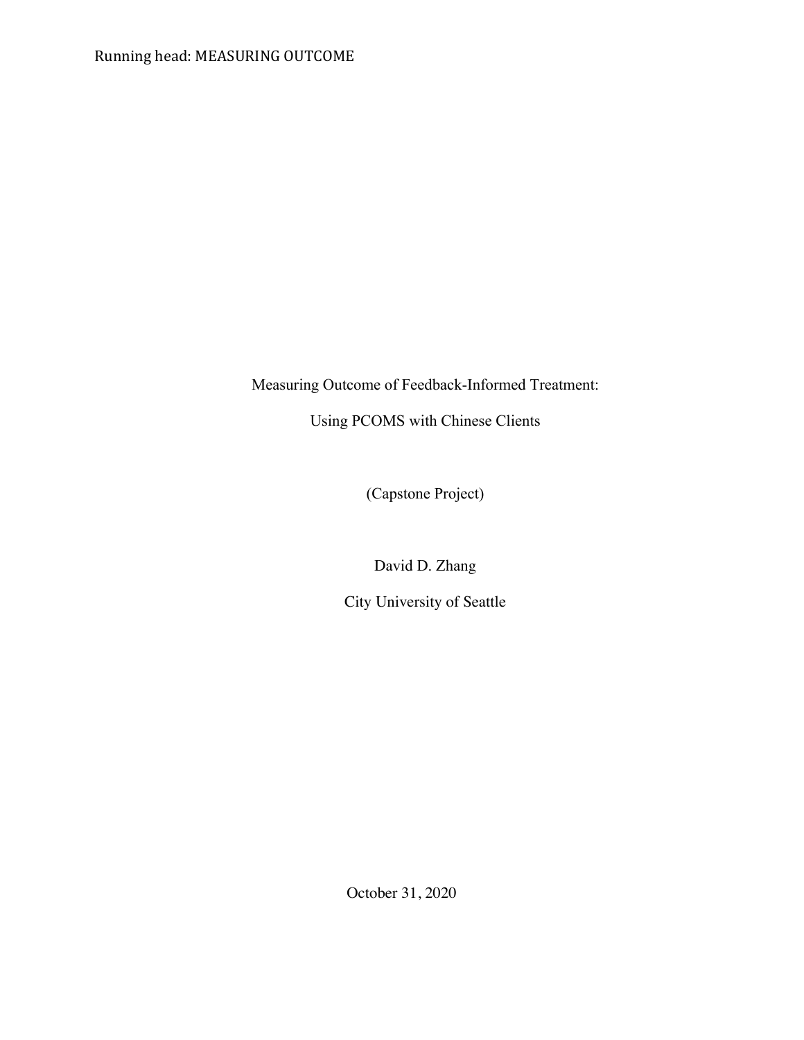Measuring Outcome of Feedback-Informed Treatment:

Using PCOMS with Chinese Clients

(Capstone Project)

David D. Zhang

City University of Seattle

October 31, 2020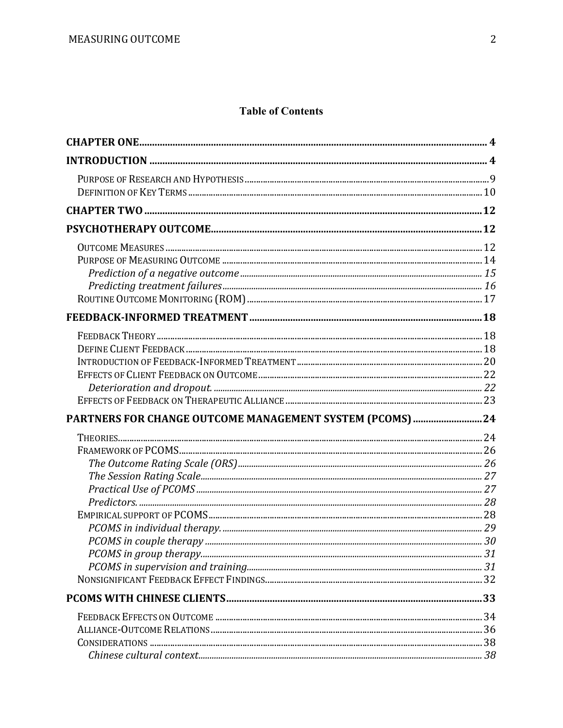# Table of Contents

**CHAPTER ONE** ..... 4

**INTRODUCTION** ..... 4

- Purpose of Research and Hypothesis ..... 9
- Definition of Key Terms ..... 10

**CHAPTER TWO** ..... 12

**PSYCHOTHERAPY OUTCOME** ..... 12

- Outcome Measures ..... 12
- Purpose of Measuring Outcome ..... 14
  - *Prediction of a negative outcome* ..... 15
  - *Predicting treatment failures* ..... 16
- Routine Outcome Monitoring (ROM) ..... 17

**FEEDBACK-INFORMED TREATMENT** ..... 18

- Feedback Theory ..... 18
- Define Client Feedback ..... 18
- Introduction of Feedback-Informed Treatment ..... 20
- Effects of Client Feedback on Outcome ..... 22
  - *Deterioration and dropout.* ..... 22
- Effects of Feedback on Therapeutic Alliance ..... 23

**PARTNERS FOR CHANGE OUTCOME MANAGEMENT SYSTEM (PCOMS)** ..... 24

- Theories ..... 24
- Framework of PCOMS ..... 26
  - *The Outcome Rating Scale (ORS)* ..... 26
  - *The Session Rating Scale* ..... 27
  - *Practical Use of PCOMS* ..... 27
  - *Predictors.* ..... 28
- Empirical support of PCOMS ..... 28
  - *PCOMS in individual therapy.* ..... 29
  - *PCOMS in couple therapy* ..... 30
  - *PCOMS in group therapy* ..... 31
  - *PCOMS in supervision and training* ..... 31
- Nonsignificant Feedback Effect Findings ..... 32

**PCOMS WITH CHINESE CLIENTS** ..... 33

- Feedback Effects on Outcome ..... 34
- Alliance-Outcome Relations ..... 36
- Considerations ..... 38
  - *Chinese cultural context* ..... 38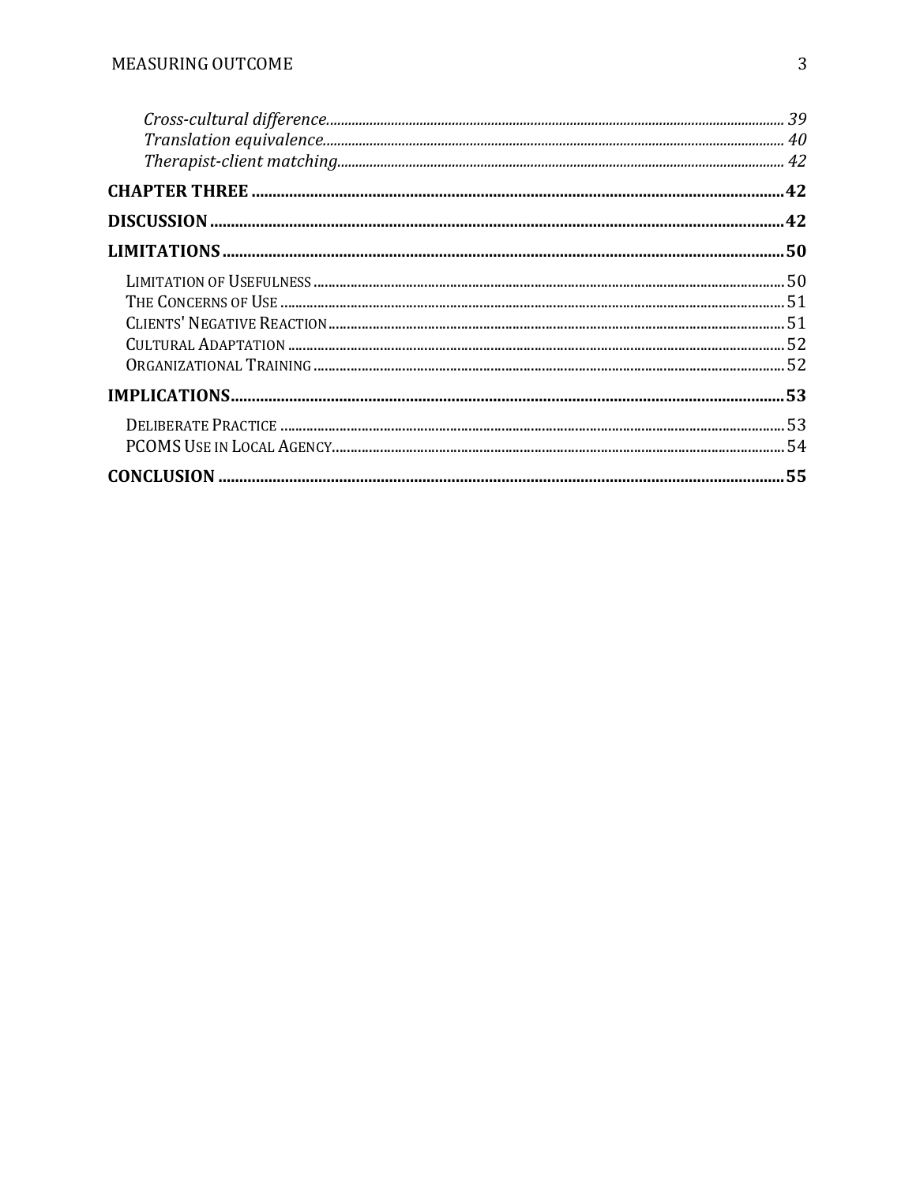*Cross-cultural difference* ........ 39
*Translation equivalence* ........ 40
*Therapist-client matching* ........ 42

**CHAPTER THREE** ........ 42

**DISCUSSION** ........ 42

**LIMITATIONS** ........ 50

LIMITATION OF USEFULNESS ........ 50
THE CONCERNS OF USE ........ 51
CLIENTS' NEGATIVE REACTION ........ 51
CULTURAL ADAPTATION ........ 52
ORGANIZATIONAL TRAINING ........ 52

**IMPLICATIONS** ........ 53

DELIBERATE PRACTICE ........ 53
PCOMS USE IN LOCAL AGENCY ........ 54

**CONCLUSION** ........ 55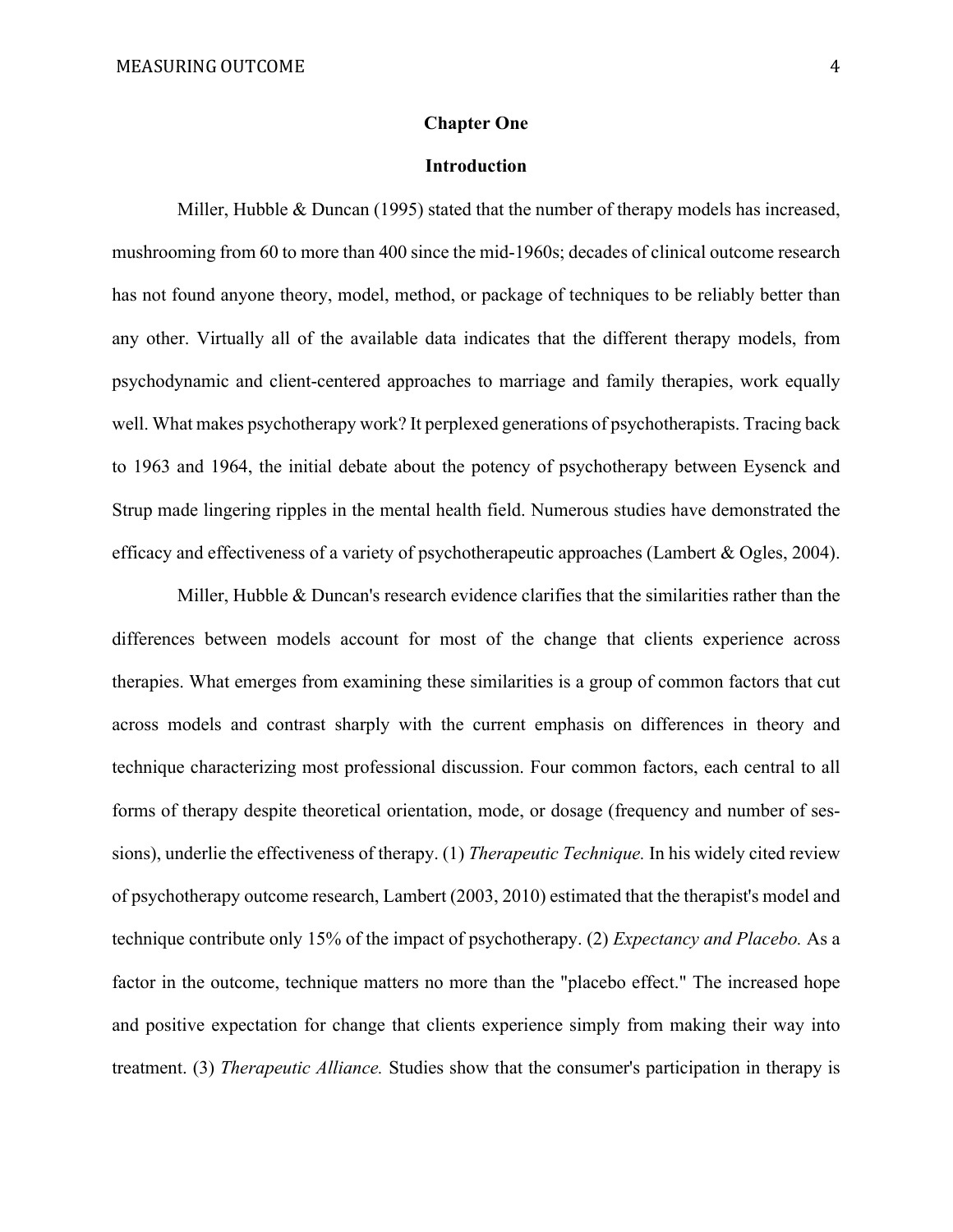# Chapter One

## Introduction

Miller, Hubble & Duncan (1995) stated that the number of therapy models has increased, mushrooming from 60 to more than 400 since the mid-1960s; decades of clinical outcome research has not found anyone theory, model, method, or package of techniques to be reliably better than any other. Virtually all of the available data indicates that the different therapy models, from psychodynamic and client-centered approaches to marriage and family therapies, work equally well. What makes psychotherapy work? It perplexed generations of psychotherapists. Tracing back to 1963 and 1964, the initial debate about the potency of psychotherapy between Eysenck and Strup made lingering ripples in the mental health field. Numerous studies have demonstrated the efficacy and effectiveness of a variety of psychotherapeutic approaches (Lambert & Ogles, 2004).

Miller, Hubble & Duncan's research evidence clarifies that the similarities rather than the differences between models account for most of the change that clients experience across therapies. What emerges from examining these similarities is a group of common factors that cut across models and contrast sharply with the current emphasis on differences in theory and technique characterizing most professional discussion. Four common factors, each central to all forms of therapy despite theoretical orientation, mode, or dosage (frequency and number of sessions), underlie the effectiveness of therapy. (1) *Therapeutic Technique.* In his widely cited review of psychotherapy outcome research, Lambert (2003, 2010) estimated that the therapist's model and technique contribute only 15% of the impact of psychotherapy. (2) *Expectancy and Placebo.* As a factor in the outcome, technique matters no more than the "placebo effect." The increased hope and positive expectation for change that clients experience simply from making their way into treatment. (3) *Therapeutic Alliance.* Studies show that the consumer's participation in therapy is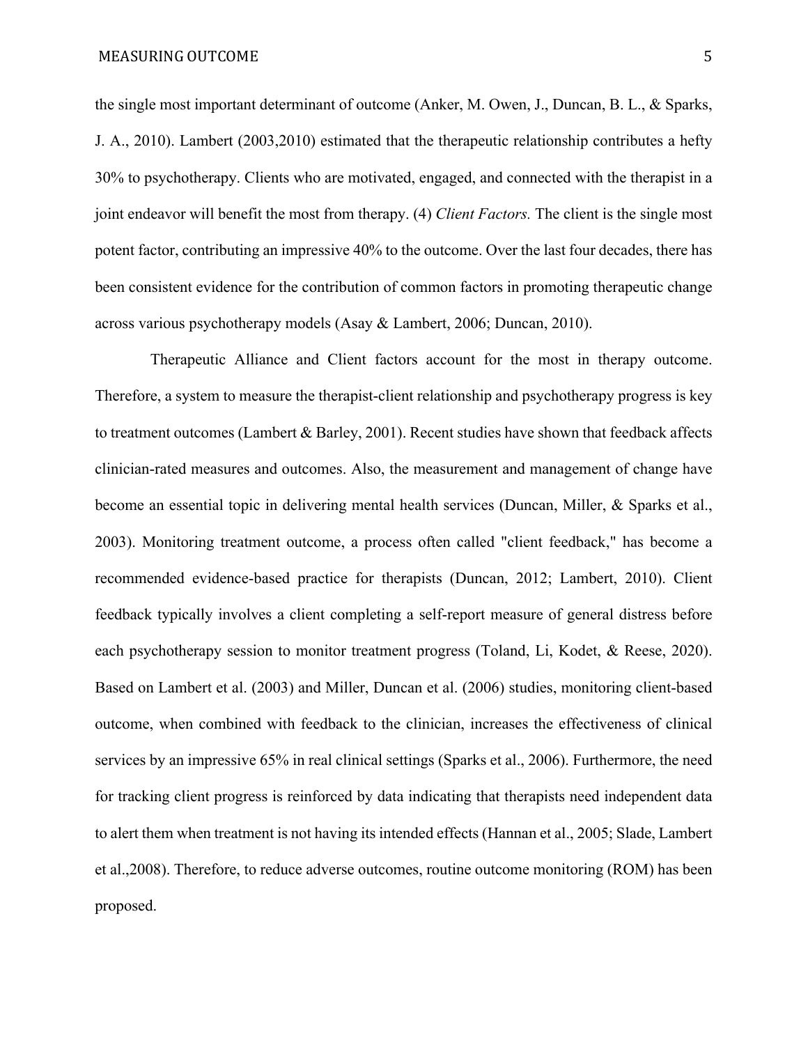the single most important determinant of outcome (Anker, M. Owen, J., Duncan, B. L., & Sparks, J. A., 2010). Lambert (2003,2010) estimated that the therapeutic relationship contributes a hefty 30% to psychotherapy. Clients who are motivated, engaged, and connected with the therapist in a joint endeavor will benefit the most from therapy. (4) *Client Factors.* The client is the single most potent factor, contributing an impressive 40% to the outcome. Over the last four decades, there has been consistent evidence for the contribution of common factors in promoting therapeutic change across various psychotherapy models (Asay & Lambert, 2006; Duncan, 2010).

Therapeutic Alliance and Client factors account for the most in therapy outcome. Therefore, a system to measure the therapist-client relationship and psychotherapy progress is key to treatment outcomes (Lambert & Barley, 2001). Recent studies have shown that feedback affects clinician-rated measures and outcomes. Also, the measurement and management of change have become an essential topic in delivering mental health services (Duncan, Miller, & Sparks et al., 2003). Monitoring treatment outcome, a process often called "client feedback," has become a recommended evidence-based practice for therapists (Duncan, 2012; Lambert, 2010). Client feedback typically involves a client completing a self-report measure of general distress before each psychotherapy session to monitor treatment progress (Toland, Li, Kodet, & Reese, 2020). Based on Lambert et al. (2003) and Miller, Duncan et al. (2006) studies, monitoring client-based outcome, when combined with feedback to the clinician, increases the effectiveness of clinical services by an impressive 65% in real clinical settings (Sparks et al., 2006). Furthermore, the need for tracking client progress is reinforced by data indicating that therapists need independent data to alert them when treatment is not having its intended effects (Hannan et al., 2005; Slade, Lambert et al.,2008). Therefore, to reduce adverse outcomes, routine outcome monitoring (ROM) has been proposed.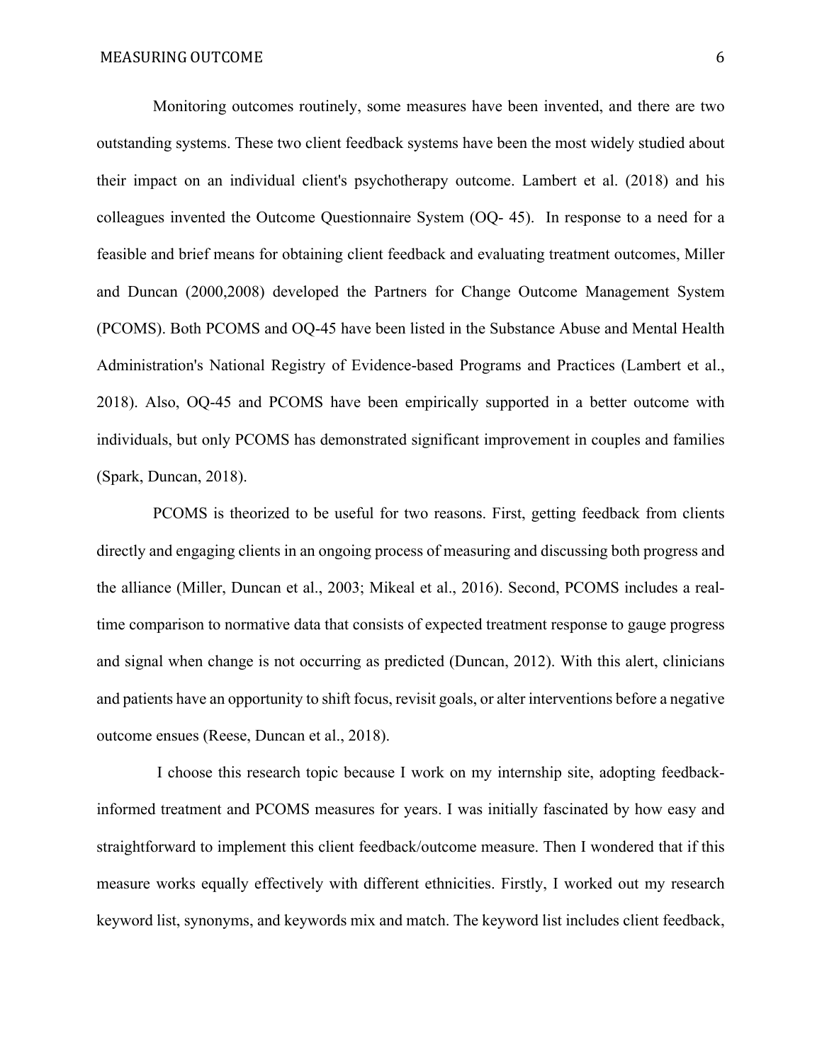Monitoring outcomes routinely, some measures have been invented, and there are two outstanding systems. These two client feedback systems have been the most widely studied about their impact on an individual client's psychotherapy outcome. Lambert et al. (2018) and his colleagues invented the Outcome Questionnaire System (OQ- 45). In response to a need for a feasible and brief means for obtaining client feedback and evaluating treatment outcomes, Miller and Duncan (2000,2008) developed the Partners for Change Outcome Management System (PCOMS). Both PCOMS and OQ-45 have been listed in the Substance Abuse and Mental Health Administration's National Registry of Evidence-based Programs and Practices (Lambert et al., 2018). Also, OQ-45 and PCOMS have been empirically supported in a better outcome with individuals, but only PCOMS has demonstrated significant improvement in couples and families (Spark, Duncan, 2018).

PCOMS is theorized to be useful for two reasons. First, getting feedback from clients directly and engaging clients in an ongoing process of measuring and discussing both progress and the alliance (Miller, Duncan et al., 2003; Mikeal et al., 2016). Second, PCOMS includes a real-time comparison to normative data that consists of expected treatment response to gauge progress and signal when change is not occurring as predicted (Duncan, 2012). With this alert, clinicians and patients have an opportunity to shift focus, revisit goals, or alter interventions before a negative outcome ensues (Reese, Duncan et al., 2018).

I choose this research topic because I work on my internship site, adopting feedback-informed treatment and PCOMS measures for years. I was initially fascinated by how easy and straightforward to implement this client feedback/outcome measure. Then I wondered that if this measure works equally effectively with different ethnicities. Firstly, I worked out my research keyword list, synonyms, and keywords mix and match. The keyword list includes client feedback,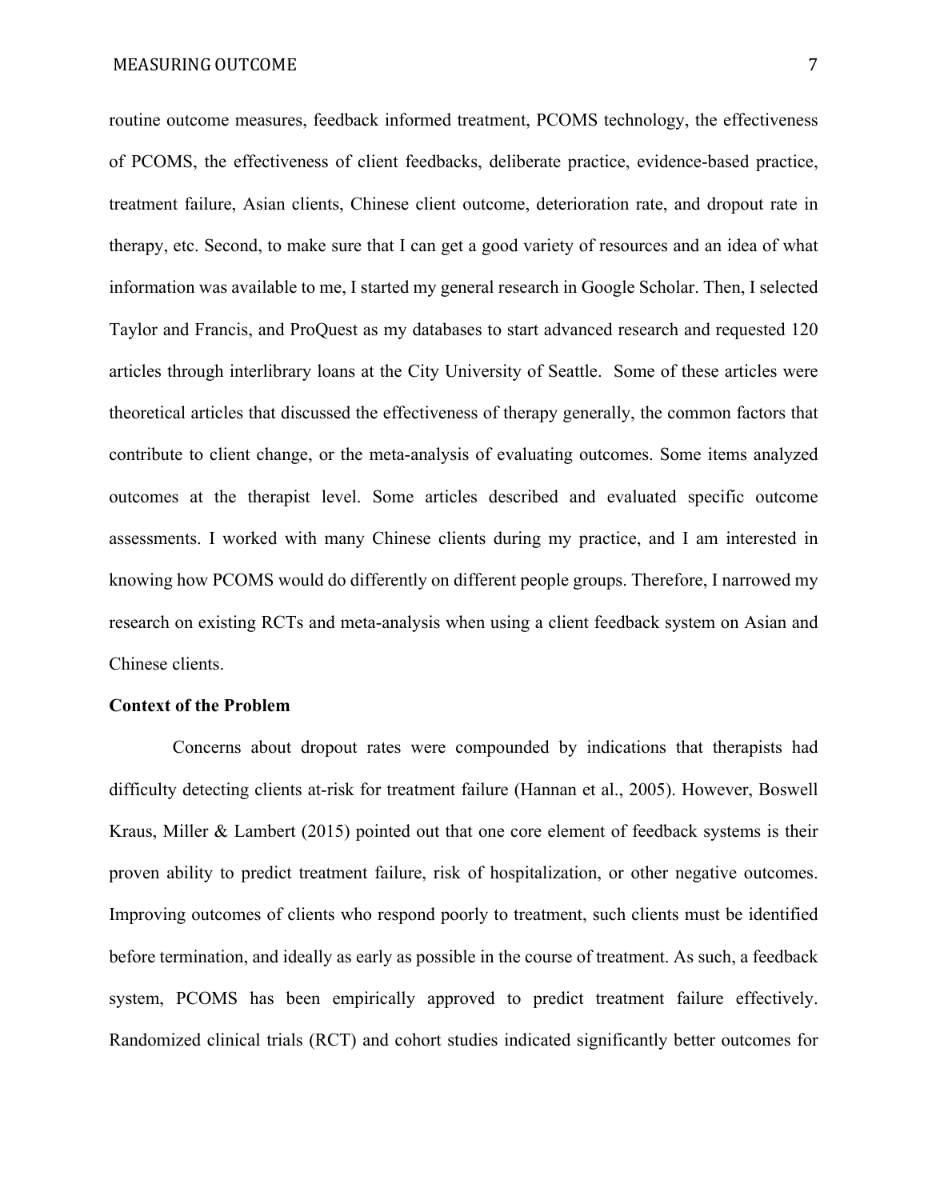routine outcome measures, feedback informed treatment, PCOMS technology, the effectiveness of PCOMS, the effectiveness of client feedbacks, deliberate practice, evidence-based practice, treatment failure, Asian clients, Chinese client outcome, deterioration rate, and dropout rate in therapy, etc. Second, to make sure that I can get a good variety of resources and an idea of what information was available to me, I started my general research in Google Scholar. Then, I selected Taylor and Francis, and ProQuest as my databases to start advanced research and requested 120 articles through interlibrary loans at the City University of Seattle. Some of these articles were theoretical articles that discussed the effectiveness of therapy generally, the common factors that contribute to client change, or the meta-analysis of evaluating outcomes. Some items analyzed outcomes at the therapist level. Some articles described and evaluated specific outcome assessments. I worked with many Chinese clients during my practice, and I am interested in knowing how PCOMS would do differently on different people groups. Therefore, I narrowed my research on existing RCTs and meta-analysis when using a client feedback system on Asian and Chinese clients.

**Context of the Problem**

Concerns about dropout rates were compounded by indications that therapists had difficulty detecting clients at-risk for treatment failure (Hannan et al., 2005). However, Boswell Kraus, Miller & Lambert (2015) pointed out that one core element of feedback systems is their proven ability to predict treatment failure, risk of hospitalization, or other negative outcomes. Improving outcomes of clients who respond poorly to treatment, such clients must be identified before termination, and ideally as early as possible in the course of treatment. As such, a feedback system, PCOMS has been empirically approved to predict treatment failure effectively. Randomized clinical trials (RCT) and cohort studies indicated significantly better outcomes for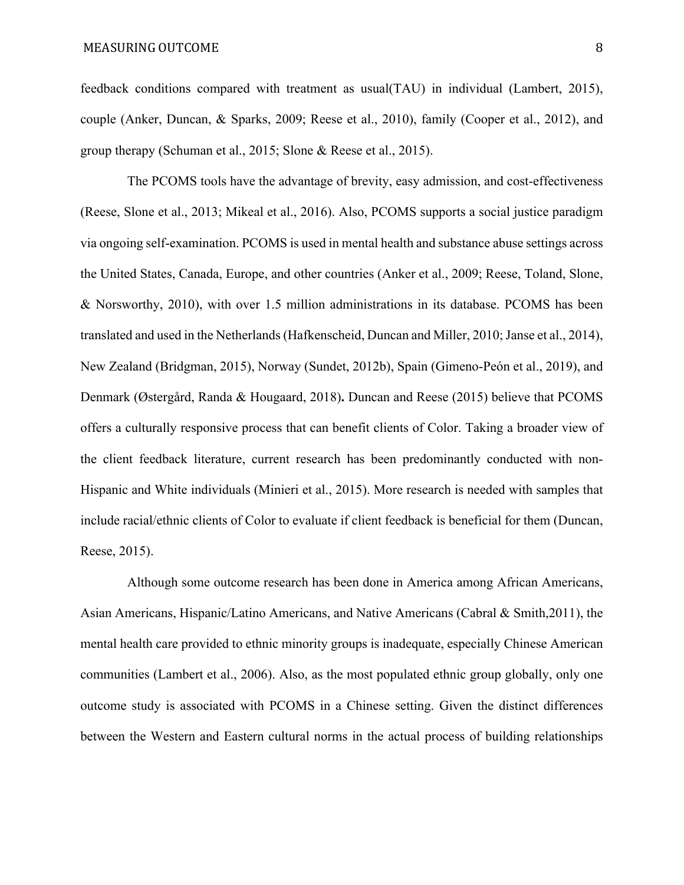feedback conditions compared with treatment as usual(TAU) in individual (Lambert, 2015), couple (Anker, Duncan, & Sparks, 2009; Reese et al., 2010), family (Cooper et al., 2012), and group therapy (Schuman et al., 2015; Slone & Reese et al., 2015).

The PCOMS tools have the advantage of brevity, easy admission, and cost-effectiveness (Reese, Slone et al., 2013; Mikeal et al., 2016). Also, PCOMS supports a social justice paradigm via ongoing self-examination. PCOMS is used in mental health and substance abuse settings across the United States, Canada, Europe, and other countries (Anker et al., 2009; Reese, Toland, Slone, & Norsworthy, 2010), with over 1.5 million administrations in its database. PCOMS has been translated and used in the Netherlands (Hafkenscheid, Duncan and Miller, 2010; Janse et al., 2014), New Zealand (Bridgman, 2015), Norway (Sundet, 2012b), Spain (Gimeno-Peón et al., 2019), and Denmark (Østergård, Randa & Hougaard, 2018). Duncan and Reese (2015) believe that PCOMS offers a culturally responsive process that can benefit clients of Color. Taking a broader view of the client feedback literature, current research has been predominantly conducted with non-Hispanic and White individuals (Minieri et al., 2015). More research is needed with samples that include racial/ethnic clients of Color to evaluate if client feedback is beneficial for them (Duncan, Reese, 2015).

Although some outcome research has been done in America among African Americans, Asian Americans, Hispanic/Latino Americans, and Native Americans (Cabral & Smith,2011), the mental health care provided to ethnic minority groups is inadequate, especially Chinese American communities (Lambert et al., 2006). Also, as the most populated ethnic group globally, only one outcome study is associated with PCOMS in a Chinese setting. Given the distinct differences between the Western and Eastern cultural norms in the actual process of building relationships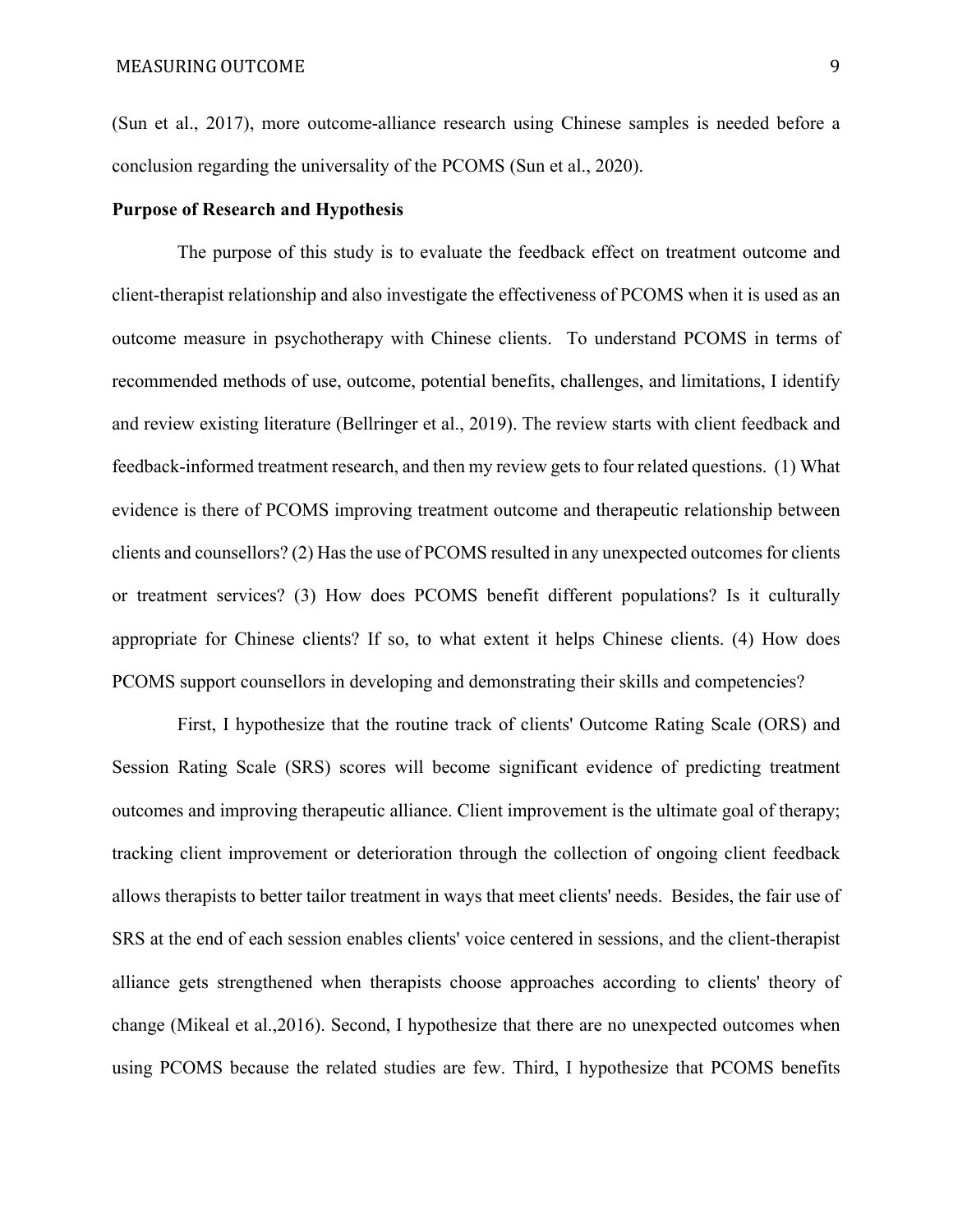(Sun et al., 2017), more outcome-alliance research using Chinese samples is needed before a conclusion regarding the universality of the PCOMS (Sun et al., 2020).

**Purpose of Research and Hypothesis**

The purpose of this study is to evaluate the feedback effect on treatment outcome and client-therapist relationship and also investigate the effectiveness of PCOMS when it is used as an outcome measure in psychotherapy with Chinese clients. To understand PCOMS in terms of recommended methods of use, outcome, potential benefits, challenges, and limitations, I identify and review existing literature (Bellringer et al., 2019). The review starts with client feedback and feedback-informed treatment research, and then my review gets to four related questions. (1) What evidence is there of PCOMS improving treatment outcome and therapeutic relationship between clients and counsellors? (2) Has the use of PCOMS resulted in any unexpected outcomes for clients or treatment services? (3) How does PCOMS benefit different populations? Is it culturally appropriate for Chinese clients? If so, to what extent it helps Chinese clients. (4) How does PCOMS support counsellors in developing and demonstrating their skills and competencies?

First, I hypothesize that the routine track of clients' Outcome Rating Scale (ORS) and Session Rating Scale (SRS) scores will become significant evidence of predicting treatment outcomes and improving therapeutic alliance. Client improvement is the ultimate goal of therapy; tracking client improvement or deterioration through the collection of ongoing client feedback allows therapists to better tailor treatment in ways that meet clients' needs. Besides, the fair use of SRS at the end of each session enables clients' voice centered in sessions, and the client-therapist alliance gets strengthened when therapists choose approaches according to clients' theory of change (Mikeal et al.,2016). Second, I hypothesize that there are no unexpected outcomes when using PCOMS because the related studies are few. Third, I hypothesize that PCOMS benefits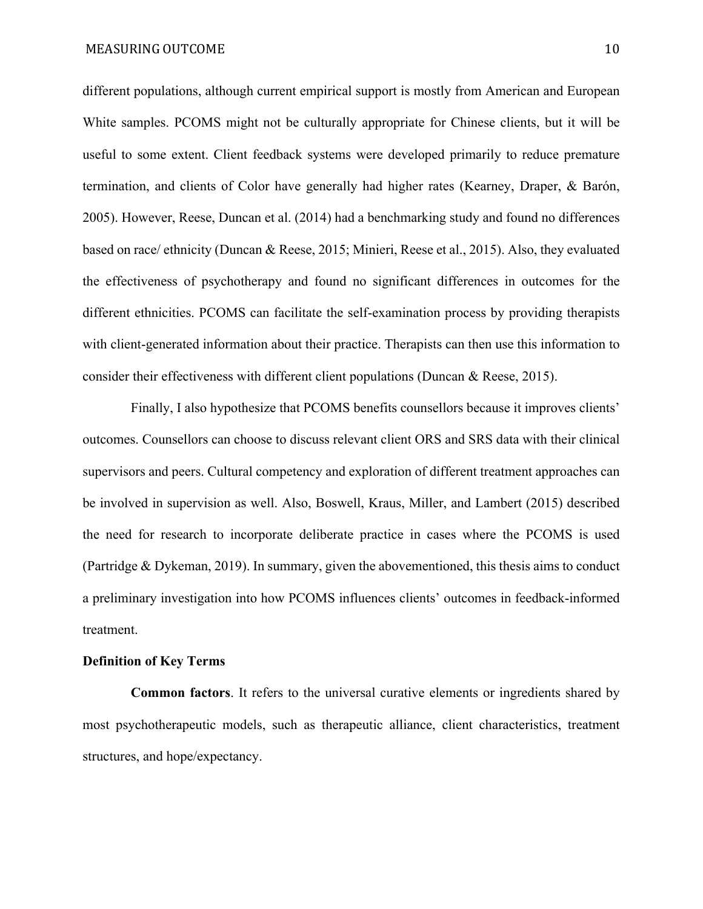different populations, although current empirical support is mostly from American and European White samples. PCOMS might not be culturally appropriate for Chinese clients, but it will be useful to some extent. Client feedback systems were developed primarily to reduce premature termination, and clients of Color have generally had higher rates (Kearney, Draper, & Barón, 2005). However, Reese, Duncan et al. (2014) had a benchmarking study and found no differences based on race/ ethnicity (Duncan & Reese, 2015; Minieri, Reese et al., 2015). Also, they evaluated the effectiveness of psychotherapy and found no significant differences in outcomes for the different ethnicities. PCOMS can facilitate the self-examination process by providing therapists with client-generated information about their practice. Therapists can then use this information to consider their effectiveness with different client populations (Duncan & Reese, 2015).

Finally, I also hypothesize that PCOMS benefits counsellors because it improves clients' outcomes. Counsellors can choose to discuss relevant client ORS and SRS data with their clinical supervisors and peers. Cultural competency and exploration of different treatment approaches can be involved in supervision as well. Also, Boswell, Kraus, Miller, and Lambert (2015) described the need for research to incorporate deliberate practice in cases where the PCOMS is used (Partridge & Dykeman, 2019). In summary, given the abovementioned, this thesis aims to conduct a preliminary investigation into how PCOMS influences clients' outcomes in feedback-informed treatment.

**Definition of Key Terms**

**Common factors**. It refers to the universal curative elements or ingredients shared by most psychotherapeutic models, such as therapeutic alliance, client characteristics, treatment structures, and hope/expectancy.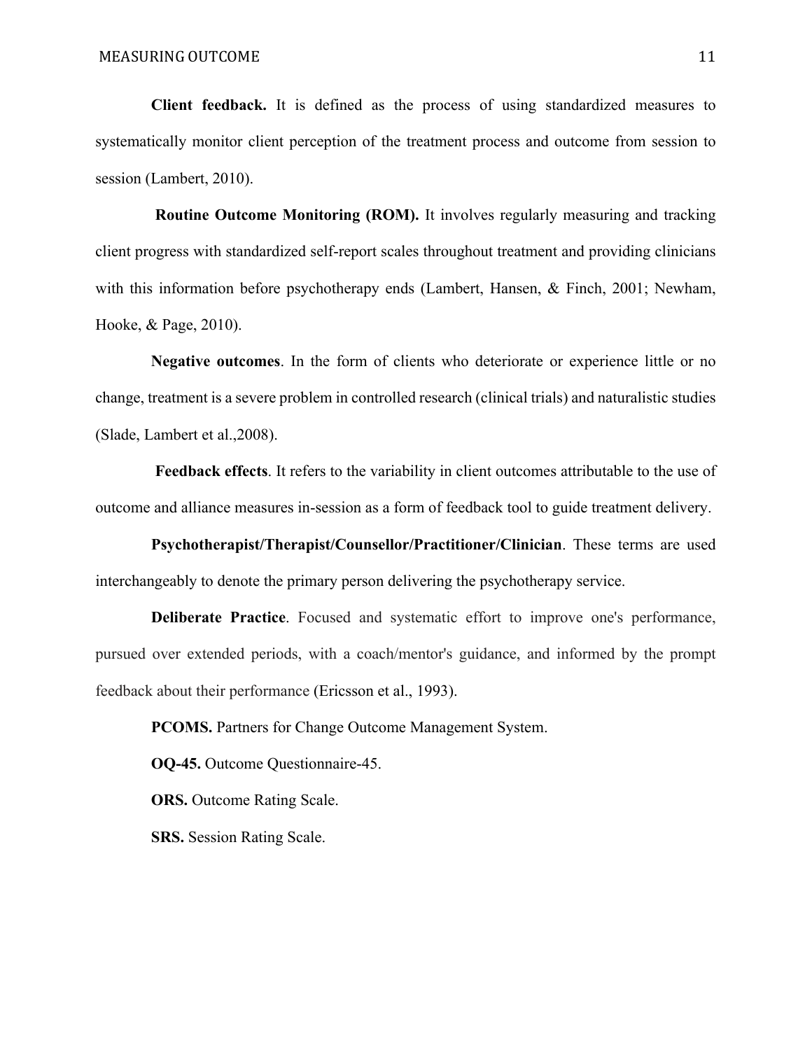**Client feedback.** It is defined as the process of using standardized measures to systematically monitor client perception of the treatment process and outcome from session to session (Lambert, 2010).

**Routine Outcome Monitoring (ROM).** It involves regularly measuring and tracking client progress with standardized self-report scales throughout treatment and providing clinicians with this information before psychotherapy ends (Lambert, Hansen, & Finch, 2001; Newham, Hooke, & Page, 2010).

**Negative outcomes**. In the form of clients who deteriorate or experience little or no change, treatment is a severe problem in controlled research (clinical trials) and naturalistic studies (Slade, Lambert et al.,2008).

**Feedback effects**. It refers to the variability in client outcomes attributable to the use of outcome and alliance measures in-session as a form of feedback tool to guide treatment delivery.

**Psychotherapist/Therapist/Counsellor/Practitioner/Clinician**. These terms are used interchangeably to denote the primary person delivering the psychotherapy service.

**Deliberate Practice**. Focused and systematic effort to improve one's performance, pursued over extended periods, with a coach/mentor's guidance, and informed by the prompt feedback about their performance (Ericsson et al., 1993).

**PCOMS.** Partners for Change Outcome Management System.

**OQ-45.** Outcome Questionnaire-45.

**ORS.** Outcome Rating Scale.

**SRS.** Session Rating Scale.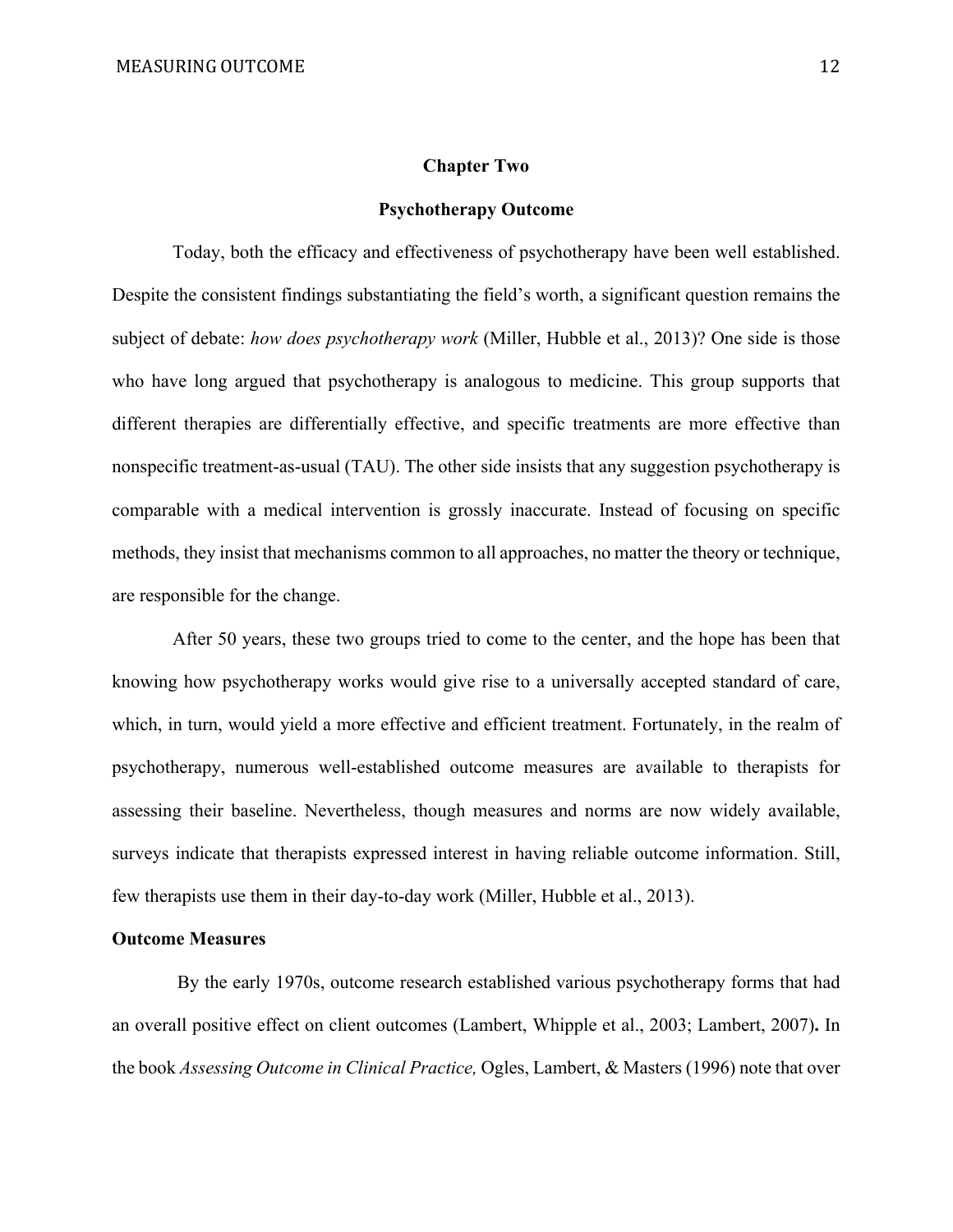# Chapter Two

## Psychotherapy Outcome

Today, both the efficacy and effectiveness of psychotherapy have been well established. Despite the consistent findings substantiating the field's worth, a significant question remains the subject of debate: *how does psychotherapy work* (Miller, Hubble et al., 2013)? One side is those who have long argued that psychotherapy is analogous to medicine. This group supports that different therapies are differentially effective, and specific treatments are more effective than nonspecific treatment-as-usual (TAU). The other side insists that any suggestion psychotherapy is comparable with a medical intervention is grossly inaccurate. Instead of focusing on specific methods, they insist that mechanisms common to all approaches, no matter the theory or technique, are responsible for the change.

After 50 years, these two groups tried to come to the center, and the hope has been that knowing how psychotherapy works would give rise to a universally accepted standard of care, which, in turn, would yield a more effective and efficient treatment. Fortunately, in the realm of psychotherapy, numerous well-established outcome measures are available to therapists for assessing their baseline. Nevertheless, though measures and norms are now widely available, surveys indicate that therapists expressed interest in having reliable outcome information. Still, few therapists use them in their day-to-day work (Miller, Hubble et al., 2013).

### Outcome Measures

By the early 1970s, outcome research established various psychotherapy forms that had an overall positive effect on client outcomes (Lambert, Whipple et al., 2003; Lambert, 2007)**.** In the book *Assessing Outcome in Clinical Practice,* Ogles, Lambert, & Masters (1996) note that over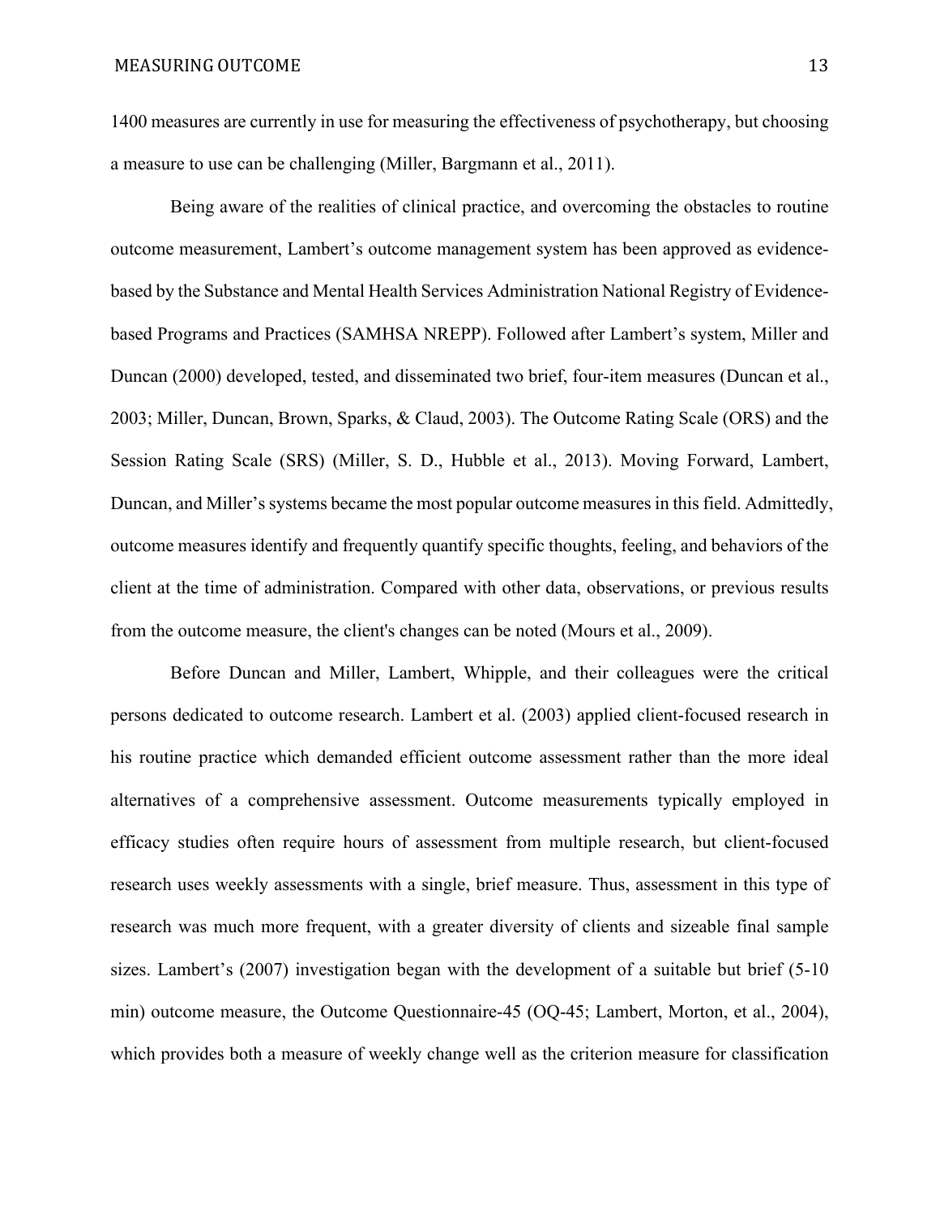1400 measures are currently in use for measuring the effectiveness of psychotherapy, but choosing a measure to use can be challenging (Miller, Bargmann et al., 2011).

Being aware of the realities of clinical practice, and overcoming the obstacles to routine outcome measurement, Lambert's outcome management system has been approved as evidence-based by the Substance and Mental Health Services Administration National Registry of Evidence-based Programs and Practices (SAMHSA NREPP). Followed after Lambert's system, Miller and Duncan (2000) developed, tested, and disseminated two brief, four-item measures (Duncan et al., 2003; Miller, Duncan, Brown, Sparks, & Claud, 2003). The Outcome Rating Scale (ORS) and the Session Rating Scale (SRS) (Miller, S. D., Hubble et al., 2013). Moving Forward, Lambert, Duncan, and Miller's systems became the most popular outcome measures in this field. Admittedly, outcome measures identify and frequently quantify specific thoughts, feeling, and behaviors of the client at the time of administration. Compared with other data, observations, or previous results from the outcome measure, the client's changes can be noted (Mours et al., 2009).

Before Duncan and Miller, Lambert, Whipple, and their colleagues were the critical persons dedicated to outcome research. Lambert et al. (2003) applied client-focused research in his routine practice which demanded efficient outcome assessment rather than the more ideal alternatives of a comprehensive assessment. Outcome measurements typically employed in efficacy studies often require hours of assessment from multiple research, but client-focused research uses weekly assessments with a single, brief measure. Thus, assessment in this type of research was much more frequent, with a greater diversity of clients and sizeable final sample sizes. Lambert's (2007) investigation began with the development of a suitable but brief (5-10 min) outcome measure, the Outcome Questionnaire-45 (OQ-45; Lambert, Morton, et al., 2004), which provides both a measure of weekly change well as the criterion measure for classification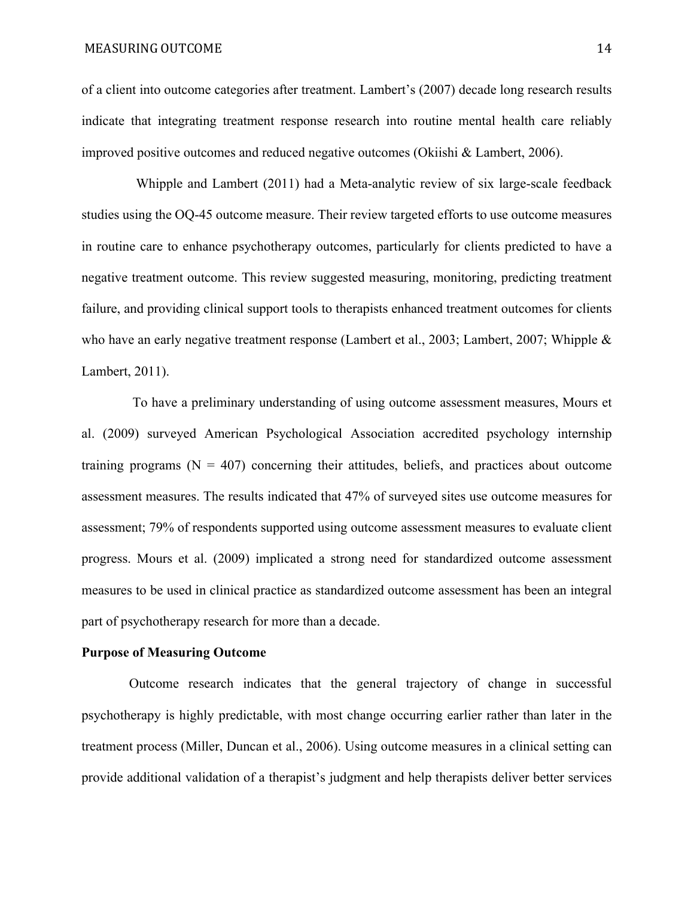of a client into outcome categories after treatment. Lambert's (2007) decade long research results indicate that integrating treatment response research into routine mental health care reliably improved positive outcomes and reduced negative outcomes (Okiishi & Lambert, 2006).

Whipple and Lambert (2011) had a Meta-analytic review of six large-scale feedback studies using the OQ-45 outcome measure. Their review targeted efforts to use outcome measures in routine care to enhance psychotherapy outcomes, particularly for clients predicted to have a negative treatment outcome. This review suggested measuring, monitoring, predicting treatment failure, and providing clinical support tools to therapists enhanced treatment outcomes for clients who have an early negative treatment response (Lambert et al., 2003; Lambert, 2007; Whipple & Lambert, 2011).

To have a preliminary understanding of using outcome assessment measures, Mours et al. (2009) surveyed American Psychological Association accredited psychology internship training programs (N = 407) concerning their attitudes, beliefs, and practices about outcome assessment measures. The results indicated that 47% of surveyed sites use outcome measures for assessment; 79% of respondents supported using outcome assessment measures to evaluate client progress. Mours et al. (2009) implicated a strong need for standardized outcome assessment measures to be used in clinical practice as standardized outcome assessment has been an integral part of psychotherapy research for more than a decade.

## Purpose of Measuring Outcome

Outcome research indicates that the general trajectory of change in successful psychotherapy is highly predictable, with most change occurring earlier rather than later in the treatment process (Miller, Duncan et al., 2006). Using outcome measures in a clinical setting can provide additional validation of a therapist's judgment and help therapists deliver better services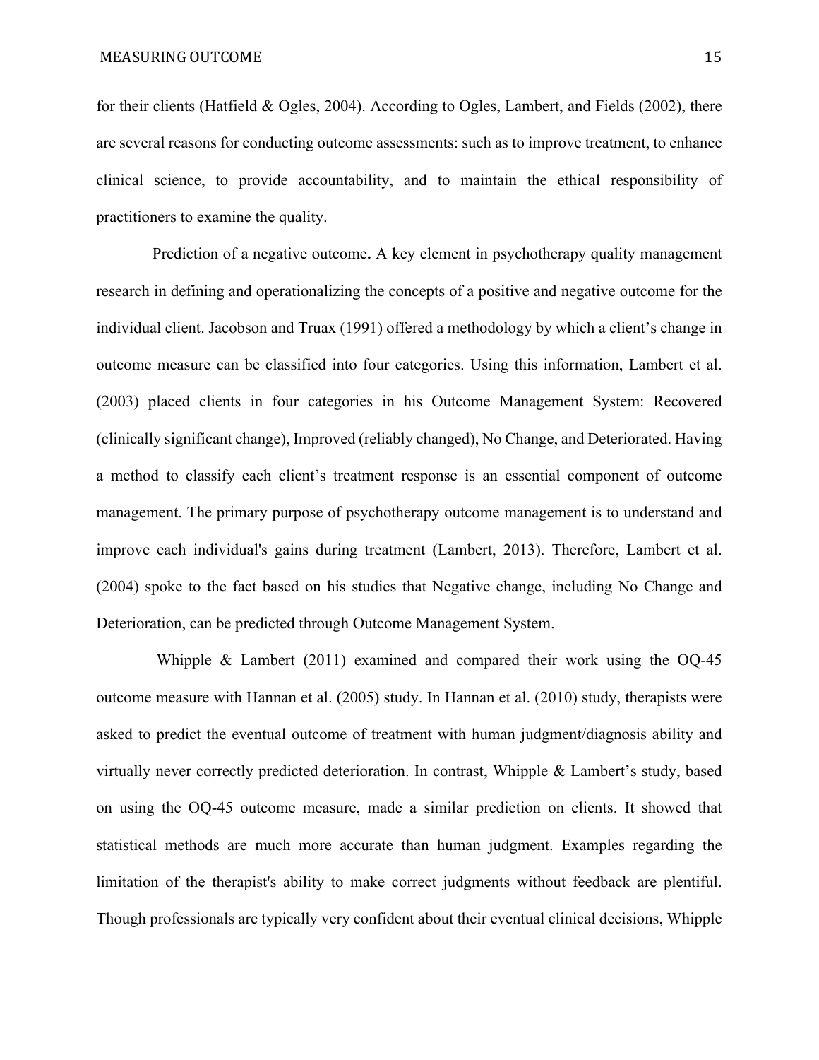for their clients (Hatfield & Ogles, 2004). According to Ogles, Lambert, and Fields (2002), there are several reasons for conducting outcome assessments: such as to improve treatment, to enhance clinical science, to provide accountability, and to maintain the ethical responsibility of practitioners to examine the quality.

**Prediction of a negative outcome.** A key element in psychotherapy quality management research in defining and operationalizing the concepts of a positive and negative outcome for the individual client. Jacobson and Truax (1991) offered a methodology by which a client's change in outcome measure can be classified into four categories. Using this information, Lambert et al. (2003) placed clients in four categories in his Outcome Management System: Recovered (clinically significant change), Improved (reliably changed), No Change, and Deteriorated. Having a method to classify each client's treatment response is an essential component of outcome management. The primary purpose of psychotherapy outcome management is to understand and improve each individual's gains during treatment (Lambert, 2013). Therefore, Lambert et al. (2004) spoke to the fact based on his studies that Negative change, including No Change and Deterioration, can be predicted through Outcome Management System.

Whipple & Lambert (2011) examined and compared their work using the OQ-45 outcome measure with Hannan et al. (2005) study. In Hannan et al. (2010) study, therapists were asked to predict the eventual outcome of treatment with human judgment/diagnosis ability and virtually never correctly predicted deterioration. In contrast, Whipple & Lambert's study, based on using the OQ-45 outcome measure, made a similar prediction on clients. It showed that statistical methods are much more accurate than human judgment. Examples regarding the limitation of the therapist's ability to make correct judgments without feedback are plentiful. Though professionals are typically very confident about their eventual clinical decisions, Whipple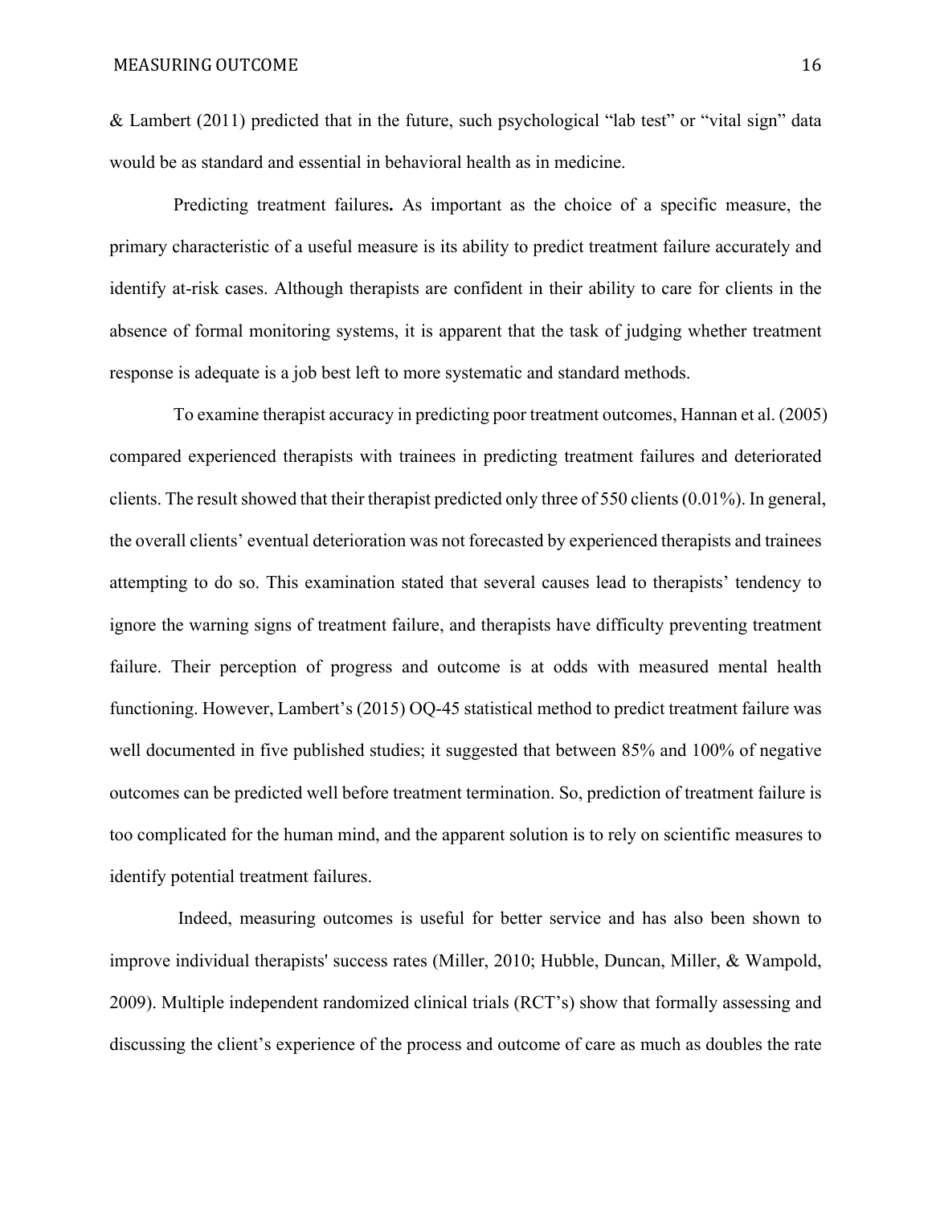& Lambert (2011) predicted that in the future, such psychological “lab test” or “vital sign” data would be as standard and essential in behavioral health as in medicine.

**Predicting treatment failures.** As important as the choice of a specific measure, the primary characteristic of a useful measure is its ability to predict treatment failure accurately and identify at-risk cases. Although therapists are confident in their ability to care for clients in the absence of formal monitoring systems, it is apparent that the task of judging whether treatment response is adequate is a job best left to more systematic and standard methods.

To examine therapist accuracy in predicting poor treatment outcomes, Hannan et al. (2005) compared experienced therapists with trainees in predicting treatment failures and deteriorated clients. The result showed that their therapist predicted only three of 550 clients (0.01%). In general, the overall clients’ eventual deterioration was not forecasted by experienced therapists and trainees attempting to do so. This examination stated that several causes lead to therapists’ tendency to ignore the warning signs of treatment failure, and therapists have difficulty preventing treatment failure. Their perception of progress and outcome is at odds with measured mental health functioning. However, Lambert’s (2015) OQ-45 statistical method to predict treatment failure was well documented in five published studies; it suggested that between 85% and 100% of negative outcomes can be predicted well before treatment termination. So, prediction of treatment failure is too complicated for the human mind, and the apparent solution is to rely on scientific measures to identify potential treatment failures.

Indeed, measuring outcomes is useful for better service and has also been shown to improve individual therapists' success rates (Miller, 2010; Hubble, Duncan, Miller, & Wampold, 2009). Multiple independent randomized clinical trials (RCT’s) show that formally assessing and discussing the client’s experience of the process and outcome of care as much as doubles the rate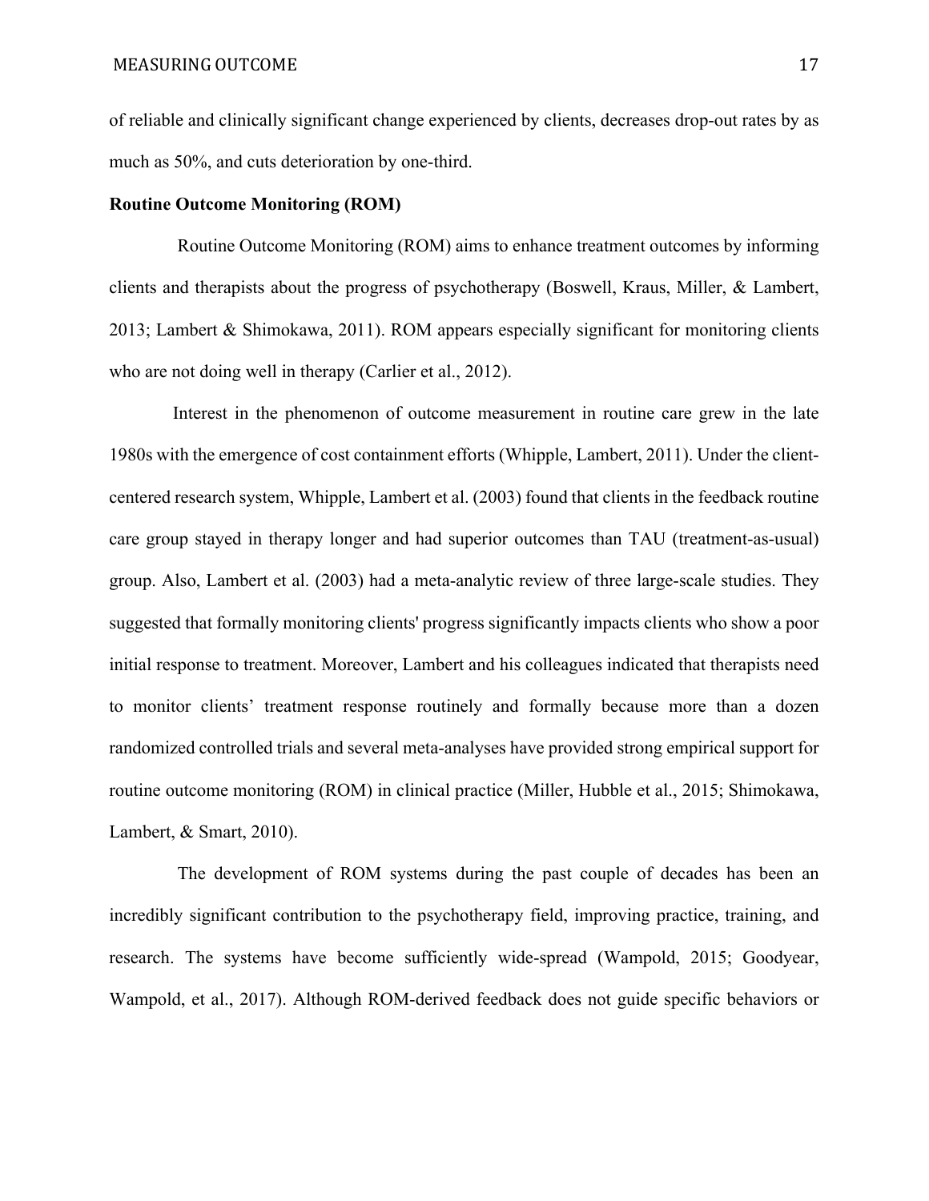of reliable and clinically significant change experienced by clients, decreases drop-out rates by as much as 50%, and cuts deterioration by one-third.

**Routine Outcome Monitoring (ROM)**

Routine Outcome Monitoring (ROM) aims to enhance treatment outcomes by informing clients and therapists about the progress of psychotherapy (Boswell, Kraus, Miller, & Lambert, 2013; Lambert & Shimokawa, 2011). ROM appears especially significant for monitoring clients who are not doing well in therapy (Carlier et al., 2012).

Interest in the phenomenon of outcome measurement in routine care grew in the late 1980s with the emergence of cost containment efforts (Whipple, Lambert, 2011). Under the client-centered research system, Whipple, Lambert et al. (2003) found that clients in the feedback routine care group stayed in therapy longer and had superior outcomes than TAU (treatment-as-usual) group. Also, Lambert et al. (2003) had a meta-analytic review of three large-scale studies. They suggested that formally monitoring clients' progress significantly impacts clients who show a poor initial response to treatment. Moreover, Lambert and his colleagues indicated that therapists need to monitor clients' treatment response routinely and formally because more than a dozen randomized controlled trials and several meta-analyses have provided strong empirical support for routine outcome monitoring (ROM) in clinical practice (Miller, Hubble et al., 2015; Shimokawa, Lambert, & Smart, 2010).

The development of ROM systems during the past couple of decades has been an incredibly significant contribution to the psychotherapy field, improving practice, training, and research. The systems have become sufficiently wide-spread (Wampold, 2015; Goodyear, Wampold, et al., 2017). Although ROM-derived feedback does not guide specific behaviors or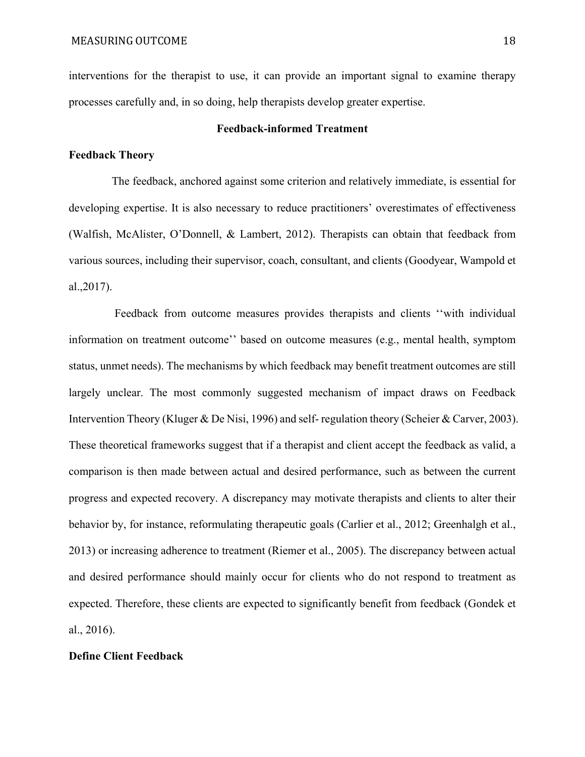interventions for the therapist to use, it can provide an important signal to examine therapy processes carefully and, in so doing, help therapists develop greater expertise.

## Feedback-informed Treatment

### Feedback Theory

The feedback, anchored against some criterion and relatively immediate, is essential for developing expertise. It is also necessary to reduce practitioners' overestimates of effectiveness (Walfish, McAlister, O'Donnell, & Lambert, 2012). Therapists can obtain that feedback from various sources, including their supervisor, coach, consultant, and clients (Goodyear, Wampold et al.,2017).

Feedback from outcome measures provides therapists and clients ''with individual information on treatment outcome'' based on outcome measures (e.g., mental health, symptom status, unmet needs). The mechanisms by which feedback may benefit treatment outcomes are still largely unclear. The most commonly suggested mechanism of impact draws on Feedback Intervention Theory (Kluger & De Nisi, 1996) and self- regulation theory (Scheier & Carver, 2003). These theoretical frameworks suggest that if a therapist and client accept the feedback as valid, a comparison is then made between actual and desired performance, such as between the current progress and expected recovery. A discrepancy may motivate therapists and clients to alter their behavior by, for instance, reformulating therapeutic goals (Carlier et al., 2012; Greenhalgh et al., 2013) or increasing adherence to treatment (Riemer et al., 2005). The discrepancy between actual and desired performance should mainly occur for clients who do not respond to treatment as expected. Therefore, these clients are expected to significantly benefit from feedback (Gondek et al., 2016).

### Define Client Feedback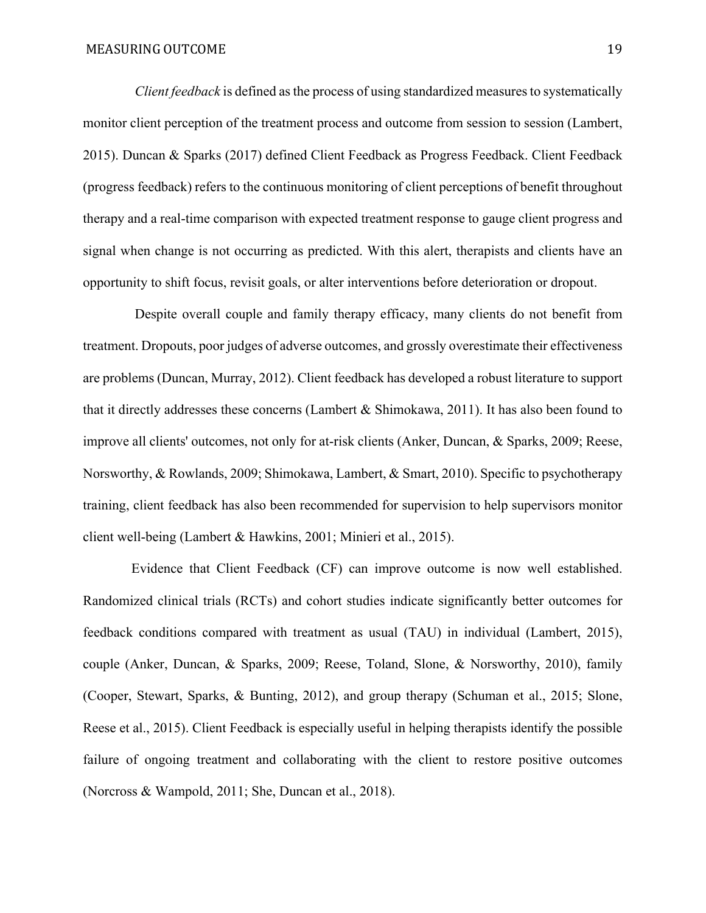*Client feedback* is defined as the process of using standardized measures to systematically monitor client perception of the treatment process and outcome from session to session (Lambert, 2015). Duncan & Sparks (2017) defined Client Feedback as Progress Feedback. Client Feedback (progress feedback) refers to the continuous monitoring of client perceptions of benefit throughout therapy and a real-time comparison with expected treatment response to gauge client progress and signal when change is not occurring as predicted. With this alert, therapists and clients have an opportunity to shift focus, revisit goals, or alter interventions before deterioration or dropout.

Despite overall couple and family therapy efficacy, many clients do not benefit from treatment. Dropouts, poor judges of adverse outcomes, and grossly overestimate their effectiveness are problems (Duncan, Murray, 2012). Client feedback has developed a robust literature to support that it directly addresses these concerns (Lambert & Shimokawa, 2011). It has also been found to improve all clients' outcomes, not only for at-risk clients (Anker, Duncan, & Sparks, 2009; Reese, Norsworthy, & Rowlands, 2009; Shimokawa, Lambert, & Smart, 2010). Specific to psychotherapy training, client feedback has also been recommended for supervision to help supervisors monitor client well-being (Lambert & Hawkins, 2001; Minieri et al., 2015).

Evidence that Client Feedback (CF) can improve outcome is now well established. Randomized clinical trials (RCTs) and cohort studies indicate significantly better outcomes for feedback conditions compared with treatment as usual (TAU) in individual (Lambert, 2015), couple (Anker, Duncan, & Sparks, 2009; Reese, Toland, Slone, & Norsworthy, 2010), family (Cooper, Stewart, Sparks, & Bunting, 2012), and group therapy (Schuman et al., 2015; Slone, Reese et al., 2015). Client Feedback is especially useful in helping therapists identify the possible failure of ongoing treatment and collaborating with the client to restore positive outcomes (Norcross & Wampold, 2011; She, Duncan et al., 2018).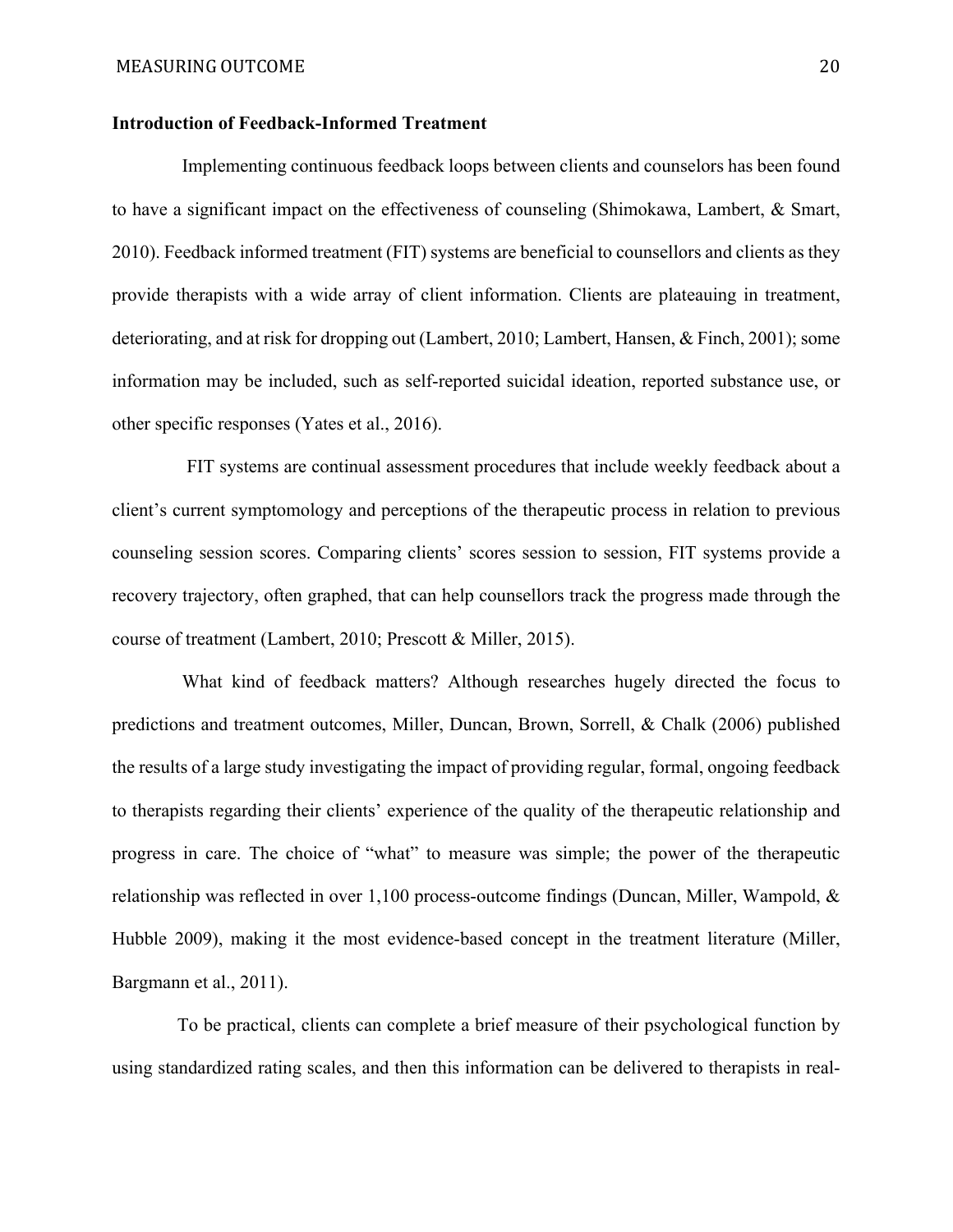**Introduction of Feedback-Informed Treatment**

Implementing continuous feedback loops between clients and counselors has been found to have a significant impact on the effectiveness of counseling (Shimokawa, Lambert, & Smart, 2010). Feedback informed treatment (FIT) systems are beneficial to counsellors and clients as they provide therapists with a wide array of client information. Clients are plateauing in treatment, deteriorating, and at risk for dropping out (Lambert, 2010; Lambert, Hansen, & Finch, 2001); some information may be included, such as self-reported suicidal ideation, reported substance use, or other specific responses (Yates et al., 2016).

FIT systems are continual assessment procedures that include weekly feedback about a client's current symptomology and perceptions of the therapeutic process in relation to previous counseling session scores. Comparing clients' scores session to session, FIT systems provide a recovery trajectory, often graphed, that can help counsellors track the progress made through the course of treatment (Lambert, 2010; Prescott & Miller, 2015).

What kind of feedback matters? Although researches hugely directed the focus to predictions and treatment outcomes, Miller, Duncan, Brown, Sorrell, & Chalk (2006) published the results of a large study investigating the impact of providing regular, formal, ongoing feedback to therapists regarding their clients' experience of the quality of the therapeutic relationship and progress in care. The choice of "what" to measure was simple; the power of the therapeutic relationship was reflected in over 1,100 process-outcome findings (Duncan, Miller, Wampold, & Hubble 2009), making it the most evidence-based concept in the treatment literature (Miller, Bargmann et al., 2011).

To be practical, clients can complete a brief measure of their psychological function by using standardized rating scales, and then this information can be delivered to therapists in real-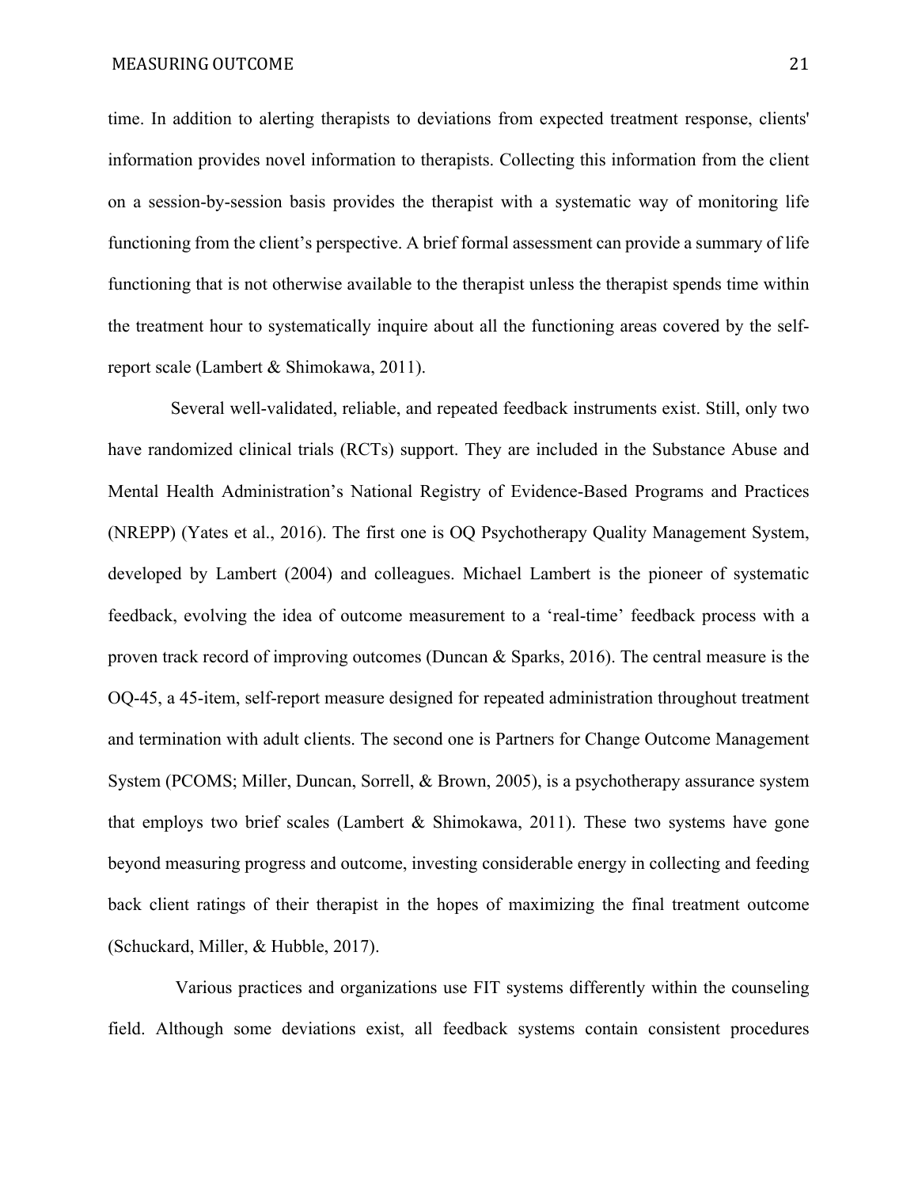time. In addition to alerting therapists to deviations from expected treatment response, clients' information provides novel information to therapists. Collecting this information from the client on a session-by-session basis provides the therapist with a systematic way of monitoring life functioning from the client's perspective. A brief formal assessment can provide a summary of life functioning that is not otherwise available to the therapist unless the therapist spends time within the treatment hour to systematically inquire about all the functioning areas covered by the self-report scale (Lambert & Shimokawa, 2011).

Several well-validated, reliable, and repeated feedback instruments exist. Still, only two have randomized clinical trials (RCTs) support. They are included in the Substance Abuse and Mental Health Administration's National Registry of Evidence-Based Programs and Practices (NREPP) (Yates et al., 2016). The first one is OQ Psychotherapy Quality Management System, developed by Lambert (2004) and colleagues. Michael Lambert is the pioneer of systematic feedback, evolving the idea of outcome measurement to a 'real-time' feedback process with a proven track record of improving outcomes (Duncan & Sparks, 2016). The central measure is the OQ-45, a 45-item, self-report measure designed for repeated administration throughout treatment and termination with adult clients. The second one is Partners for Change Outcome Management System (PCOMS; Miller, Duncan, Sorrell, & Brown, 2005), is a psychotherapy assurance system that employs two brief scales (Lambert & Shimokawa, 2011). These two systems have gone beyond measuring progress and outcome, investing considerable energy in collecting and feeding back client ratings of their therapist in the hopes of maximizing the final treatment outcome (Schuckard, Miller, & Hubble, 2017).

Various practices and organizations use FIT systems differently within the counseling field. Although some deviations exist, all feedback systems contain consistent procedures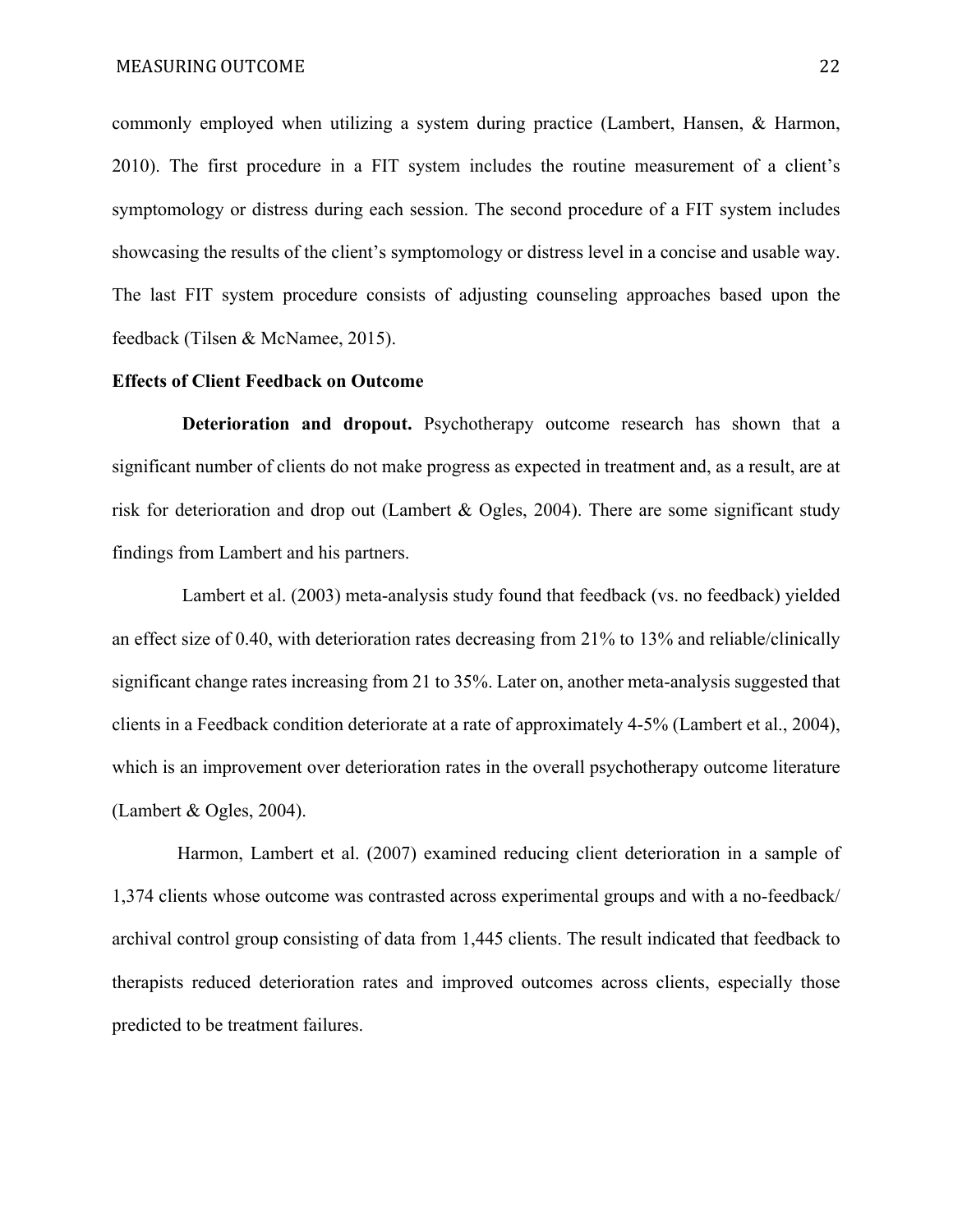commonly employed when utilizing a system during practice (Lambert, Hansen, & Harmon, 2010). The first procedure in a FIT system includes the routine measurement of a client's symptomology or distress during each session. The second procedure of a FIT system includes showcasing the results of the client's symptomology or distress level in a concise and usable way. The last FIT system procedure consists of adjusting counseling approaches based upon the feedback (Tilsen & McNamee, 2015).

## Effects of Client Feedback on Outcome

**Deterioration and dropout.** Psychotherapy outcome research has shown that a significant number of clients do not make progress as expected in treatment and, as a result, are at risk for deterioration and drop out (Lambert & Ogles, 2004). There are some significant study findings from Lambert and his partners.

Lambert et al. (2003) meta-analysis study found that feedback (vs. no feedback) yielded an effect size of 0.40, with deterioration rates decreasing from 21% to 13% and reliable/clinically significant change rates increasing from 21 to 35%. Later on, another meta-analysis suggested that clients in a Feedback condition deteriorate at a rate of approximately 4-5% (Lambert et al., 2004), which is an improvement over deterioration rates in the overall psychotherapy outcome literature (Lambert & Ogles, 2004).

Harmon, Lambert et al. (2007) examined reducing client deterioration in a sample of 1,374 clients whose outcome was contrasted across experimental groups and with a no-feedback/ archival control group consisting of data from 1,445 clients. The result indicated that feedback to therapists reduced deterioration rates and improved outcomes across clients, especially those predicted to be treatment failures.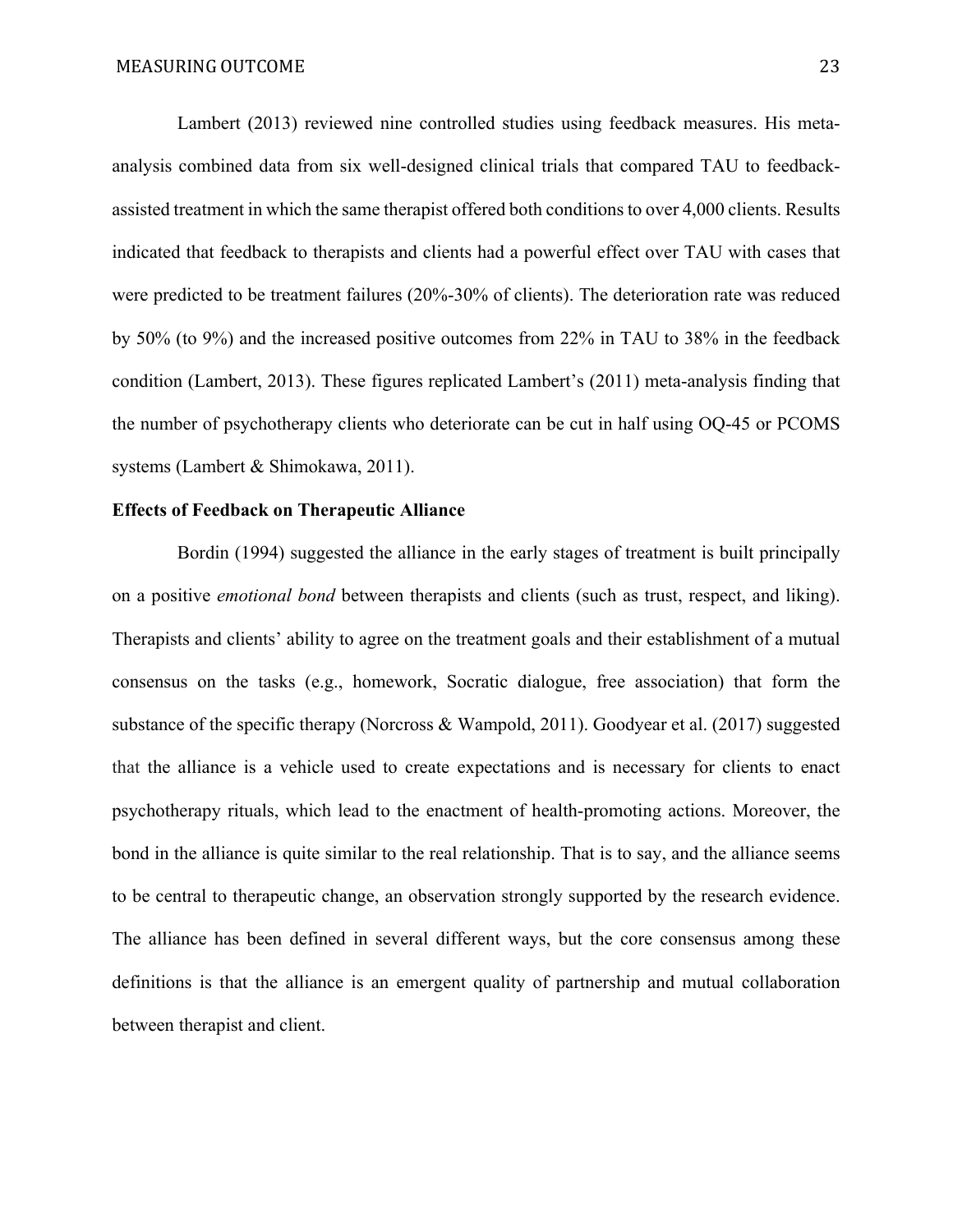Lambert (2013) reviewed nine controlled studies using feedback measures. His meta-analysis combined data from six well-designed clinical trials that compared TAU to feedback-assisted treatment in which the same therapist offered both conditions to over 4,000 clients. Results indicated that feedback to therapists and clients had a powerful effect over TAU with cases that were predicted to be treatment failures (20%-30% of clients). The deterioration rate was reduced by 50% (to 9%) and the increased positive outcomes from 22% in TAU to 38% in the feedback condition (Lambert, 2013). These figures replicated Lambert's (2011) meta-analysis finding that the number of psychotherapy clients who deteriorate can be cut in half using OQ-45 or PCOMS systems (Lambert & Shimokawa, 2011).

**Effects of Feedback on Therapeutic Alliance**

Bordin (1994) suggested the alliance in the early stages of treatment is built principally on a positive *emotional bond* between therapists and clients (such as trust, respect, and liking). Therapists and clients' ability to agree on the treatment goals and their establishment of a mutual consensus on the tasks (e.g., homework, Socratic dialogue, free association) that form the substance of the specific therapy (Norcross & Wampold, 2011). Goodyear et al. (2017) suggested that the alliance is a vehicle used to create expectations and is necessary for clients to enact psychotherapy rituals, which lead to the enactment of health-promoting actions. Moreover, the bond in the alliance is quite similar to the real relationship. That is to say, and the alliance seems to be central to therapeutic change, an observation strongly supported by the research evidence. The alliance has been defined in several different ways, but the core consensus among these definitions is that the alliance is an emergent quality of partnership and mutual collaboration between therapist and client.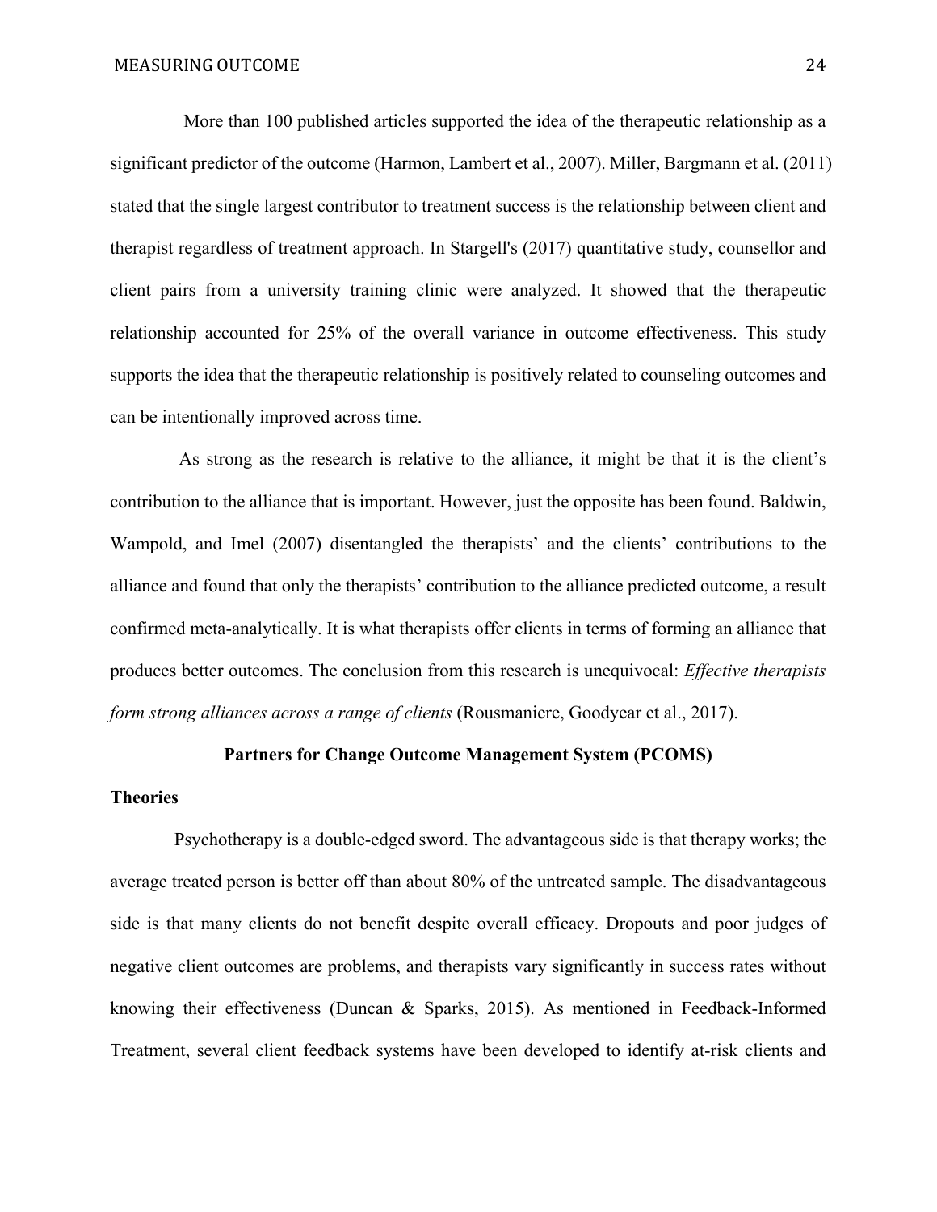More than 100 published articles supported the idea of the therapeutic relationship as a significant predictor of the outcome (Harmon, Lambert et al., 2007). Miller, Bargmann et al. (2011) stated that the single largest contributor to treatment success is the relationship between client and therapist regardless of treatment approach. In Stargell's (2017) quantitative study, counsellor and client pairs from a university training clinic were analyzed. It showed that the therapeutic relationship accounted for 25% of the overall variance in outcome effectiveness. This study supports the idea that the therapeutic relationship is positively related to counseling outcomes and can be intentionally improved across time.

As strong as the research is relative to the alliance, it might be that it is the client's contribution to the alliance that is important. However, just the opposite has been found. Baldwin, Wampold, and Imel (2007) disentangled the therapists' and the clients' contributions to the alliance and found that only the therapists' contribution to the alliance predicted outcome, a result confirmed meta-analytically. It is what therapists offer clients in terms of forming an alliance that produces better outcomes. The conclusion from this research is unequivocal: *Effective therapists form strong alliances across a range of clients* (Rousmaniere, Goodyear et al., 2017).

## Partners for Change Outcome Management System (PCOMS)

### Theories

Psychotherapy is a double-edged sword. The advantageous side is that therapy works; the average treated person is better off than about 80% of the untreated sample. The disadvantageous side is that many clients do not benefit despite overall efficacy. Dropouts and poor judges of negative client outcomes are problems, and therapists vary significantly in success rates without knowing their effectiveness (Duncan & Sparks, 2015). As mentioned in Feedback-Informed Treatment, several client feedback systems have been developed to identify at-risk clients and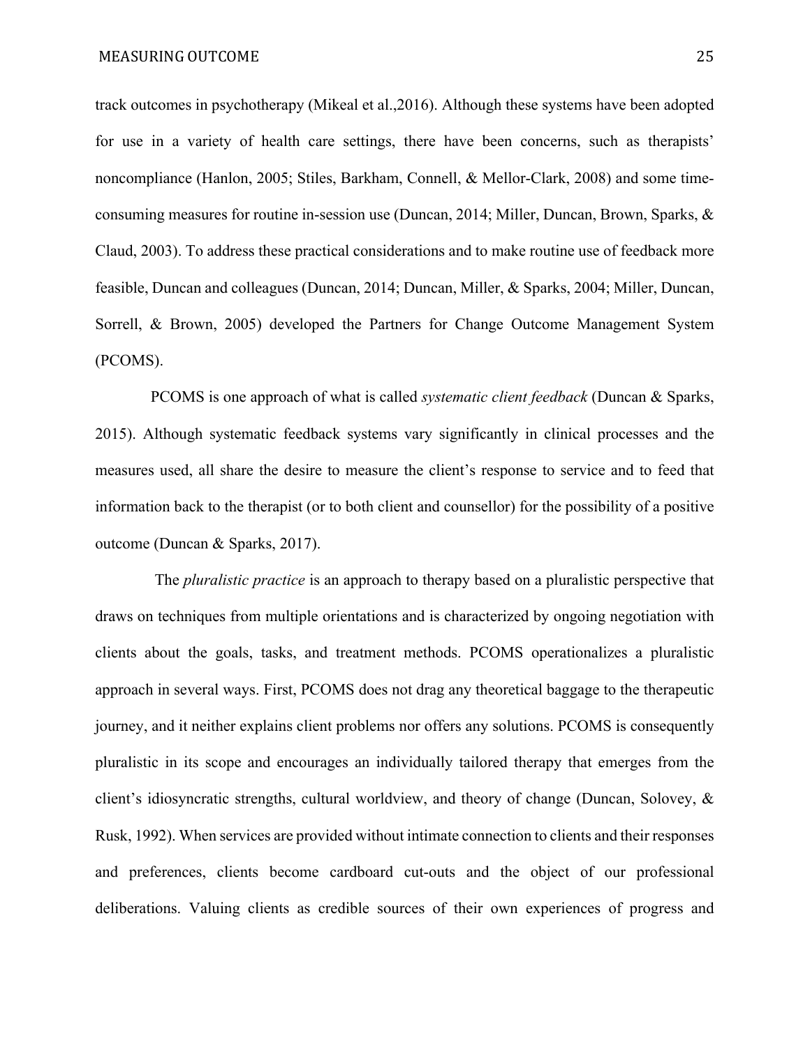track outcomes in psychotherapy (Mikeal et al.,2016). Although these systems have been adopted for use in a variety of health care settings, there have been concerns, such as therapists' noncompliance (Hanlon, 2005; Stiles, Barkham, Connell, & Mellor-Clark, 2008) and some time-consuming measures for routine in-session use (Duncan, 2014; Miller, Duncan, Brown, Sparks, & Claud, 2003). To address these practical considerations and to make routine use of feedback more feasible, Duncan and colleagues (Duncan, 2014; Duncan, Miller, & Sparks, 2004; Miller, Duncan, Sorrell, & Brown, 2005) developed the Partners for Change Outcome Management System (PCOMS).

PCOMS is one approach of what is called *systematic client feedback* (Duncan & Sparks, 2015). Although systematic feedback systems vary significantly in clinical processes and the measures used, all share the desire to measure the client's response to service and to feed that information back to the therapist (or to both client and counsellor) for the possibility of a positive outcome (Duncan & Sparks, 2017).

The *pluralistic practice* is an approach to therapy based on a pluralistic perspective that draws on techniques from multiple orientations and is characterized by ongoing negotiation with clients about the goals, tasks, and treatment methods. PCOMS operationalizes a pluralistic approach in several ways. First, PCOMS does not drag any theoretical baggage to the therapeutic journey, and it neither explains client problems nor offers any solutions. PCOMS is consequently pluralistic in its scope and encourages an individually tailored therapy that emerges from the client's idiosyncratic strengths, cultural worldview, and theory of change (Duncan, Solovey, & Rusk, 1992). When services are provided without intimate connection to clients and their responses and preferences, clients become cardboard cut-outs and the object of our professional deliberations. Valuing clients as credible sources of their own experiences of progress and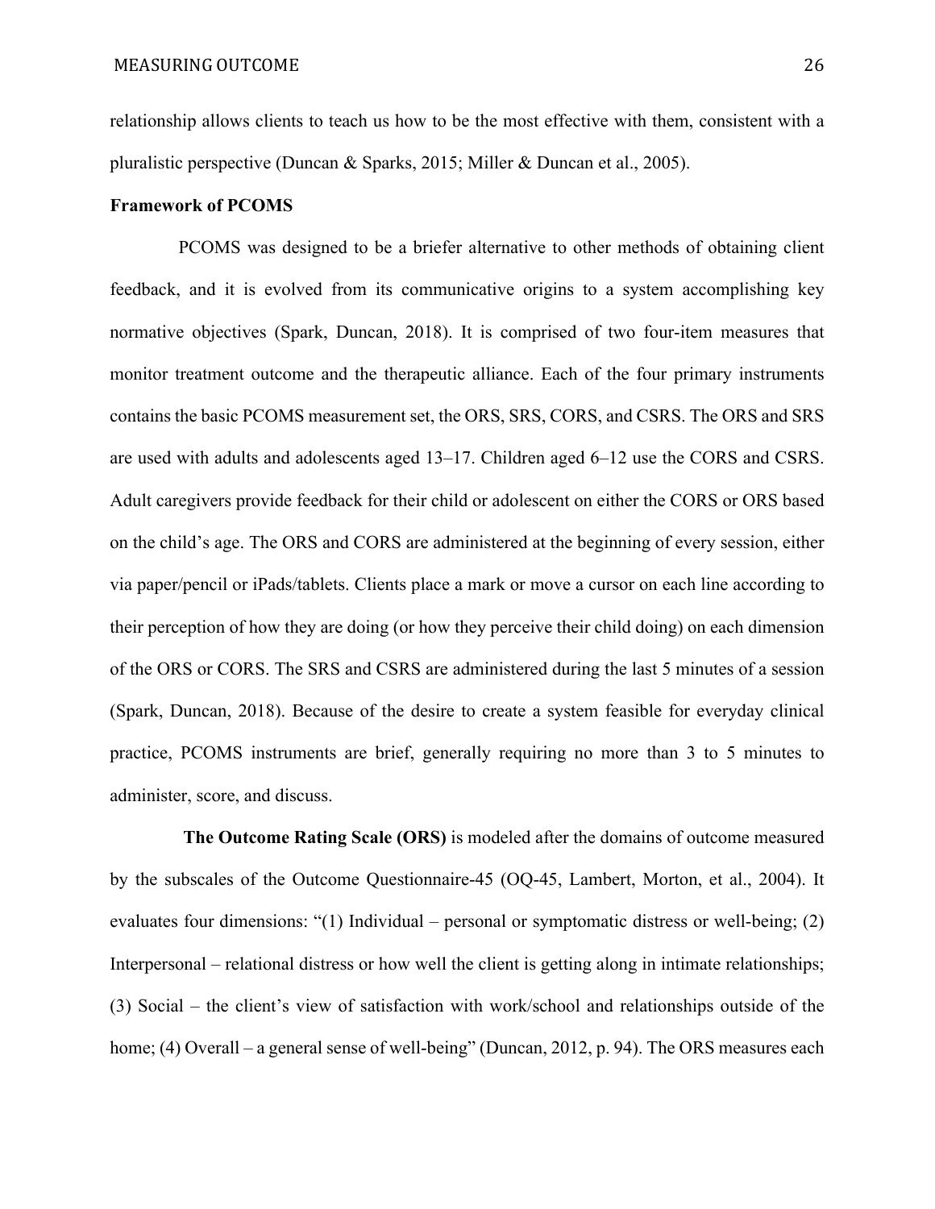relationship allows clients to teach us how to be the most effective with them, consistent with a pluralistic perspective (Duncan & Sparks, 2015; Miller & Duncan et al., 2005).

**Framework of PCOMS**

PCOMS was designed to be a briefer alternative to other methods of obtaining client feedback, and it is evolved from its communicative origins to a system accomplishing key normative objectives (Spark, Duncan, 2018). It is comprised of two four-item measures that monitor treatment outcome and the therapeutic alliance. Each of the four primary instruments contains the basic PCOMS measurement set, the ORS, SRS, CORS, and CSRS. The ORS and SRS are used with adults and adolescents aged 13–17. Children aged 6–12 use the CORS and CSRS. Adult caregivers provide feedback for their child or adolescent on either the CORS or ORS based on the child's age. The ORS and CORS are administered at the beginning of every session, either via paper/pencil or iPads/tablets. Clients place a mark or move a cursor on each line according to their perception of how they are doing (or how they perceive their child doing) on each dimension of the ORS or CORS. The SRS and CSRS are administered during the last 5 minutes of a session (Spark, Duncan, 2018). Because of the desire to create a system feasible for everyday clinical practice, PCOMS instruments are brief, generally requiring no more than 3 to 5 minutes to administer, score, and discuss.

**The Outcome Rating Scale (ORS)** is modeled after the domains of outcome measured by the subscales of the Outcome Questionnaire-45 (OQ-45, Lambert, Morton, et al., 2004). It evaluates four dimensions: "(1) Individual – personal or symptomatic distress or well-being; (2) Interpersonal – relational distress or how well the client is getting along in intimate relationships; (3) Social – the client's view of satisfaction with work/school and relationships outside of the home; (4) Overall – a general sense of well-being" (Duncan, 2012, p. 94). The ORS measures each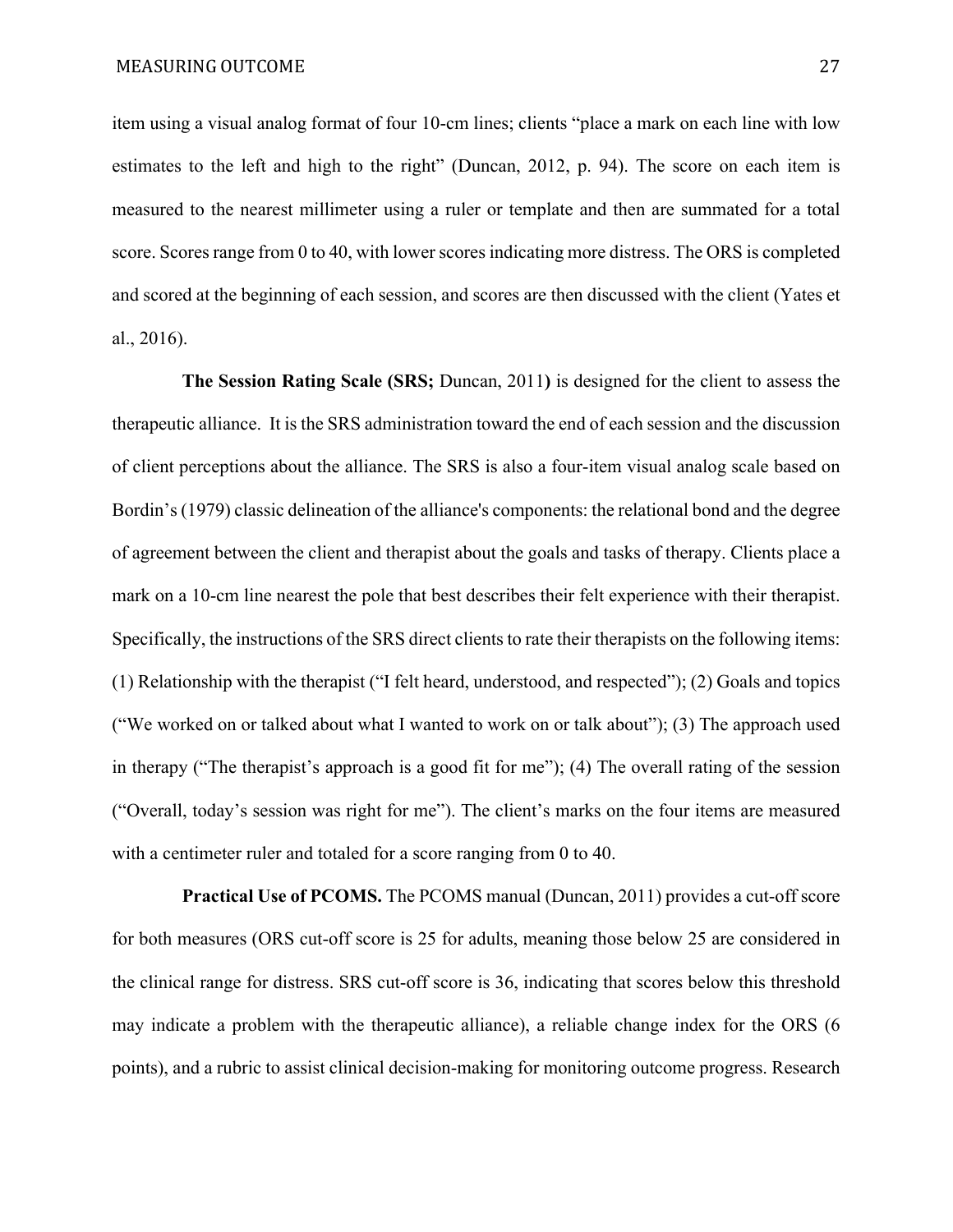item using a visual analog format of four 10-cm lines; clients "place a mark on each line with low estimates to the left and high to the right" (Duncan, 2012, p. 94). The score on each item is measured to the nearest millimeter using a ruler or template and then are summated for a total score. Scores range from 0 to 40, with lower scores indicating more distress. The ORS is completed and scored at the beginning of each session, and scores are then discussed with the client (Yates et al., 2016).

**The Session Rating Scale (SRS;** Duncan, 2011**)** is designed for the client to assess the therapeutic alliance. It is the SRS administration toward the end of each session and the discussion of client perceptions about the alliance. The SRS is also a four-item visual analog scale based on Bordin's (1979) classic delineation of the alliance's components: the relational bond and the degree of agreement between the client and therapist about the goals and tasks of therapy. Clients place a mark on a 10-cm line nearest the pole that best describes their felt experience with their therapist. Specifically, the instructions of the SRS direct clients to rate their therapists on the following items: (1) Relationship with the therapist ("I felt heard, understood, and respected"); (2) Goals and topics ("We worked on or talked about what I wanted to work on or talk about"); (3) The approach used in therapy ("The therapist's approach is a good fit for me"); (4) The overall rating of the session ("Overall, today's session was right for me"). The client's marks on the four items are measured with a centimeter ruler and totaled for a score ranging from 0 to 40.

**Practical Use of PCOMS.** The PCOMS manual (Duncan, 2011) provides a cut-off score for both measures (ORS cut-off score is 25 for adults, meaning those below 25 are considered in the clinical range for distress. SRS cut-off score is 36, indicating that scores below this threshold may indicate a problem with the therapeutic alliance), a reliable change index for the ORS (6 points), and a rubric to assist clinical decision-making for monitoring outcome progress. Research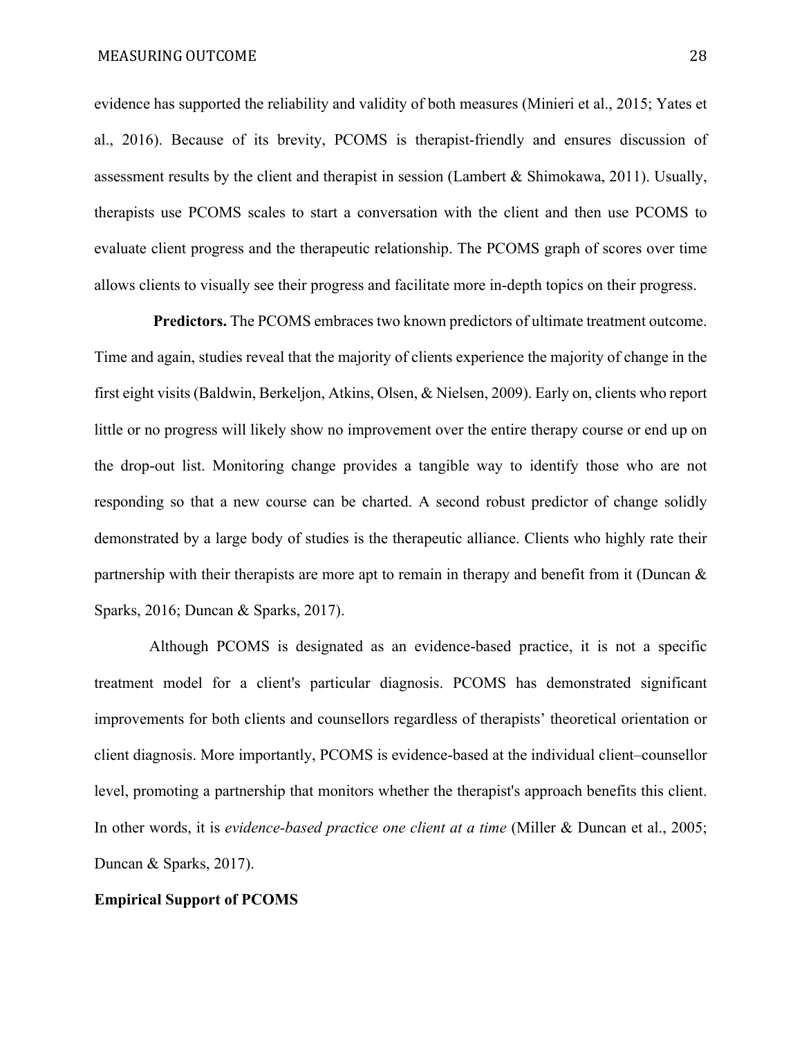evidence has supported the reliability and validity of both measures (Minieri et al., 2015; Yates et al., 2016). Because of its brevity, PCOMS is therapist-friendly and ensures discussion of assessment results by the client and therapist in session (Lambert & Shimokawa, 2011). Usually, therapists use PCOMS scales to start a conversation with the client and then use PCOMS to evaluate client progress and the therapeutic relationship. The PCOMS graph of scores over time allows clients to visually see their progress and facilitate more in-depth topics on their progress.

**Predictors.** The PCOMS embraces two known predictors of ultimate treatment outcome. Time and again, studies reveal that the majority of clients experience the majority of change in the first eight visits (Baldwin, Berkeljon, Atkins, Olsen, & Nielsen, 2009). Early on, clients who report little or no progress will likely show no improvement over the entire therapy course or end up on the drop-out list. Monitoring change provides a tangible way to identify those who are not responding so that a new course can be charted. A second robust predictor of change solidly demonstrated by a large body of studies is the therapeutic alliance. Clients who highly rate their partnership with their therapists are more apt to remain in therapy and benefit from it (Duncan & Sparks, 2016; Duncan & Sparks, 2017).

Although PCOMS is designated as an evidence-based practice, it is not a specific treatment model for a client's particular diagnosis. PCOMS has demonstrated significant improvements for both clients and counsellors regardless of therapists' theoretical orientation or client diagnosis. More importantly, PCOMS is evidence-based at the individual client–counsellor level, promoting a partnership that monitors whether the therapist's approach benefits this client. In other words, it is *evidence-based practice one client at a time* (Miller & Duncan et al., 2005; Duncan & Sparks, 2017).

**Empirical Support of PCOMS**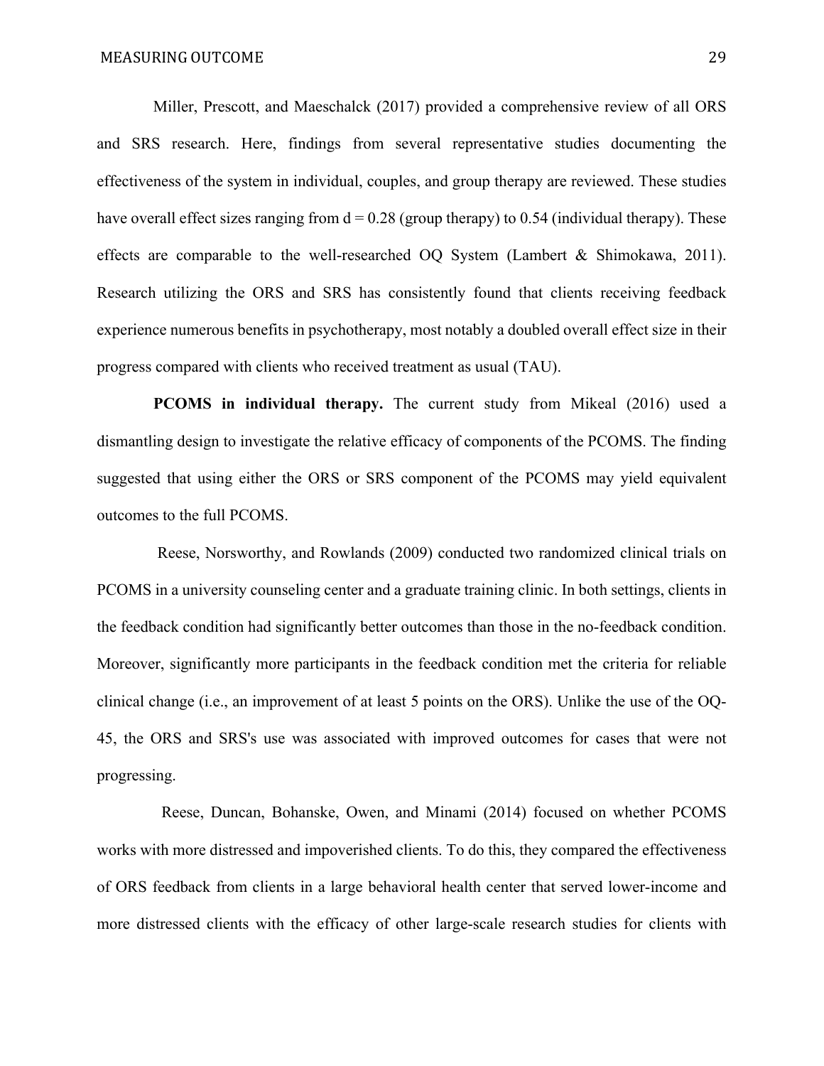Miller, Prescott, and Maeschalck (2017) provided a comprehensive review of all ORS and SRS research. Here, findings from several representative studies documenting the effectiveness of the system in individual, couples, and group therapy are reviewed. These studies have overall effect sizes ranging from $d = 0.28$ (group therapy) to 0.54 (individual therapy). These effects are comparable to the well-researched OQ System (Lambert & Shimokawa, 2011). Research utilizing the ORS and SRS has consistently found that clients receiving feedback experience numerous benefits in psychotherapy, most notably a doubled overall effect size in their progress compared with clients who received treatment as usual (TAU).

**PCOMS in individual therapy.** The current study from Mikeal (2016) used a dismantling design to investigate the relative efficacy of components of the PCOMS. The finding suggested that using either the ORS or SRS component of the PCOMS may yield equivalent outcomes to the full PCOMS.

Reese, Norsworthy, and Rowlands (2009) conducted two randomized clinical trials on PCOMS in a university counseling center and a graduate training clinic. In both settings, clients in the feedback condition had significantly better outcomes than those in the no-feedback condition. Moreover, significantly more participants in the feedback condition met the criteria for reliable clinical change (i.e., an improvement of at least 5 points on the ORS). Unlike the use of the OQ-45, the ORS and SRS's use was associated with improved outcomes for cases that were not progressing.

Reese, Duncan, Bohanske, Owen, and Minami (2014) focused on whether PCOMS works with more distressed and impoverished clients. To do this, they compared the effectiveness of ORS feedback from clients in a large behavioral health center that served lower-income and more distressed clients with the efficacy of other large-scale research studies for clients with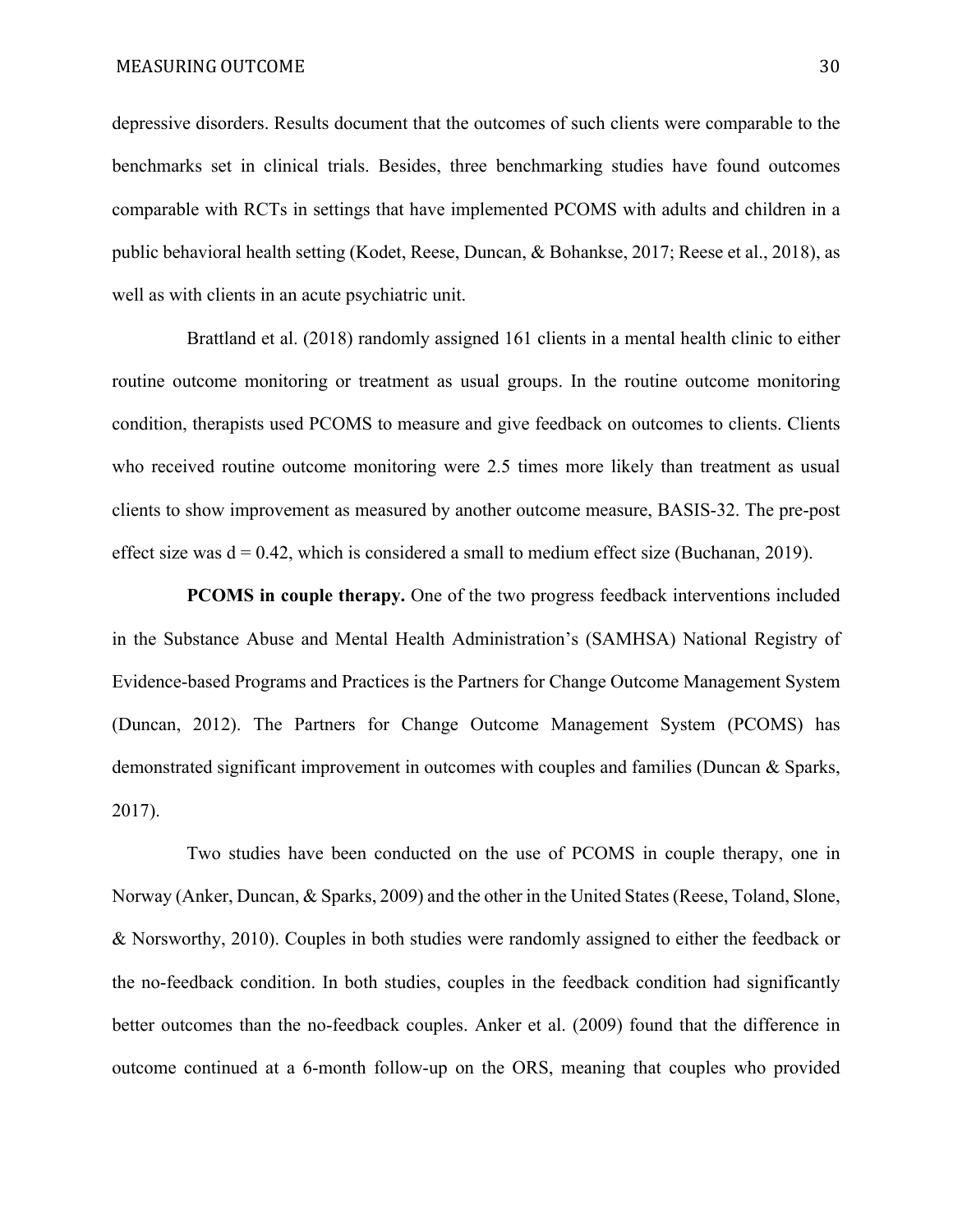depressive disorders. Results document that the outcomes of such clients were comparable to the benchmarks set in clinical trials. Besides, three benchmarking studies have found outcomes comparable with RCTs in settings that have implemented PCOMS with adults and children in a public behavioral health setting (Kodet, Reese, Duncan, & Bohankse, 2017; Reese et al., 2018), as well as with clients in an acute psychiatric unit.

Brattland et al. (2018) randomly assigned 161 clients in a mental health clinic to either routine outcome monitoring or treatment as usual groups. In the routine outcome monitoring condition, therapists used PCOMS to measure and give feedback on outcomes to clients. Clients who received routine outcome monitoring were 2.5 times more likely than treatment as usual clients to show improvement as measured by another outcome measure, BASIS-32. The pre-post effect size was $d = 0.42$, which is considered a small to medium effect size (Buchanan, 2019).

**PCOMS in couple therapy.** One of the two progress feedback interventions included in the Substance Abuse and Mental Health Administration's (SAMHSA) National Registry of Evidence-based Programs and Practices is the Partners for Change Outcome Management System (Duncan, 2012). The Partners for Change Outcome Management System (PCOMS) has demonstrated significant improvement in outcomes with couples and families (Duncan & Sparks, 2017).

Two studies have been conducted on the use of PCOMS in couple therapy, one in Norway (Anker, Duncan, & Sparks, 2009) and the other in the United States (Reese, Toland, Slone, & Norsworthy, 2010). Couples in both studies were randomly assigned to either the feedback or the no-feedback condition. In both studies, couples in the feedback condition had significantly better outcomes than the no-feedback couples. Anker et al. (2009) found that the difference in outcome continued at a 6-month follow-up on the ORS, meaning that couples who provided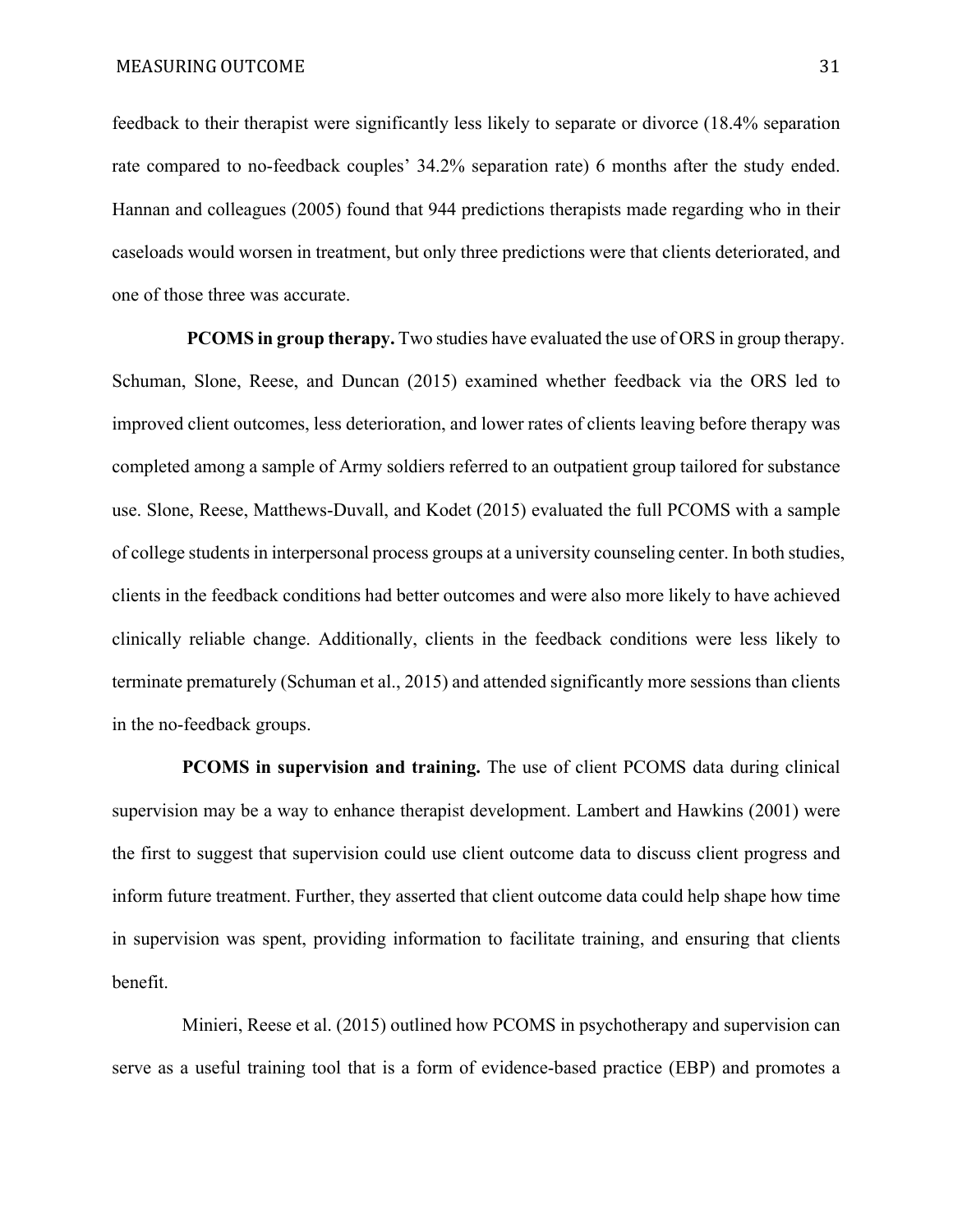feedback to their therapist were significantly less likely to separate or divorce (18.4% separation rate compared to no-feedback couples' 34.2% separation rate) 6 months after the study ended. Hannan and colleagues (2005) found that 944 predictions therapists made regarding who in their caseloads would worsen in treatment, but only three predictions were that clients deteriorated, and one of those three was accurate.

**PCOMS in group therapy.** Two studies have evaluated the use of ORS in group therapy. Schuman, Slone, Reese, and Duncan (2015) examined whether feedback via the ORS led to improved client outcomes, less deterioration, and lower rates of clients leaving before therapy was completed among a sample of Army soldiers referred to an outpatient group tailored for substance use. Slone, Reese, Matthews-Duvall, and Kodet (2015) evaluated the full PCOMS with a sample of college students in interpersonal process groups at a university counseling center. In both studies, clients in the feedback conditions had better outcomes and were also more likely to have achieved clinically reliable change. Additionally, clients in the feedback conditions were less likely to terminate prematurely (Schuman et al., 2015) and attended significantly more sessions than clients in the no-feedback groups.

**PCOMS in supervision and training.** The use of client PCOMS data during clinical supervision may be a way to enhance therapist development. Lambert and Hawkins (2001) were the first to suggest that supervision could use client outcome data to discuss client progress and inform future treatment. Further, they asserted that client outcome data could help shape how time in supervision was spent, providing information to facilitate training, and ensuring that clients benefit.

Minieri, Reese et al. (2015) outlined how PCOMS in psychotherapy and supervision can serve as a useful training tool that is a form of evidence-based practice (EBP) and promotes a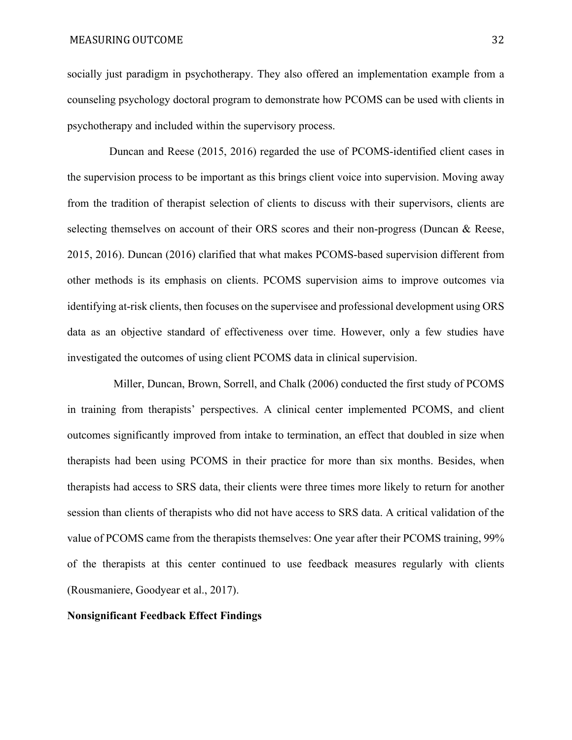socially just paradigm in psychotherapy. They also offered an implementation example from a counseling psychology doctoral program to demonstrate how PCOMS can be used with clients in psychotherapy and included within the supervisory process.

Duncan and Reese (2015, 2016) regarded the use of PCOMS-identified client cases in the supervision process to be important as this brings client voice into supervision. Moving away from the tradition of therapist selection of clients to discuss with their supervisors, clients are selecting themselves on account of their ORS scores and their non-progress (Duncan & Reese, 2015, 2016). Duncan (2016) clarified that what makes PCOMS-based supervision different from other methods is its emphasis on clients. PCOMS supervision aims to improve outcomes via identifying at-risk clients, then focuses on the supervisee and professional development using ORS data as an objective standard of effectiveness over time. However, only a few studies have investigated the outcomes of using client PCOMS data in clinical supervision.

Miller, Duncan, Brown, Sorrell, and Chalk (2006) conducted the first study of PCOMS in training from therapists' perspectives. A clinical center implemented PCOMS, and client outcomes significantly improved from intake to termination, an effect that doubled in size when therapists had been using PCOMS in their practice for more than six months. Besides, when therapists had access to SRS data, their clients were three times more likely to return for another session than clients of therapists who did not have access to SRS data. A critical validation of the value of PCOMS came from the therapists themselves: One year after their PCOMS training, 99% of the therapists at this center continued to use feedback measures regularly with clients (Rousmaniere, Goodyear et al., 2017).

**Nonsignificant Feedback Effect Findings**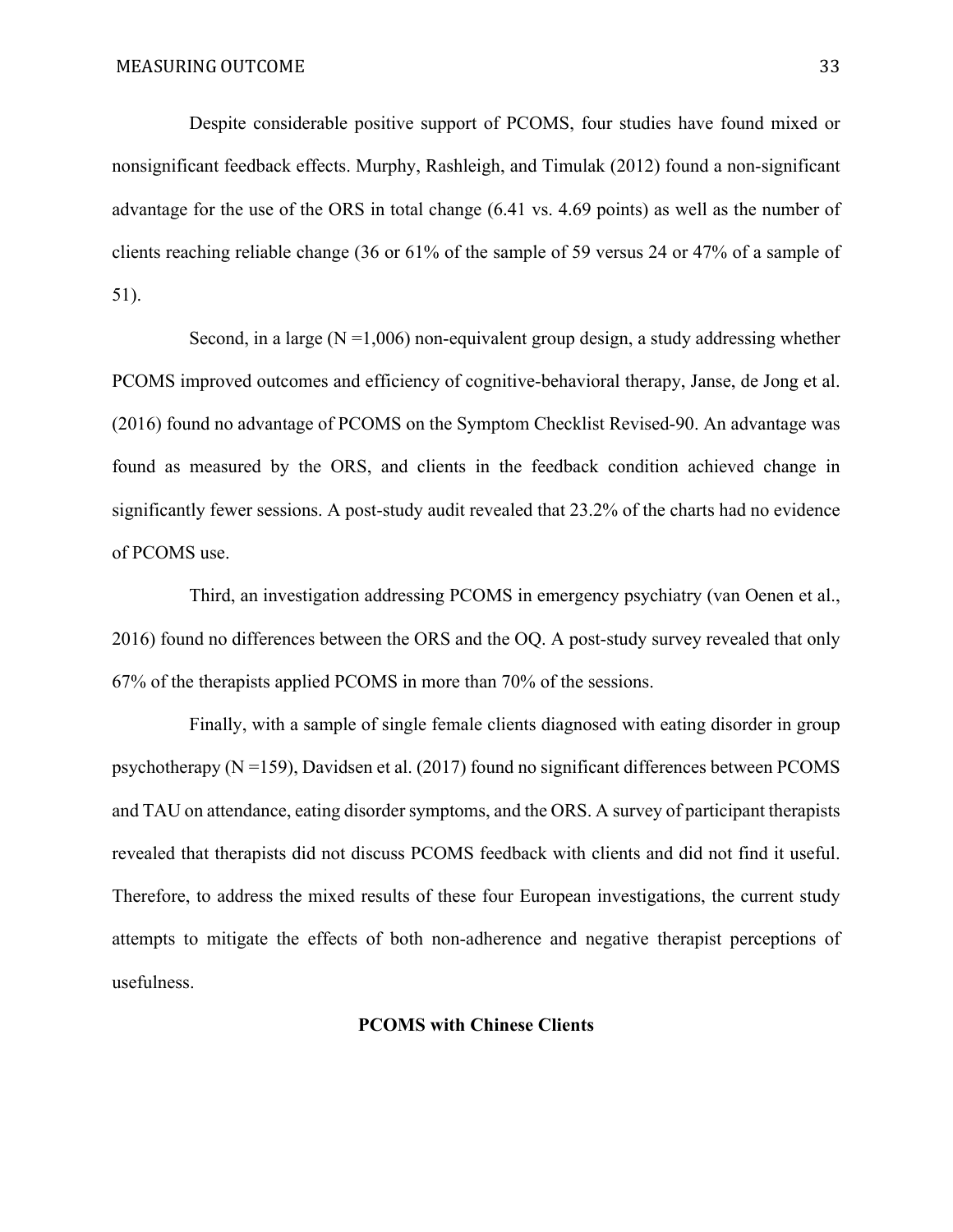Despite considerable positive support of PCOMS, four studies have found mixed or nonsignificant feedback effects. Murphy, Rashleigh, and Timulak (2012) found a non-significant advantage for the use of the ORS in total change (6.41 vs. 4.69 points) as well as the number of clients reaching reliable change (36 or 61% of the sample of 59 versus 24 or 47% of a sample of 51).

Second, in a large (N =1,006) non-equivalent group design, a study addressing whether PCOMS improved outcomes and efficiency of cognitive-behavioral therapy, Janse, de Jong et al. (2016) found no advantage of PCOMS on the Symptom Checklist Revised-90. An advantage was found as measured by the ORS, and clients in the feedback condition achieved change in significantly fewer sessions. A post-study audit revealed that 23.2% of the charts had no evidence of PCOMS use.

Third, an investigation addressing PCOMS in emergency psychiatry (van Oenen et al., 2016) found no differences between the ORS and the OQ. A post-study survey revealed that only 67% of the therapists applied PCOMS in more than 70% of the sessions.

Finally, with a sample of single female clients diagnosed with eating disorder in group psychotherapy (N =159), Davidsen et al. (2017) found no significant differences between PCOMS and TAU on attendance, eating disorder symptoms, and the ORS. A survey of participant therapists revealed that therapists did not discuss PCOMS feedback with clients and did not find it useful. Therefore, to address the mixed results of these four European investigations, the current study attempts to mitigate the effects of both non-adherence and negative therapist perceptions of usefulness.

## PCOMS with Chinese Clients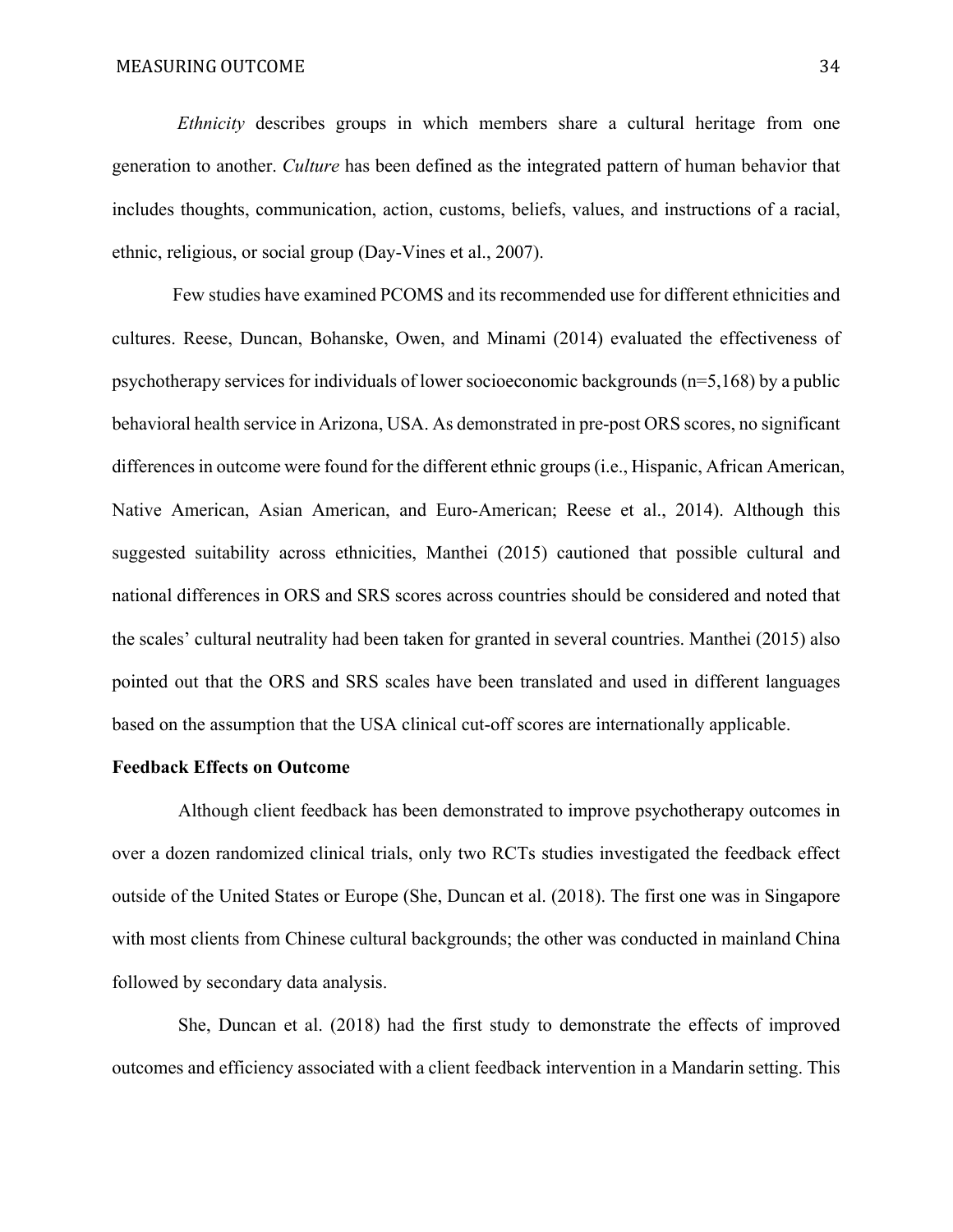*Ethnicity* describes groups in which members share a cultural heritage from one generation to another. *Culture* has been defined as the integrated pattern of human behavior that includes thoughts, communication, action, customs, beliefs, values, and instructions of a racial, ethnic, religious, or social group (Day-Vines et al., 2007).

Few studies have examined PCOMS and its recommended use for different ethnicities and cultures. Reese, Duncan, Bohanske, Owen, and Minami (2014) evaluated the effectiveness of psychotherapy services for individuals of lower socioeconomic backgrounds (n=5,168) by a public behavioral health service in Arizona, USA. As demonstrated in pre-post ORS scores, no significant differences in outcome were found for the different ethnic groups (i.e., Hispanic, African American, Native American, Asian American, and Euro-American; Reese et al., 2014). Although this suggested suitability across ethnicities, Manthei (2015) cautioned that possible cultural and national differences in ORS and SRS scores across countries should be considered and noted that the scales' cultural neutrality had been taken for granted in several countries. Manthei (2015) also pointed out that the ORS and SRS scales have been translated and used in different languages based on the assumption that the USA clinical cut-off scores are internationally applicable.

**Feedback Effects on Outcome**

Although client feedback has been demonstrated to improve psychotherapy outcomes in over a dozen randomized clinical trials, only two RCTs studies investigated the feedback effect outside of the United States or Europe (She, Duncan et al. (2018). The first one was in Singapore with most clients from Chinese cultural backgrounds; the other was conducted in mainland China followed by secondary data analysis.

She, Duncan et al. (2018) had the first study to demonstrate the effects of improved outcomes and efficiency associated with a client feedback intervention in a Mandarin setting. This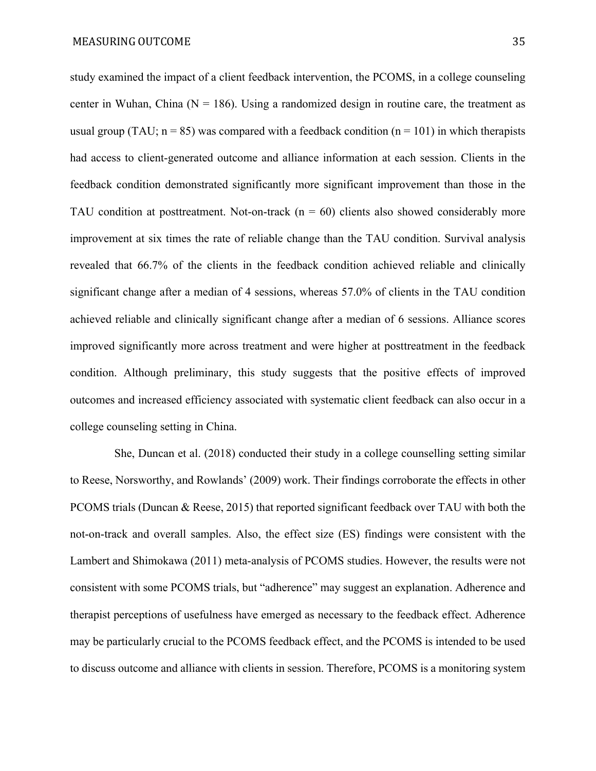study examined the impact of a client feedback intervention, the PCOMS, in a college counseling center in Wuhan, China (N = 186). Using a randomized design in routine care, the treatment as usual group (TAU; n = 85) was compared with a feedback condition (n = 101) in which therapists had access to client-generated outcome and alliance information at each session. Clients in the feedback condition demonstrated significantly more significant improvement than those in the TAU condition at posttreatment. Not-on-track (n = 60) clients also showed considerably more improvement at six times the rate of reliable change than the TAU condition. Survival analysis revealed that 66.7% of the clients in the feedback condition achieved reliable and clinically significant change after a median of 4 sessions, whereas 57.0% of clients in the TAU condition achieved reliable and clinically significant change after a median of 6 sessions. Alliance scores improved significantly more across treatment and were higher at posttreatment in the feedback condition. Although preliminary, this study suggests that the positive effects of improved outcomes and increased efficiency associated with systematic client feedback can also occur in a college counseling setting in China.

She, Duncan et al. (2018) conducted their study in a college counselling setting similar to Reese, Norsworthy, and Rowlands' (2009) work. Their findings corroborate the effects in other PCOMS trials (Duncan & Reese, 2015) that reported significant feedback over TAU with both the not-on-track and overall samples. Also, the effect size (ES) findings were consistent with the Lambert and Shimokawa (2011) meta-analysis of PCOMS studies. However, the results were not consistent with some PCOMS trials, but "adherence" may suggest an explanation. Adherence and therapist perceptions of usefulness have emerged as necessary to the feedback effect. Adherence may be particularly crucial to the PCOMS feedback effect, and the PCOMS is intended to be used to discuss outcome and alliance with clients in session. Therefore, PCOMS is a monitoring system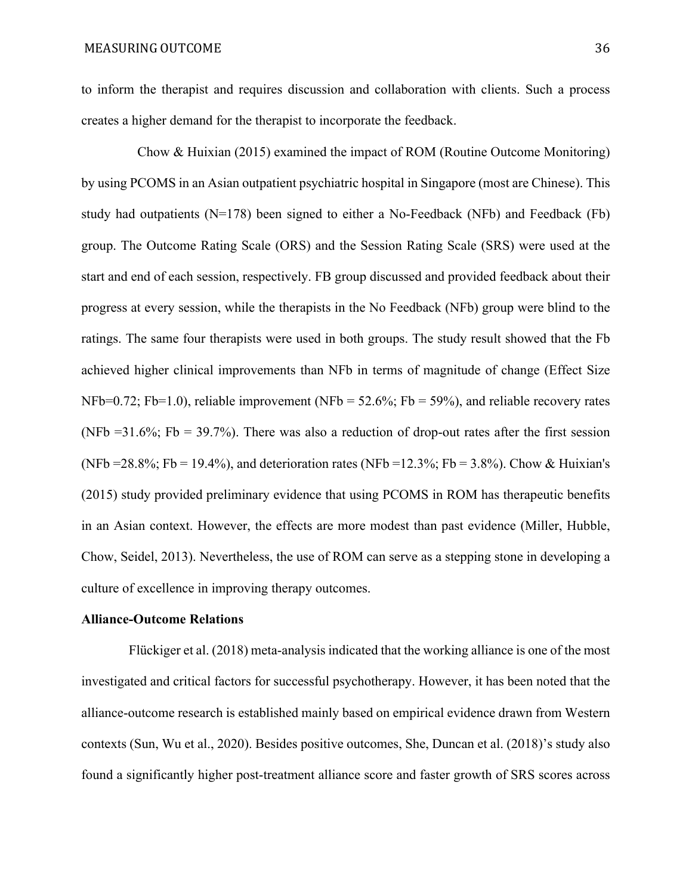to inform the therapist and requires discussion and collaboration with clients. Such a process creates a higher demand for the therapist to incorporate the feedback.

Chow & Huixian (2015) examined the impact of ROM (Routine Outcome Monitoring) by using PCOMS in an Asian outpatient psychiatric hospital in Singapore (most are Chinese). This study had outpatients (N=178) been signed to either a No-Feedback (NFb) and Feedback (Fb) group. The Outcome Rating Scale (ORS) and the Session Rating Scale (SRS) were used at the start and end of each session, respectively. FB group discussed and provided feedback about their progress at every session, while the therapists in the No Feedback (NFb) group were blind to the ratings. The same four therapists were used in both groups. The study result showed that the Fb achieved higher clinical improvements than NFb in terms of magnitude of change (Effect Size NFb=0.72; Fb=1.0), reliable improvement (NFb = 52.6%; Fb = 59%), and reliable recovery rates (NFb =31.6%; Fb = 39.7%). There was also a reduction of drop-out rates after the first session (NFb =28.8%; Fb = 19.4%), and deterioration rates (NFb =12.3%; Fb = 3.8%). Chow & Huixian's (2015) study provided preliminary evidence that using PCOMS in ROM has therapeutic benefits in an Asian context. However, the effects are more modest than past evidence (Miller, Hubble, Chow, Seidel, 2013). Nevertheless, the use of ROM can serve as a stepping stone in developing a culture of excellence in improving therapy outcomes.

**Alliance-Outcome Relations**

Flückiger et al. (2018) meta-analysis indicated that the working alliance is one of the most investigated and critical factors for successful psychotherapy. However, it has been noted that the alliance-outcome research is established mainly based on empirical evidence drawn from Western contexts (Sun, Wu et al., 2020). Besides positive outcomes, She, Duncan et al. (2018)'s study also found a significantly higher post-treatment alliance score and faster growth of SRS scores across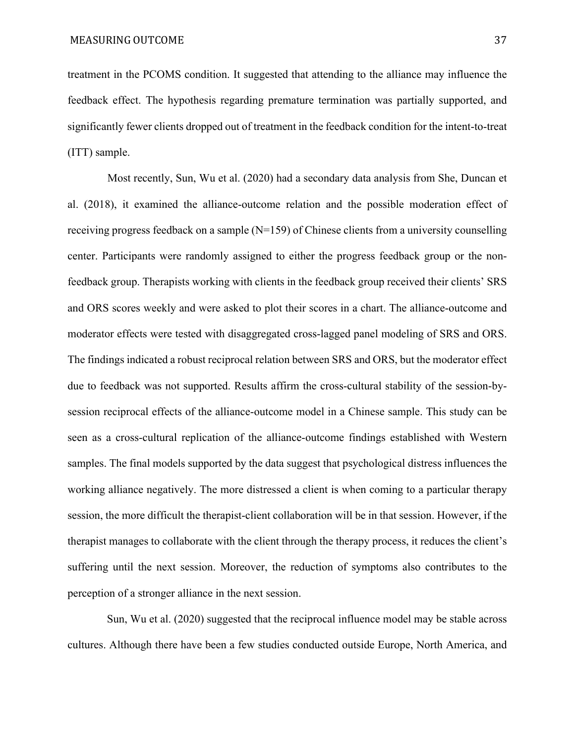treatment in the PCOMS condition. It suggested that attending to the alliance may influence the feedback effect. The hypothesis regarding premature termination was partially supported, and significantly fewer clients dropped out of treatment in the feedback condition for the intent-to-treat (ITT) sample.

Most recently, Sun, Wu et al. (2020) had a secondary data analysis from She, Duncan et al. (2018), it examined the alliance-outcome relation and the possible moderation effect of receiving progress feedback on a sample (N=159) of Chinese clients from a university counselling center. Participants were randomly assigned to either the progress feedback group or the non-feedback group. Therapists working with clients in the feedback group received their clients' SRS and ORS scores weekly and were asked to plot their scores in a chart. The alliance-outcome and moderator effects were tested with disaggregated cross-lagged panel modeling of SRS and ORS. The findings indicated a robust reciprocal relation between SRS and ORS, but the moderator effect due to feedback was not supported. Results affirm the cross-cultural stability of the session-by-session reciprocal effects of the alliance-outcome model in a Chinese sample. This study can be seen as a cross-cultural replication of the alliance-outcome findings established with Western samples. The final models supported by the data suggest that psychological distress influences the working alliance negatively. The more distressed a client is when coming to a particular therapy session, the more difficult the therapist-client collaboration will be in that session. However, if the therapist manages to collaborate with the client through the therapy process, it reduces the client's suffering until the next session. Moreover, the reduction of symptoms also contributes to the perception of a stronger alliance in the next session.

Sun, Wu et al. (2020) suggested that the reciprocal influence model may be stable across cultures. Although there have been a few studies conducted outside Europe, North America, and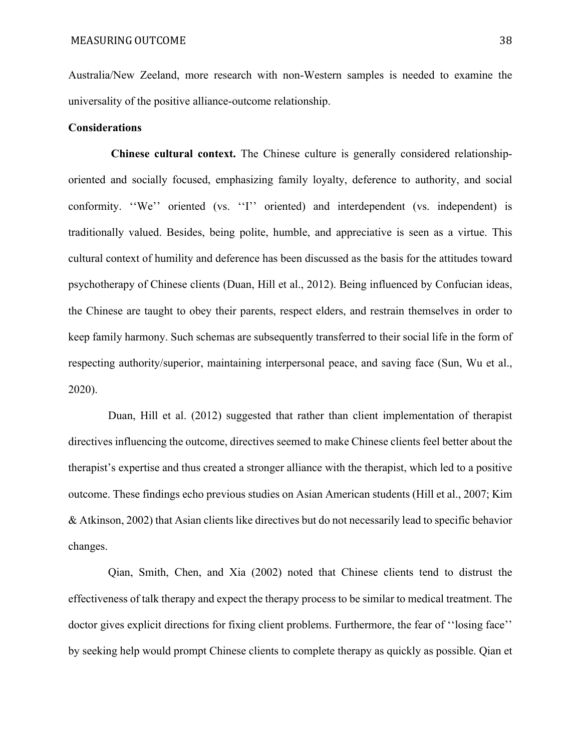Australia/New Zeeland, more research with non-Western samples is needed to examine the universality of the positive alliance-outcome relationship.

**Considerations**

**Chinese cultural context.** The Chinese culture is generally considered relationship-oriented and socially focused, emphasizing family loyalty, deference to authority, and social conformity. ''We'' oriented (vs. ''I'' oriented) and interdependent (vs. independent) is traditionally valued. Besides, being polite, humble, and appreciative is seen as a virtue. This cultural context of humility and deference has been discussed as the basis for the attitudes toward psychotherapy of Chinese clients (Duan, Hill et al., 2012). Being influenced by Confucian ideas, the Chinese are taught to obey their parents, respect elders, and restrain themselves in order to keep family harmony. Such schemas are subsequently transferred to their social life in the form of respecting authority/superior, maintaining interpersonal peace, and saving face (Sun, Wu et al., 2020).

Duan, Hill et al. (2012) suggested that rather than client implementation of therapist directives influencing the outcome, directives seemed to make Chinese clients feel better about the therapist's expertise and thus created a stronger alliance with the therapist, which led to a positive outcome. These findings echo previous studies on Asian American students (Hill et al., 2007; Kim & Atkinson, 2002) that Asian clients like directives but do not necessarily lead to specific behavior changes.

Qian, Smith, Chen, and Xia (2002) noted that Chinese clients tend to distrust the effectiveness of talk therapy and expect the therapy process to be similar to medical treatment. The doctor gives explicit directions for fixing client problems. Furthermore, the fear of ''losing face'' by seeking help would prompt Chinese clients to complete therapy as quickly as possible. Qian et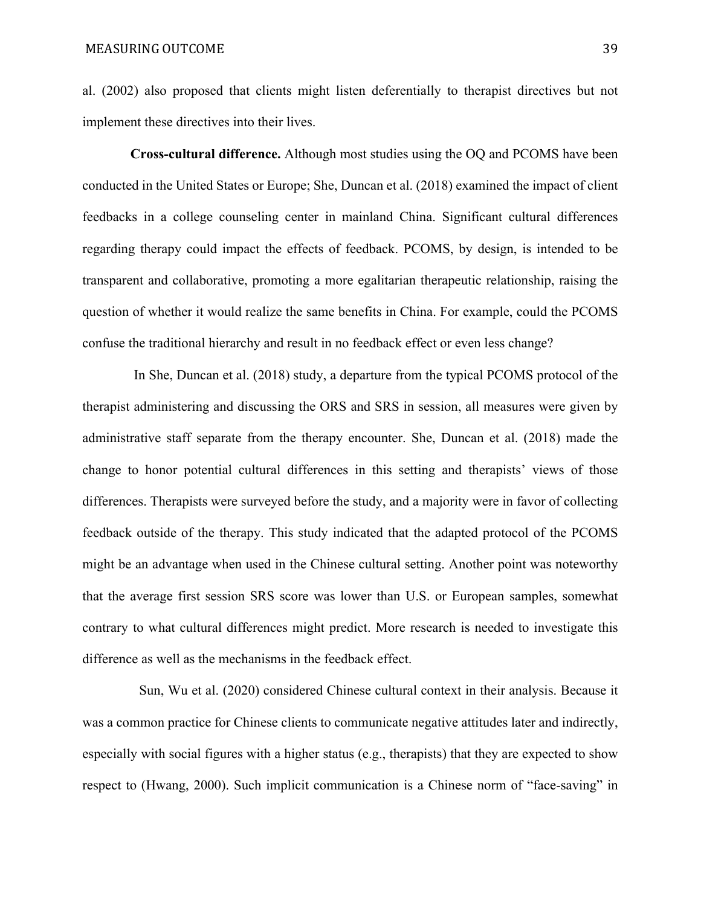al. (2002) also proposed that clients might listen deferentially to therapist directives but not implement these directives into their lives.

**Cross-cultural difference.** Although most studies using the OQ and PCOMS have been conducted in the United States or Europe; She, Duncan et al. (2018) examined the impact of client feedbacks in a college counseling center in mainland China. Significant cultural differences regarding therapy could impact the effects of feedback. PCOMS, by design, is intended to be transparent and collaborative, promoting a more egalitarian therapeutic relationship, raising the question of whether it would realize the same benefits in China. For example, could the PCOMS confuse the traditional hierarchy and result in no feedback effect or even less change?

In She, Duncan et al. (2018) study, a departure from the typical PCOMS protocol of the therapist administering and discussing the ORS and SRS in session, all measures were given by administrative staff separate from the therapy encounter. She, Duncan et al. (2018) made the change to honor potential cultural differences in this setting and therapists' views of those differences. Therapists were surveyed before the study, and a majority were in favor of collecting feedback outside of the therapy. This study indicated that the adapted protocol of the PCOMS might be an advantage when used in the Chinese cultural setting. Another point was noteworthy that the average first session SRS score was lower than U.S. or European samples, somewhat contrary to what cultural differences might predict. More research is needed to investigate this difference as well as the mechanisms in the feedback effect.

Sun, Wu et al. (2020) considered Chinese cultural context in their analysis. Because it was a common practice for Chinese clients to communicate negative attitudes later and indirectly, especially with social figures with a higher status (e.g., therapists) that they are expected to show respect to (Hwang, 2000). Such implicit communication is a Chinese norm of "face-saving" in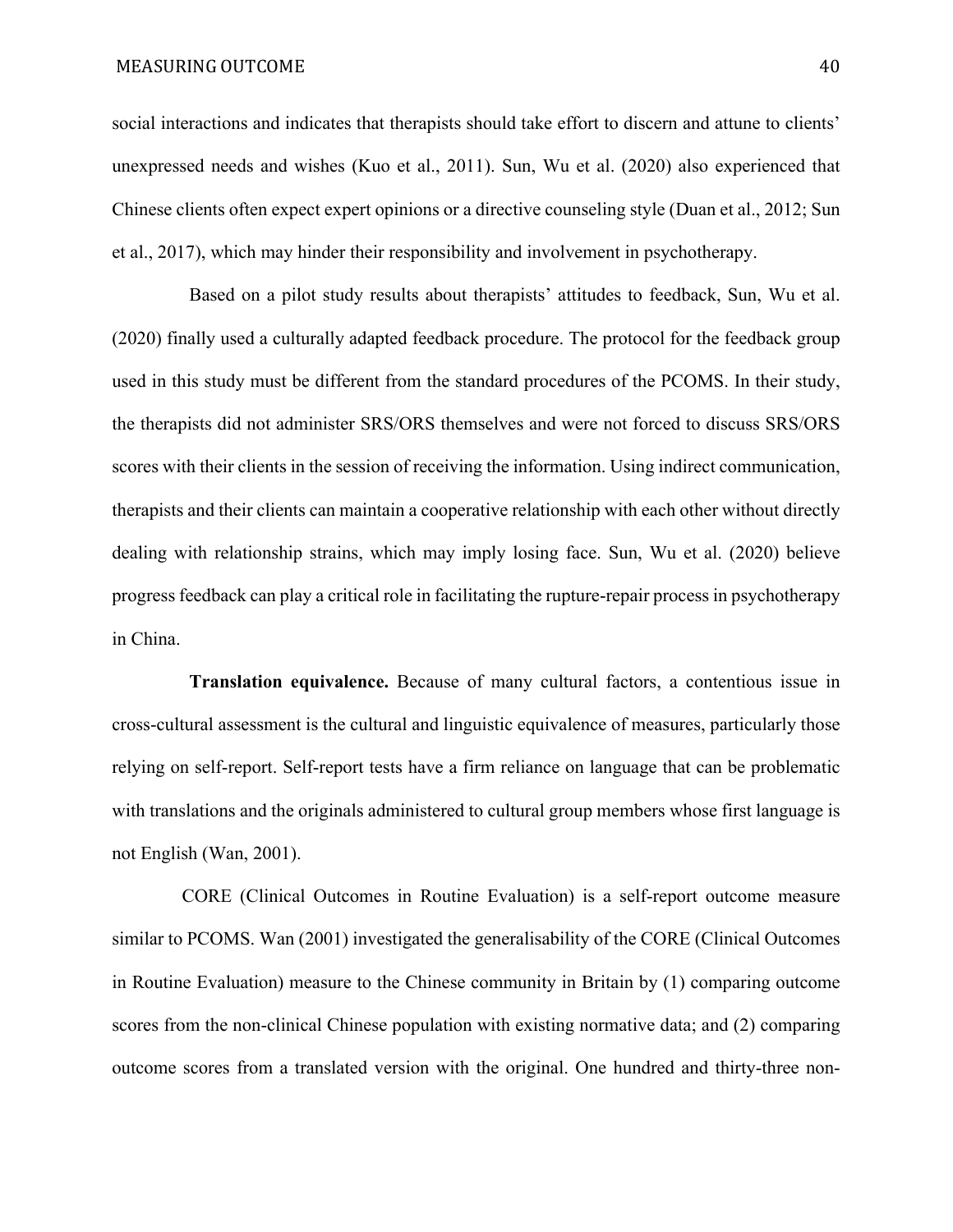social interactions and indicates that therapists should take effort to discern and attune to clients' unexpressed needs and wishes (Kuo et al., 2011). Sun, Wu et al. (2020) also experienced that Chinese clients often expect expert opinions or a directive counseling style (Duan et al., 2012; Sun et al., 2017), which may hinder their responsibility and involvement in psychotherapy.

Based on a pilot study results about therapists' attitudes to feedback, Sun, Wu et al. (2020) finally used a culturally adapted feedback procedure. The protocol for the feedback group used in this study must be different from the standard procedures of the PCOMS. In their study, the therapists did not administer SRS/ORS themselves and were not forced to discuss SRS/ORS scores with their clients in the session of receiving the information. Using indirect communication, therapists and their clients can maintain a cooperative relationship with each other without directly dealing with relationship strains, which may imply losing face. Sun, Wu et al. (2020) believe progress feedback can play a critical role in facilitating the rupture-repair process in psychotherapy in China.

**Translation equivalence.** Because of many cultural factors, a contentious issue in cross-cultural assessment is the cultural and linguistic equivalence of measures, particularly those relying on self-report. Self-report tests have a firm reliance on language that can be problematic with translations and the originals administered to cultural group members whose first language is not English (Wan, 2001).

CORE (Clinical Outcomes in Routine Evaluation) is a self-report outcome measure similar to PCOMS. Wan (2001) investigated the generalisability of the CORE (Clinical Outcomes in Routine Evaluation) measure to the Chinese community in Britain by (1) comparing outcome scores from the non-clinical Chinese population with existing normative data; and (2) comparing outcome scores from a translated version with the original. One hundred and thirty-three non-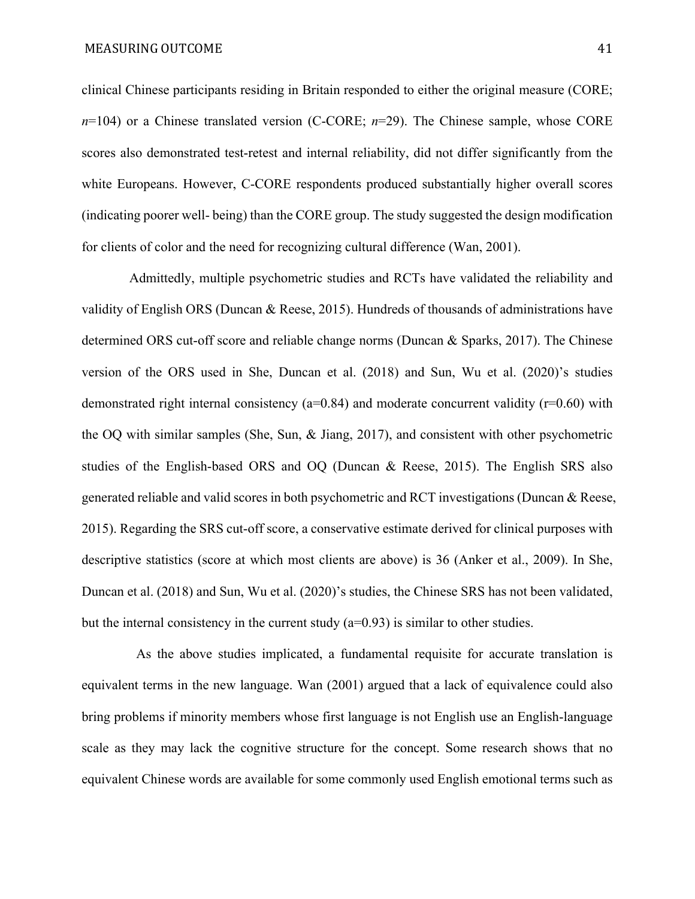clinical Chinese participants residing in Britain responded to either the original measure (CORE; *n*=104) or a Chinese translated version (C-CORE; *n*=29). The Chinese sample, whose CORE scores also demonstrated test-retest and internal reliability, did not differ significantly from the white Europeans. However, C-CORE respondents produced substantially higher overall scores (indicating poorer well- being) than the CORE group. The study suggested the design modification for clients of color and the need for recognizing cultural difference (Wan, 2001).

Admittedly, multiple psychometric studies and RCTs have validated the reliability and validity of English ORS (Duncan & Reese, 2015). Hundreds of thousands of administrations have determined ORS cut-off score and reliable change norms (Duncan & Sparks, 2017). The Chinese version of the ORS used in She, Duncan et al. (2018) and Sun, Wu et al. (2020)'s studies demonstrated right internal consistency (a=0.84) and moderate concurrent validity (r=0.60) with the OQ with similar samples (She, Sun, & Jiang, 2017), and consistent with other psychometric studies of the English-based ORS and OQ (Duncan & Reese, 2015). The English SRS also generated reliable and valid scores in both psychometric and RCT investigations (Duncan & Reese, 2015). Regarding the SRS cut-off score, a conservative estimate derived for clinical purposes with descriptive statistics (score at which most clients are above) is 36 (Anker et al., 2009). In She, Duncan et al. (2018) and Sun, Wu et al. (2020)'s studies, the Chinese SRS has not been validated, but the internal consistency in the current study (a=0.93) is similar to other studies.

As the above studies implicated, a fundamental requisite for accurate translation is equivalent terms in the new language. Wan (2001) argued that a lack of equivalence could also bring problems if minority members whose first language is not English use an English-language scale as they may lack the cognitive structure for the concept. Some research shows that no equivalent Chinese words are available for some commonly used English emotional terms such as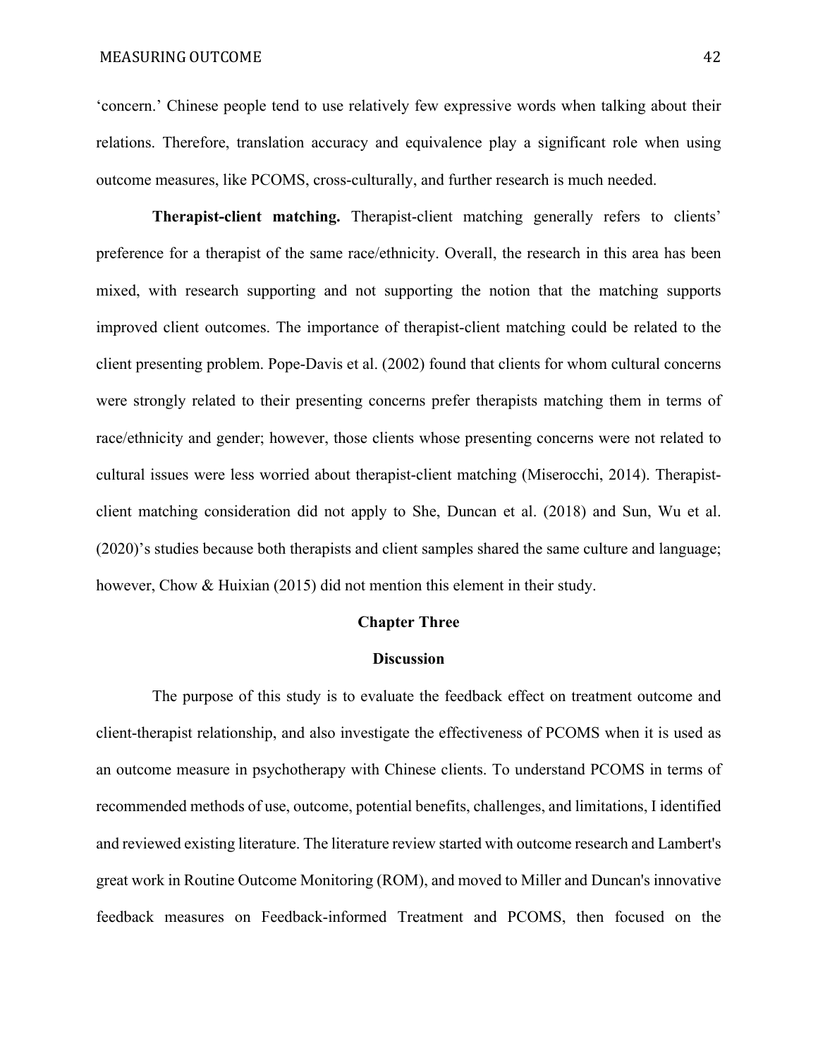'concern.' Chinese people tend to use relatively few expressive words when talking about their relations. Therefore, translation accuracy and equivalence play a significant role when using outcome measures, like PCOMS, cross-culturally, and further research is much needed.

**Therapist-client matching.** Therapist-client matching generally refers to clients' preference for a therapist of the same race/ethnicity. Overall, the research in this area has been mixed, with research supporting and not supporting the notion that the matching supports improved client outcomes. The importance of therapist-client matching could be related to the client presenting problem. Pope-Davis et al. (2002) found that clients for whom cultural concerns were strongly related to their presenting concerns prefer therapists matching them in terms of race/ethnicity and gender; however, those clients whose presenting concerns were not related to cultural issues were less worried about therapist-client matching (Miserocchi, 2014). Therapist-client matching consideration did not apply to She, Duncan et al. (2018) and Sun, Wu et al. (2020)'s studies because both therapists and client samples shared the same culture and language; however, Chow & Huixian (2015) did not mention this element in their study.

# Chapter Three

## Discussion

The purpose of this study is to evaluate the feedback effect on treatment outcome and client-therapist relationship, and also investigate the effectiveness of PCOMS when it is used as an outcome measure in psychotherapy with Chinese clients. To understand PCOMS in terms of recommended methods of use, outcome, potential benefits, challenges, and limitations, I identified and reviewed existing literature. The literature review started with outcome research and Lambert's great work in Routine Outcome Monitoring (ROM), and moved to Miller and Duncan's innovative feedback measures on Feedback-informed Treatment and PCOMS, then focused on the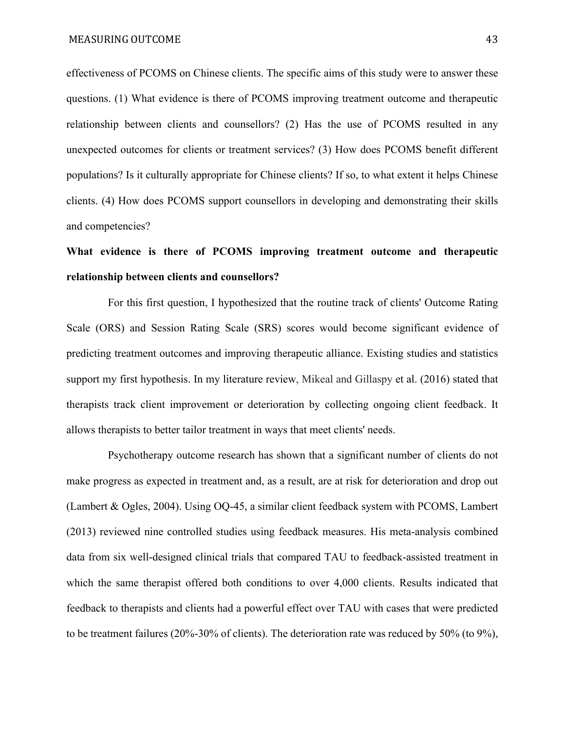effectiveness of PCOMS on Chinese clients. The specific aims of this study were to answer these questions. (1) What evidence is there of PCOMS improving treatment outcome and therapeutic relationship between clients and counsellors? (2) Has the use of PCOMS resulted in any unexpected outcomes for clients or treatment services? (3) How does PCOMS benefit different populations? Is it culturally appropriate for Chinese clients? If so, to what extent it helps Chinese clients. (4) How does PCOMS support counsellors in developing and demonstrating their skills and competencies?

**What evidence is there of PCOMS improving treatment outcome and therapeutic relationship between clients and counsellors?**

For this first question, I hypothesized that the routine track of clients' Outcome Rating Scale (ORS) and Session Rating Scale (SRS) scores would become significant evidence of predicting treatment outcomes and improving therapeutic alliance. Existing studies and statistics support my first hypothesis. In my literature review, Mikeal and Gillaspy et al. (2016) stated that therapists track client improvement or deterioration by collecting ongoing client feedback. It allows therapists to better tailor treatment in ways that meet clients' needs.

Psychotherapy outcome research has shown that a significant number of clients do not make progress as expected in treatment and, as a result, are at risk for deterioration and drop out (Lambert & Ogles, 2004). Using OQ-45, a similar client feedback system with PCOMS, Lambert (2013) reviewed nine controlled studies using feedback measures. His meta-analysis combined data from six well-designed clinical trials that compared TAU to feedback-assisted treatment in which the same therapist offered both conditions to over 4,000 clients. Results indicated that feedback to therapists and clients had a powerful effect over TAU with cases that were predicted to be treatment failures (20%-30% of clients). The deterioration rate was reduced by 50% (to 9%),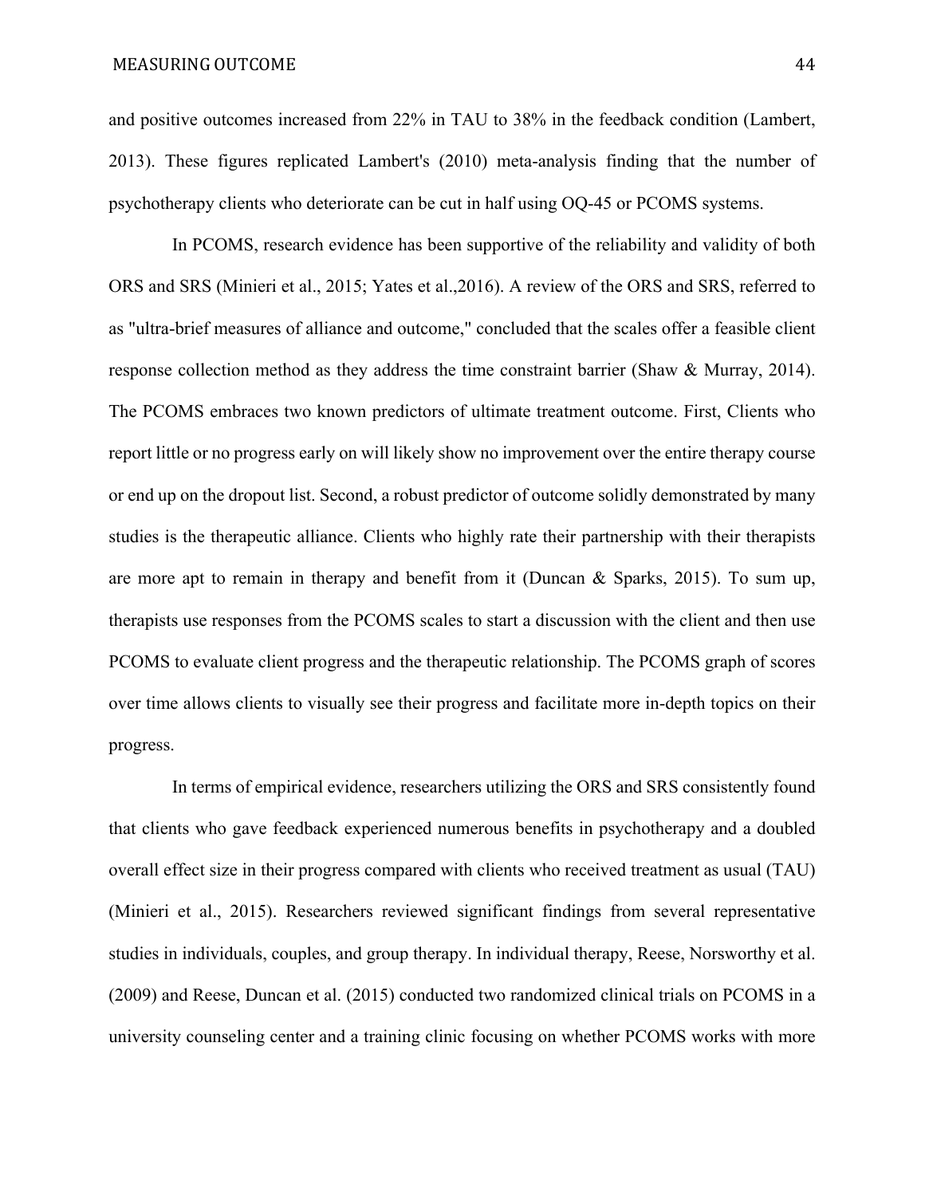and positive outcomes increased from 22% in TAU to 38% in the feedback condition (Lambert, 2013). These figures replicated Lambert's (2010) meta-analysis finding that the number of psychotherapy clients who deteriorate can be cut in half using OQ-45 or PCOMS systems.

In PCOMS, research evidence has been supportive of the reliability and validity of both ORS and SRS (Minieri et al., 2015; Yates et al.,2016). A review of the ORS and SRS, referred to as "ultra-brief measures of alliance and outcome," concluded that the scales offer a feasible client response collection method as they address the time constraint barrier (Shaw & Murray, 2014). The PCOMS embraces two known predictors of ultimate treatment outcome. First, Clients who report little or no progress early on will likely show no improvement over the entire therapy course or end up on the dropout list. Second, a robust predictor of outcome solidly demonstrated by many studies is the therapeutic alliance. Clients who highly rate their partnership with their therapists are more apt to remain in therapy and benefit from it (Duncan & Sparks, 2015). To sum up, therapists use responses from the PCOMS scales to start a discussion with the client and then use PCOMS to evaluate client progress and the therapeutic relationship. The PCOMS graph of scores over time allows clients to visually see their progress and facilitate more in-depth topics on their progress.

In terms of empirical evidence, researchers utilizing the ORS and SRS consistently found that clients who gave feedback experienced numerous benefits in psychotherapy and a doubled overall effect size in their progress compared with clients who received treatment as usual (TAU) (Minieri et al., 2015). Researchers reviewed significant findings from several representative studies in individuals, couples, and group therapy. In individual therapy, Reese, Norsworthy et al. (2009) and Reese, Duncan et al. (2015) conducted two randomized clinical trials on PCOMS in a university counseling center and a training clinic focusing on whether PCOMS works with more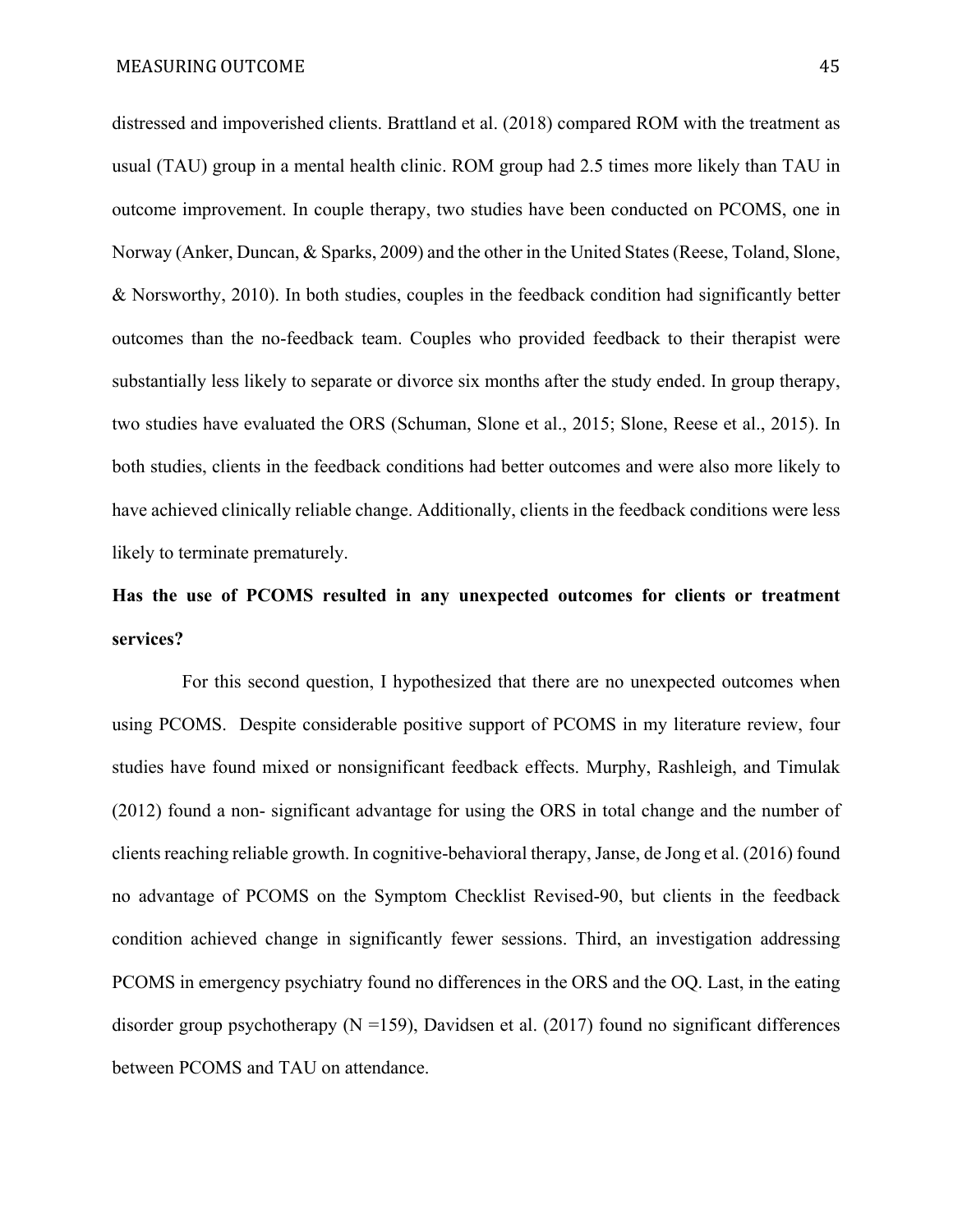distressed and impoverished clients. Brattland et al. (2018) compared ROM with the treatment as usual (TAU) group in a mental health clinic. ROM group had 2.5 times more likely than TAU in outcome improvement. In couple therapy, two studies have been conducted on PCOMS, one in Norway (Anker, Duncan, & Sparks, 2009) and the other in the United States (Reese, Toland, Slone, & Norsworthy, 2010). In both studies, couples in the feedback condition had significantly better outcomes than the no-feedback team. Couples who provided feedback to their therapist were substantially less likely to separate or divorce six months after the study ended. In group therapy, two studies have evaluated the ORS (Schuman, Slone et al., 2015; Slone, Reese et al., 2015). In both studies, clients in the feedback conditions had better outcomes and were also more likely to have achieved clinically reliable change. Additionally, clients in the feedback conditions were less likely to terminate prematurely.

**Has the use of PCOMS resulted in any unexpected outcomes for clients or treatment services?**

For this second question, I hypothesized that there are no unexpected outcomes when using PCOMS. Despite considerable positive support of PCOMS in my literature review, four studies have found mixed or nonsignificant feedback effects. Murphy, Rashleigh, and Timulak (2012) found a non- significant advantage for using the ORS in total change and the number of clients reaching reliable growth. In cognitive-behavioral therapy, Janse, de Jong et al. (2016) found no advantage of PCOMS on the Symptom Checklist Revised-90, but clients in the feedback condition achieved change in significantly fewer sessions. Third, an investigation addressing PCOMS in emergency psychiatry found no differences in the ORS and the OQ. Last, in the eating disorder group psychotherapy (N =159), Davidsen et al. (2017) found no significant differences between PCOMS and TAU on attendance.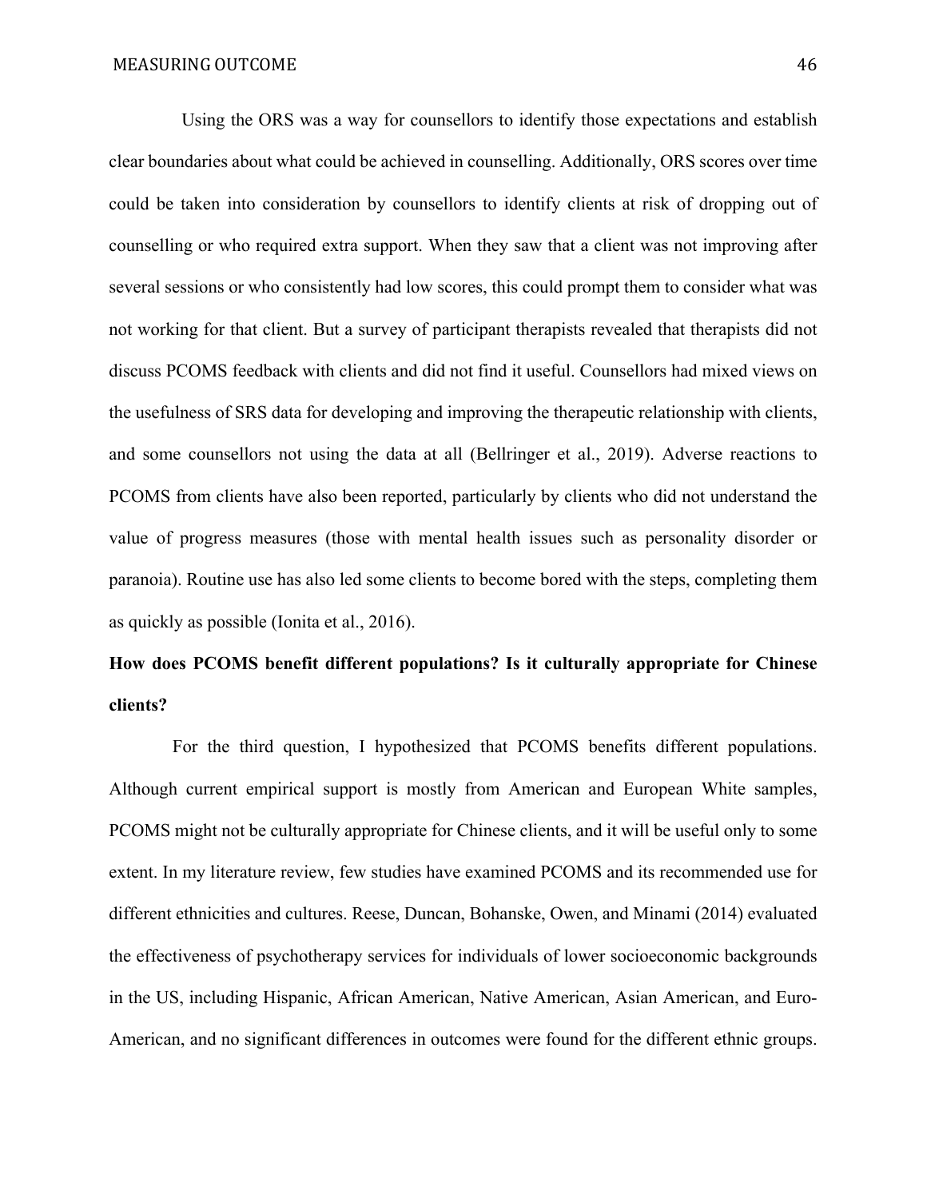Using the ORS was a way for counsellors to identify those expectations and establish clear boundaries about what could be achieved in counselling. Additionally, ORS scores over time could be taken into consideration by counsellors to identify clients at risk of dropping out of counselling or who required extra support. When they saw that a client was not improving after several sessions or who consistently had low scores, this could prompt them to consider what was not working for that client. But a survey of participant therapists revealed that therapists did not discuss PCOMS feedback with clients and did not find it useful. Counsellors had mixed views on the usefulness of SRS data for developing and improving the therapeutic relationship with clients, and some counsellors not using the data at all (Bellringer et al., 2019). Adverse reactions to PCOMS from clients have also been reported, particularly by clients who did not understand the value of progress measures (those with mental health issues such as personality disorder or paranoia). Routine use has also led some clients to become bored with the steps, completing them as quickly as possible (Ionita et al., 2016).

**How does PCOMS benefit different populations? Is it culturally appropriate for Chinese clients?**

For the third question, I hypothesized that PCOMS benefits different populations. Although current empirical support is mostly from American and European White samples, PCOMS might not be culturally appropriate for Chinese clients, and it will be useful only to some extent. In my literature review, few studies have examined PCOMS and its recommended use for different ethnicities and cultures. Reese, Duncan, Bohanske, Owen, and Minami (2014) evaluated the effectiveness of psychotherapy services for individuals of lower socioeconomic backgrounds in the US, including Hispanic, African American, Native American, Asian American, and Euro-American, and no significant differences in outcomes were found for the different ethnic groups.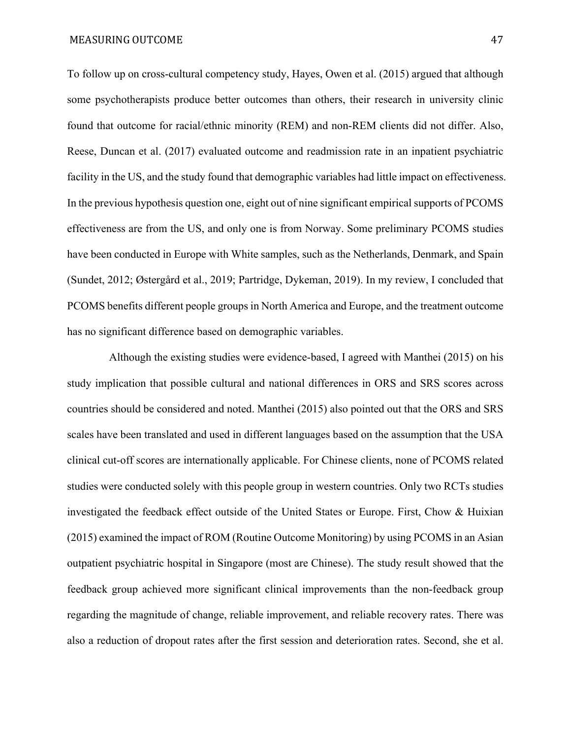To follow up on cross-cultural competency study, Hayes, Owen et al. (2015) argued that although some psychotherapists produce better outcomes than others, their research in university clinic found that outcome for racial/ethnic minority (REM) and non-REM clients did not differ. Also, Reese, Duncan et al. (2017) evaluated outcome and readmission rate in an inpatient psychiatric facility in the US, and the study found that demographic variables had little impact on effectiveness. In the previous hypothesis question one, eight out of nine significant empirical supports of PCOMS effectiveness are from the US, and only one is from Norway. Some preliminary PCOMS studies have been conducted in Europe with White samples, such as the Netherlands, Denmark, and Spain (Sundet, 2012; Østergård et al., 2019; Partridge, Dykeman, 2019). In my review, I concluded that PCOMS benefits different people groups in North America and Europe, and the treatment outcome has no significant difference based on demographic variables.

Although the existing studies were evidence-based, I agreed with Manthei (2015) on his study implication that possible cultural and national differences in ORS and SRS scores across countries should be considered and noted. Manthei (2015) also pointed out that the ORS and SRS scales have been translated and used in different languages based on the assumption that the USA clinical cut-off scores are internationally applicable. For Chinese clients, none of PCOMS related studies were conducted solely with this people group in western countries. Only two RCTs studies investigated the feedback effect outside of the United States or Europe. First, Chow & Huixian (2015) examined the impact of ROM (Routine Outcome Monitoring) by using PCOMS in an Asian outpatient psychiatric hospital in Singapore (most are Chinese). The study result showed that the feedback group achieved more significant clinical improvements than the non-feedback group regarding the magnitude of change, reliable improvement, and reliable recovery rates. There was also a reduction of dropout rates after the first session and deterioration rates. Second, she et al.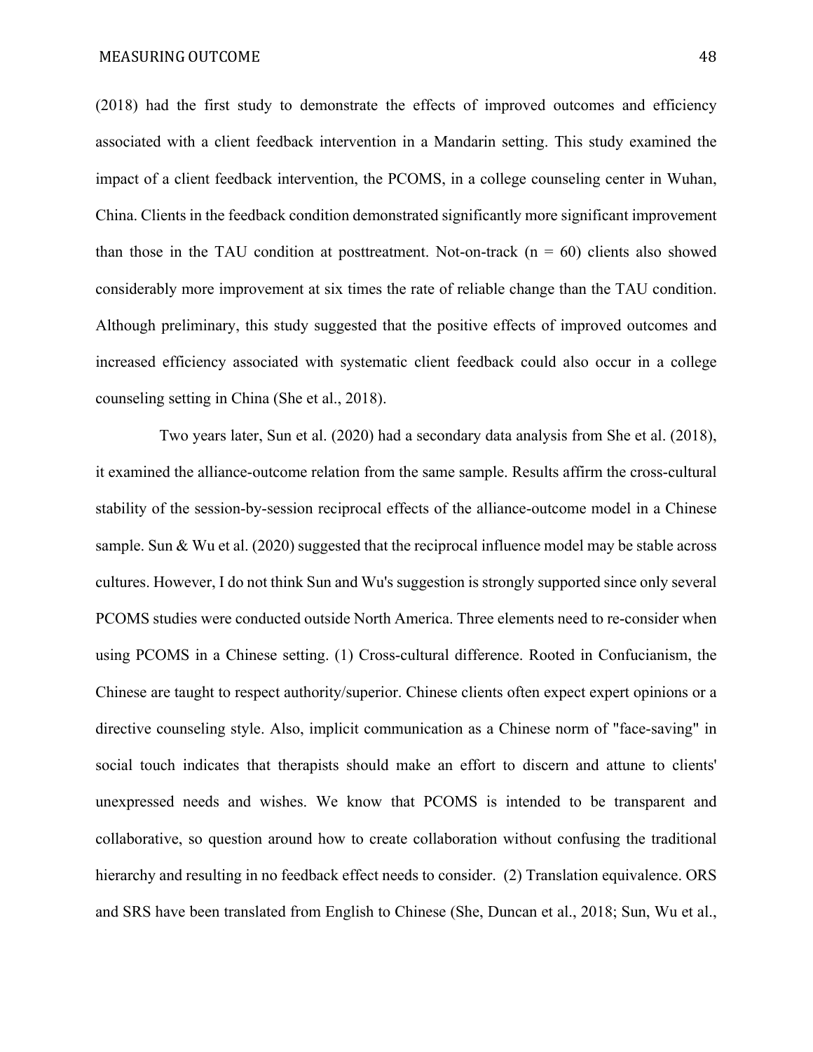(2018) had the first study to demonstrate the effects of improved outcomes and efficiency associated with a client feedback intervention in a Mandarin setting. This study examined the impact of a client feedback intervention, the PCOMS, in a college counseling center in Wuhan, China. Clients in the feedback condition demonstrated significantly more significant improvement than those in the TAU condition at posttreatment. Not-on-track (n = 60) clients also showed considerably more improvement at six times the rate of reliable change than the TAU condition. Although preliminary, this study suggested that the positive effects of improved outcomes and increased efficiency associated with systematic client feedback could also occur in a college counseling setting in China (She et al., 2018).

Two years later, Sun et al. (2020) had a secondary data analysis from She et al. (2018), it examined the alliance-outcome relation from the same sample. Results affirm the cross-cultural stability of the session-by-session reciprocal effects of the alliance-outcome model in a Chinese sample. Sun & Wu et al. (2020) suggested that the reciprocal influence model may be stable across cultures. However, I do not think Sun and Wu's suggestion is strongly supported since only several PCOMS studies were conducted outside North America. Three elements need to re-consider when using PCOMS in a Chinese setting. (1) Cross-cultural difference. Rooted in Confucianism, the Chinese are taught to respect authority/superior. Chinese clients often expect expert opinions or a directive counseling style. Also, implicit communication as a Chinese norm of "face-saving" in social touch indicates that therapists should make an effort to discern and attune to clients' unexpressed needs and wishes. We know that PCOMS is intended to be transparent and collaborative, so question around how to create collaboration without confusing the traditional hierarchy and resulting in no feedback effect needs to consider. (2) Translation equivalence. ORS and SRS have been translated from English to Chinese (She, Duncan et al., 2018; Sun, Wu et al.,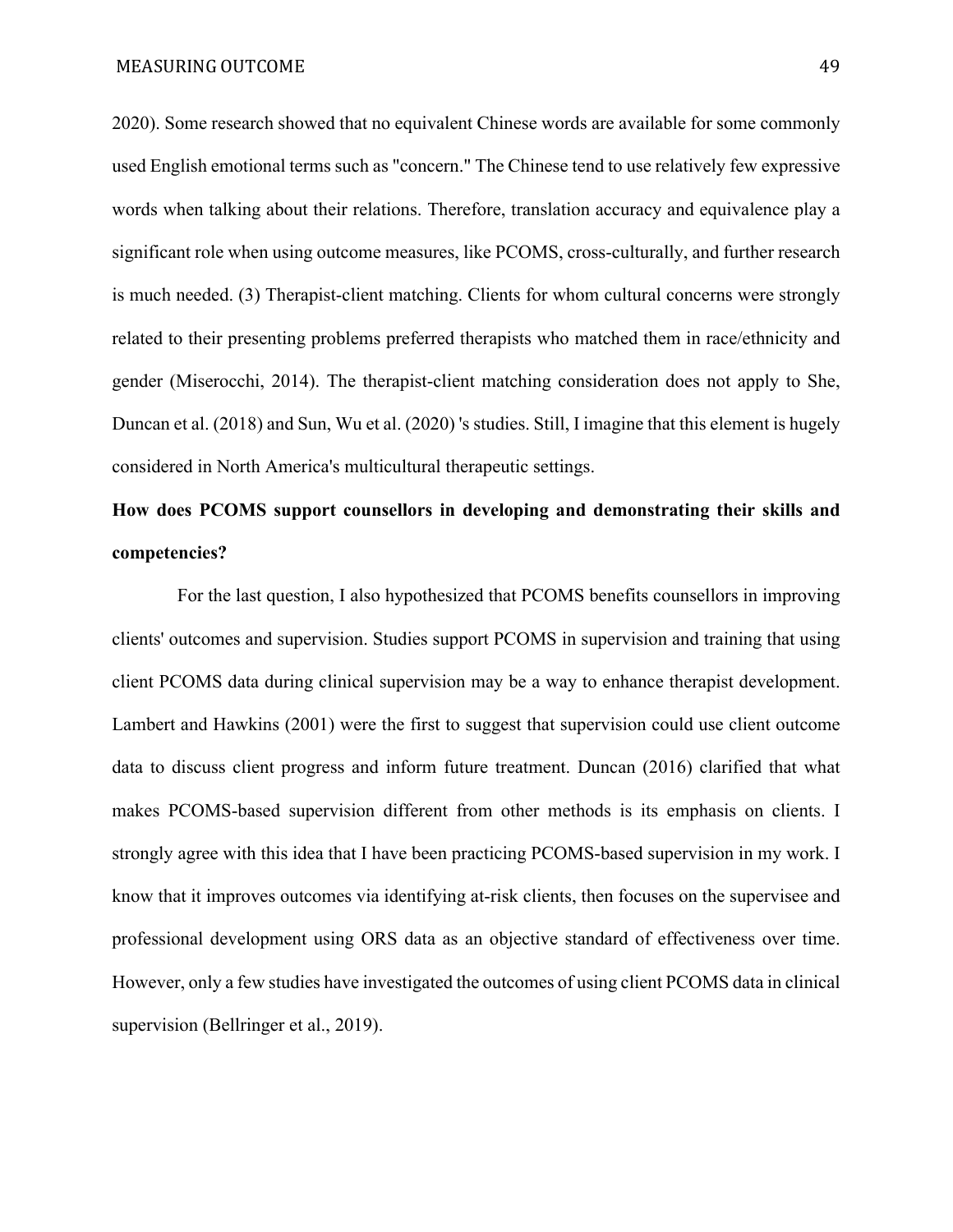2020). Some research showed that no equivalent Chinese words are available for some commonly used English emotional terms such as "concern." The Chinese tend to use relatively few expressive words when talking about their relations. Therefore, translation accuracy and equivalence play a significant role when using outcome measures, like PCOMS, cross-culturally, and further research is much needed. (3) Therapist-client matching. Clients for whom cultural concerns were strongly related to their presenting problems preferred therapists who matched them in race/ethnicity and gender (Miserocchi, 2014). The therapist-client matching consideration does not apply to She, Duncan et al. (2018) and Sun, Wu et al. (2020) 's studies. Still, I imagine that this element is hugely considered in North America's multicultural therapeutic settings.

**How does PCOMS support counsellors in developing and demonstrating their skills and competencies?**

For the last question, I also hypothesized that PCOMS benefits counsellors in improving clients' outcomes and supervision. Studies support PCOMS in supervision and training that using client PCOMS data during clinical supervision may be a way to enhance therapist development. Lambert and Hawkins (2001) were the first to suggest that supervision could use client outcome data to discuss client progress and inform future treatment. Duncan (2016) clarified that what makes PCOMS-based supervision different from other methods is its emphasis on clients. I strongly agree with this idea that I have been practicing PCOMS-based supervision in my work. I know that it improves outcomes via identifying at-risk clients, then focuses on the supervisee and professional development using ORS data as an objective standard of effectiveness over time. However, only a few studies have investigated the outcomes of using client PCOMS data in clinical supervision (Bellringer et al., 2019).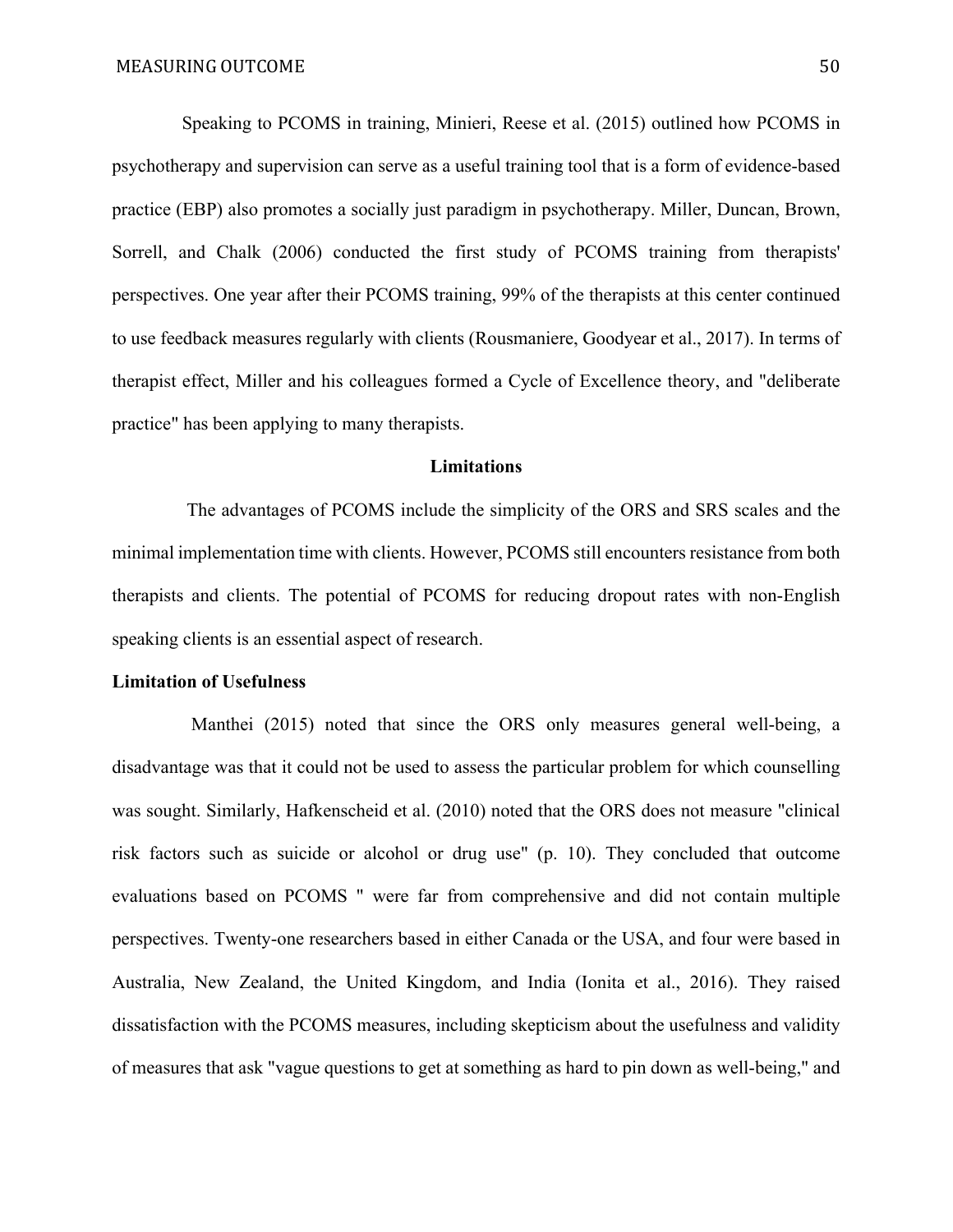Speaking to PCOMS in training, Minieri, Reese et al. (2015) outlined how PCOMS in psychotherapy and supervision can serve as a useful training tool that is a form of evidence-based practice (EBP) also promotes a socially just paradigm in psychotherapy. Miller, Duncan, Brown, Sorrell, and Chalk (2006) conducted the first study of PCOMS training from therapists' perspectives. One year after their PCOMS training, 99% of the therapists at this center continued to use feedback measures regularly with clients (Rousmaniere, Goodyear et al., 2017). In terms of therapist effect, Miller and his colleagues formed a Cycle of Excellence theory, and "deliberate practice" has been applying to many therapists.

## Limitations

The advantages of PCOMS include the simplicity of the ORS and SRS scales and the minimal implementation time with clients. However, PCOMS still encounters resistance from both therapists and clients. The potential of PCOMS for reducing dropout rates with non-English speaking clients is an essential aspect of research.

### Limitation of Usefulness

Manthei (2015) noted that since the ORS only measures general well-being, a disadvantage was that it could not be used to assess the particular problem for which counselling was sought. Similarly, Hafkenscheid et al. (2010) noted that the ORS does not measure "clinical risk factors such as suicide or alcohol or drug use" (p. 10). They concluded that outcome evaluations based on PCOMS " were far from comprehensive and did not contain multiple perspectives. Twenty-one researchers based in either Canada or the USA, and four were based in Australia, New Zealand, the United Kingdom, and India (Ionita et al., 2016). They raised dissatisfaction with the PCOMS measures, including skepticism about the usefulness and validity of measures that ask "vague questions to get at something as hard to pin down as well-being," and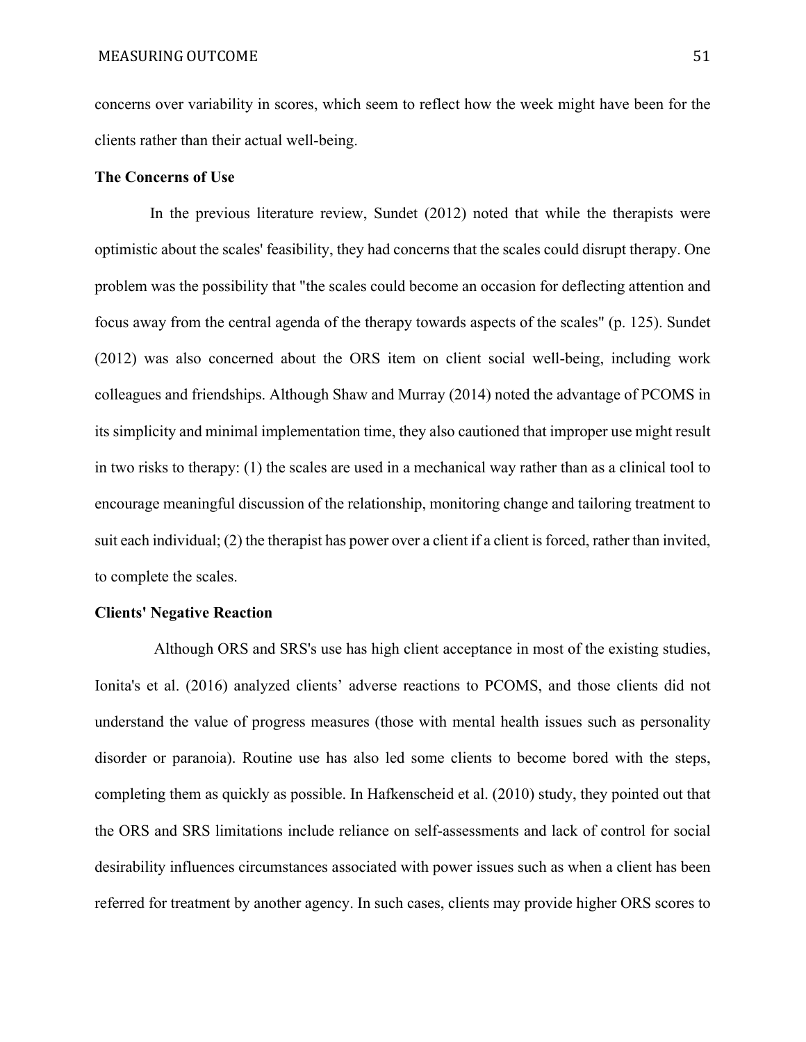concerns over variability in scores, which seem to reflect how the week might have been for the clients rather than their actual well-being.

**The Concerns of Use**

In the previous literature review, Sundet (2012) noted that while the therapists were optimistic about the scales' feasibility, they had concerns that the scales could disrupt therapy. One problem was the possibility that "the scales could become an occasion for deflecting attention and focus away from the central agenda of the therapy towards aspects of the scales" (p. 125). Sundet (2012) was also concerned about the ORS item on client social well-being, including work colleagues and friendships. Although Shaw and Murray (2014) noted the advantage of PCOMS in its simplicity and minimal implementation time, they also cautioned that improper use might result in two risks to therapy: (1) the scales are used in a mechanical way rather than as a clinical tool to encourage meaningful discussion of the relationship, monitoring change and tailoring treatment to suit each individual; (2) the therapist has power over a client if a client is forced, rather than invited, to complete the scales.

**Clients' Negative Reaction**

Although ORS and SRS's use has high client acceptance in most of the existing studies, Ionita's et al. (2016) analyzed clients' adverse reactions to PCOMS, and those clients did not understand the value of progress measures (those with mental health issues such as personality disorder or paranoia). Routine use has also led some clients to become bored with the steps, completing them as quickly as possible. In Hafkenscheid et al. (2010) study, they pointed out that the ORS and SRS limitations include reliance on self-assessments and lack of control for social desirability influences circumstances associated with power issues such as when a client has been referred for treatment by another agency. In such cases, clients may provide higher ORS scores to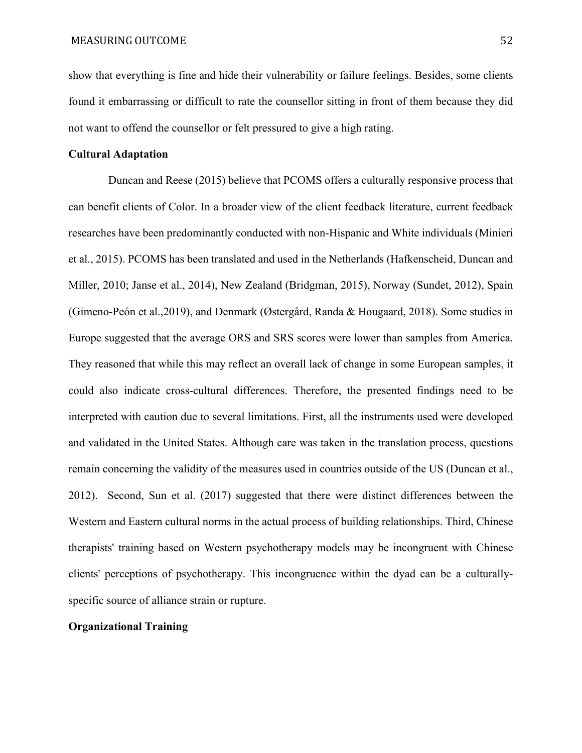show that everything is fine and hide their vulnerability or failure feelings. Besides, some clients found it embarrassing or difficult to rate the counsellor sitting in front of them because they did not want to offend the counsellor or felt pressured to give a high rating.

**Cultural Adaptation**

Duncan and Reese (2015) believe that PCOMS offers a culturally responsive process that can benefit clients of Color. In a broader view of the client feedback literature, current feedback researches have been predominantly conducted with non-Hispanic and White individuals (Minieri et al., 2015). PCOMS has been translated and used in the Netherlands (Hafkenscheid, Duncan and Miller, 2010; Janse et al., 2014), New Zealand (Bridgman, 2015), Norway (Sundet, 2012), Spain (Gimeno-Peón et al.,2019), and Denmark (Østergård, Randa & Hougaard, 2018). Some studies in Europe suggested that the average ORS and SRS scores were lower than samples from America. They reasoned that while this may reflect an overall lack of change in some European samples, it could also indicate cross-cultural differences. Therefore, the presented findings need to be interpreted with caution due to several limitations. First, all the instruments used were developed and validated in the United States. Although care was taken in the translation process, questions remain concerning the validity of the measures used in countries outside of the US (Duncan et al., 2012). Second, Sun et al. (2017) suggested that there were distinct differences between the Western and Eastern cultural norms in the actual process of building relationships. Third, Chinese therapists' training based on Western psychotherapy models may be incongruent with Chinese clients' perceptions of psychotherapy. This incongruence within the dyad can be a culturally-specific source of alliance strain or rupture.

**Organizational Training**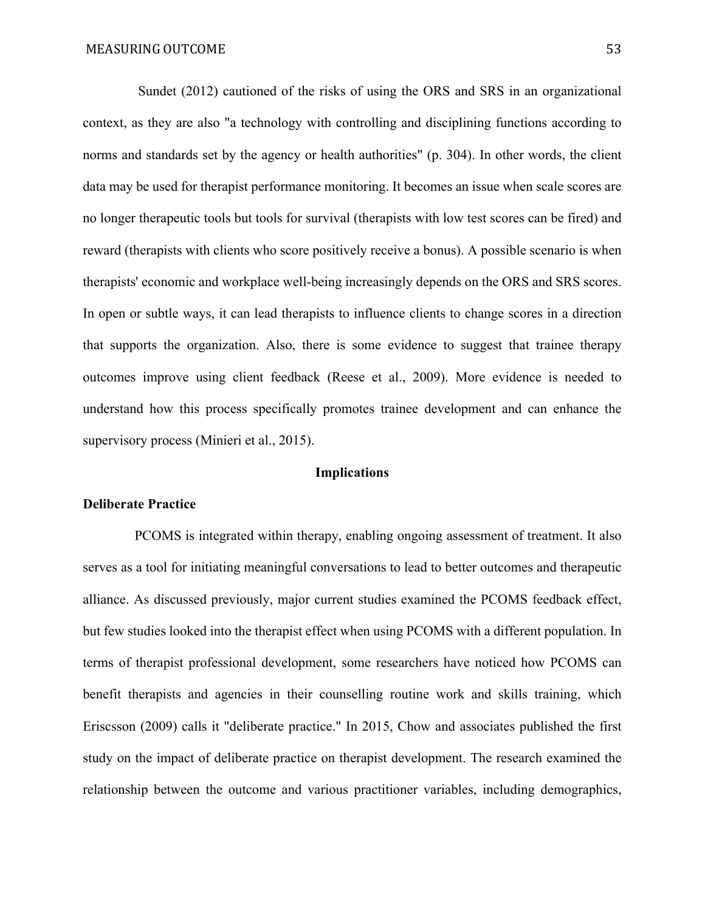Sundet (2012) cautioned of the risks of using the ORS and SRS in an organizational context, as they are also "a technology with controlling and disciplining functions according to norms and standards set by the agency or health authorities" (p. 304). In other words, the client data may be used for therapist performance monitoring. It becomes an issue when scale scores are no longer therapeutic tools but tools for survival (therapists with low test scores can be fired) and reward (therapists with clients who score positively receive a bonus). A possible scenario is when therapists' economic and workplace well-being increasingly depends on the ORS and SRS scores. In open or subtle ways, it can lead therapists to influence clients to change scores in a direction that supports the organization. Also, there is some evidence to suggest that trainee therapy outcomes improve using client feedback (Reese et al., 2009). More evidence is needed to understand how this process specifically promotes trainee development and can enhance the supervisory process (Minieri et al., 2015).

## Implications

### Deliberate Practice

PCOMS is integrated within therapy, enabling ongoing assessment of treatment. It also serves as a tool for initiating meaningful conversations to lead to better outcomes and therapeutic alliance. As discussed previously, major current studies examined the PCOMS feedback effect, but few studies looked into the therapist effect when using PCOMS with a different population. In terms of therapist professional development, some researchers have noticed how PCOMS can benefit therapists and agencies in their counselling routine work and skills training, which Eriscsson (2009) calls it "deliberate practice." In 2015, Chow and associates published the first study on the impact of deliberate practice on therapist development. The research examined the relationship between the outcome and various practitioner variables, including demographics,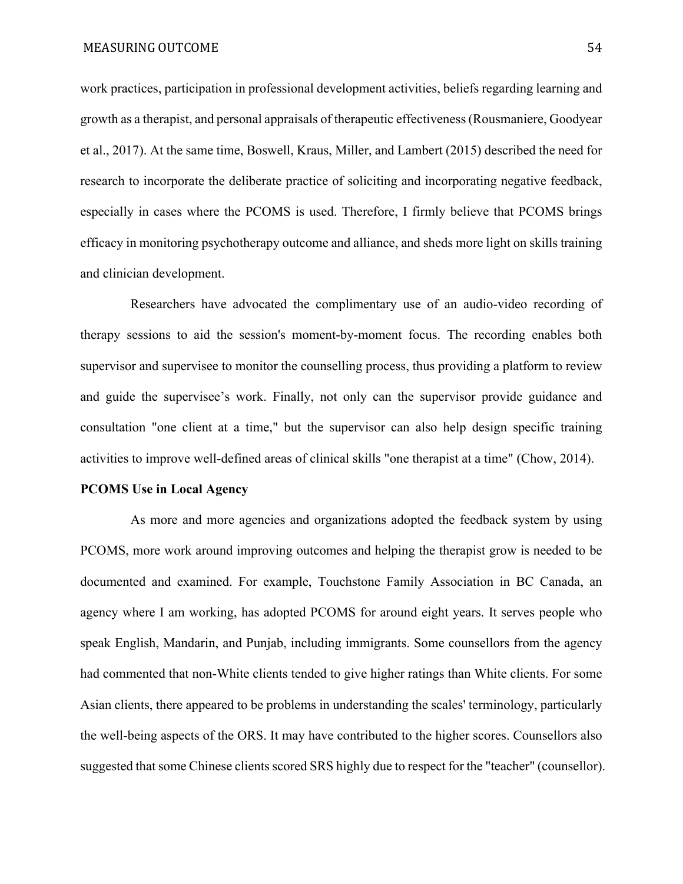work practices, participation in professional development activities, beliefs regarding learning and growth as a therapist, and personal appraisals of therapeutic effectiveness (Rousmaniere, Goodyear et al., 2017). At the same time, Boswell, Kraus, Miller, and Lambert (2015) described the need for research to incorporate the deliberate practice of soliciting and incorporating negative feedback, especially in cases where the PCOMS is used. Therefore, I firmly believe that PCOMS brings efficacy in monitoring psychotherapy outcome and alliance, and sheds more light on skills training and clinician development.

Researchers have advocated the complimentary use of an audio-video recording of therapy sessions to aid the session's moment-by-moment focus. The recording enables both supervisor and supervisee to monitor the counselling process, thus providing a platform to review and guide the supervisee's work. Finally, not only can the supervisor provide guidance and consultation "one client at a time," but the supervisor can also help design specific training activities to improve well-defined areas of clinical skills "one therapist at a time" (Chow, 2014).

**PCOMS Use in Local Agency**

As more and more agencies and organizations adopted the feedback system by using PCOMS, more work around improving outcomes and helping the therapist grow is needed to be documented and examined. For example, Touchstone Family Association in BC Canada, an agency where I am working, has adopted PCOMS for around eight years. It serves people who speak English, Mandarin, and Punjab, including immigrants. Some counsellors from the agency had commented that non-White clients tended to give higher ratings than White clients. For some Asian clients, there appeared to be problems in understanding the scales' terminology, particularly the well-being aspects of the ORS. It may have contributed to the higher scores. Counsellors also suggested that some Chinese clients scored SRS highly due to respect for the "teacher" (counsellor).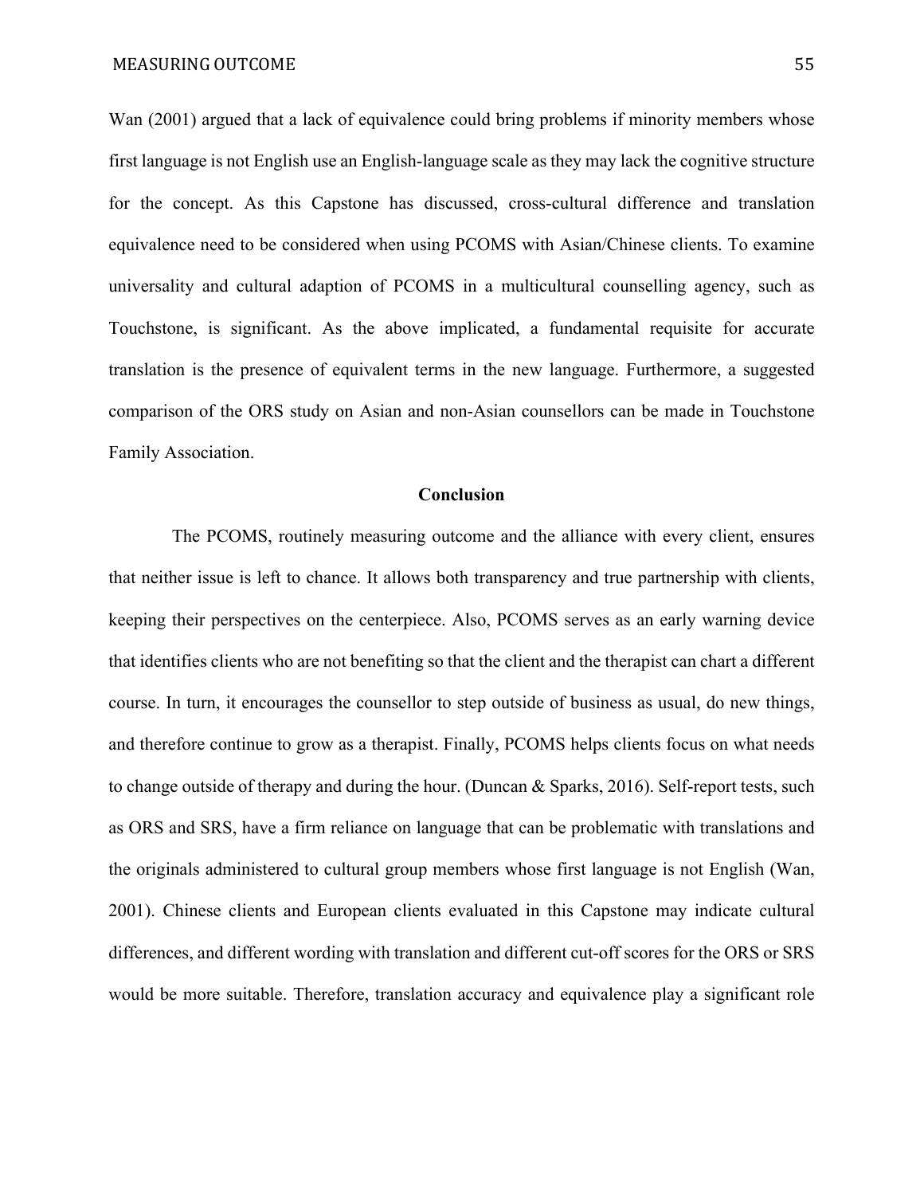Wan (2001) argued that a lack of equivalence could bring problems if minority members whose first language is not English use an English-language scale as they may lack the cognitive structure for the concept. As this Capstone has discussed, cross-cultural difference and translation equivalence need to be considered when using PCOMS with Asian/Chinese clients. To examine universality and cultural adaption of PCOMS in a multicultural counselling agency, such as Touchstone, is significant. As the above implicated, a fundamental requisite for accurate translation is the presence of equivalent terms in the new language. Furthermore, a suggested comparison of the ORS study on Asian and non-Asian counsellors can be made in Touchstone Family Association.

## Conclusion

The PCOMS, routinely measuring outcome and the alliance with every client, ensures that neither issue is left to chance. It allows both transparency and true partnership with clients, keeping their perspectives on the centerpiece. Also, PCOMS serves as an early warning device that identifies clients who are not benefiting so that the client and the therapist can chart a different course. In turn, it encourages the counsellor to step outside of business as usual, do new things, and therefore continue to grow as a therapist. Finally, PCOMS helps clients focus on what needs to change outside of therapy and during the hour. (Duncan & Sparks, 2016). Self-report tests, such as ORS and SRS, have a firm reliance on language that can be problematic with translations and the originals administered to cultural group members whose first language is not English (Wan, 2001). Chinese clients and European clients evaluated in this Capstone may indicate cultural differences, and different wording with translation and different cut-off scores for the ORS or SRS would be more suitable. Therefore, translation accuracy and equivalence play a significant role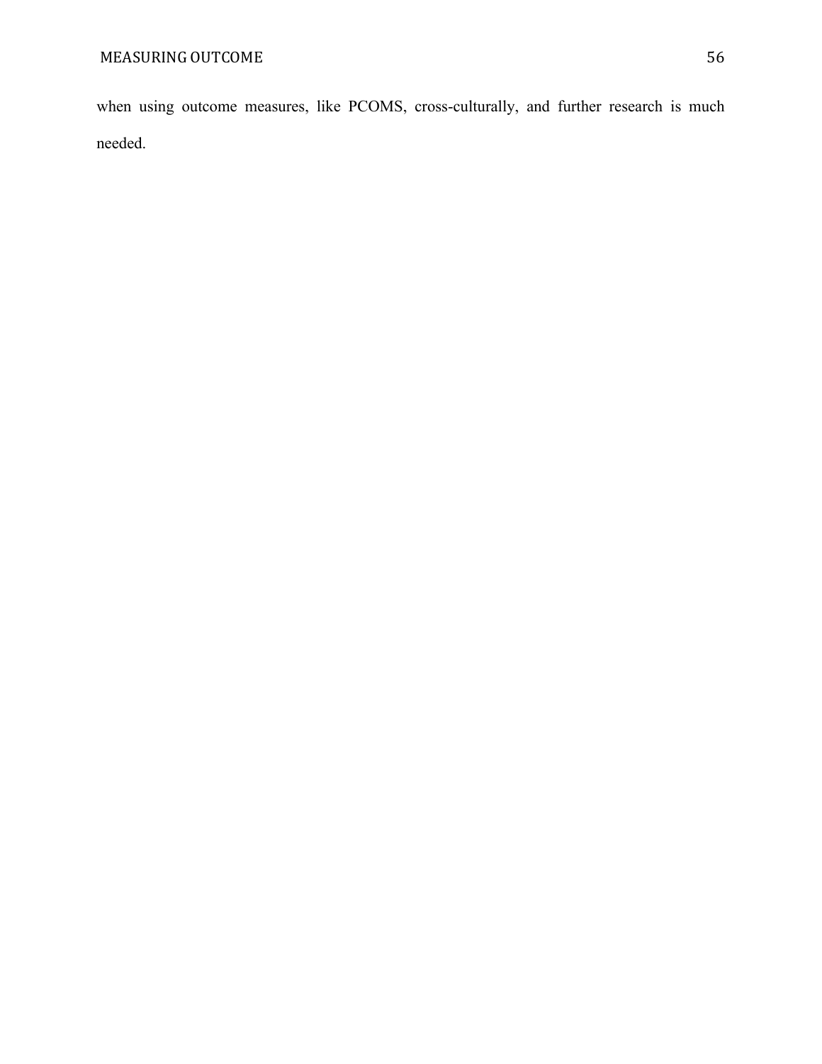when using outcome measures, like PCOMS, cross-culturally, and further research is much needed.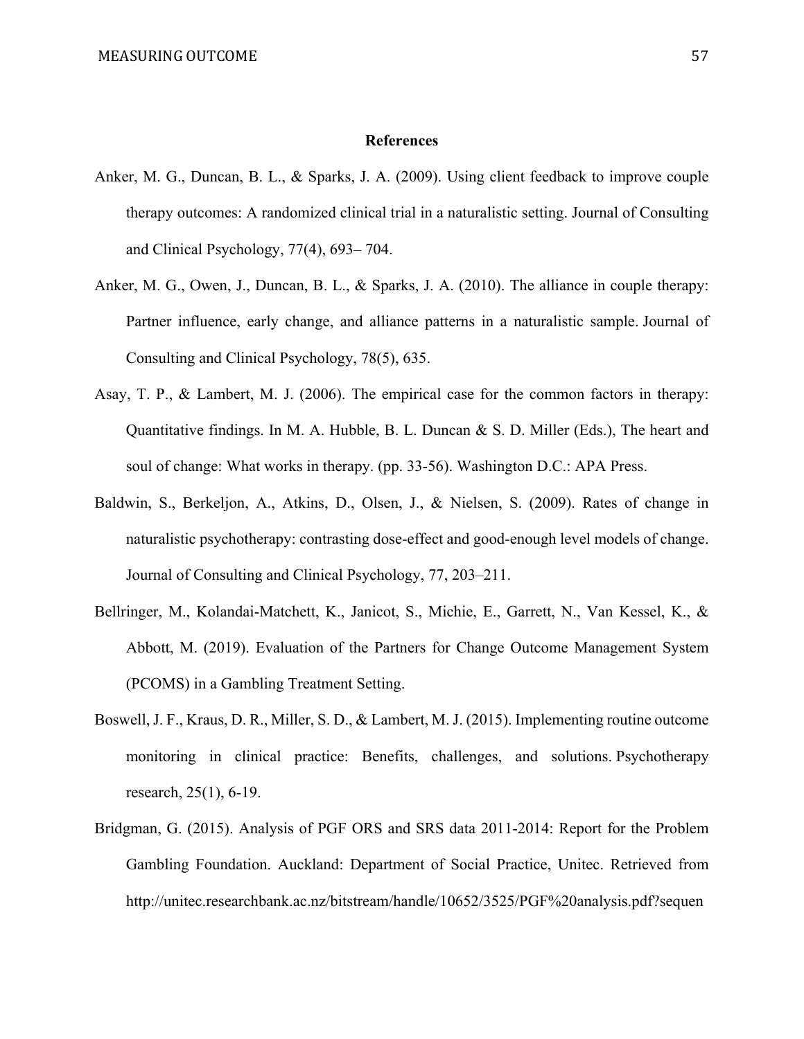**References**

Anker, M. G., Duncan, B. L., & Sparks, J. A. (2009). Using client feedback to improve couple therapy outcomes: A randomized clinical trial in a naturalistic setting. Journal of Consulting and Clinical Psychology, 77(4), 693– 704.

Anker, M. G., Owen, J., Duncan, B. L., & Sparks, J. A. (2010). The alliance in couple therapy: Partner influence, early change, and alliance patterns in a naturalistic sample. Journal of Consulting and Clinical Psychology, 78(5), 635.

Asay, T. P., & Lambert, M. J. (2006). The empirical case for the common factors in therapy: Quantitative findings. In M. A. Hubble, B. L. Duncan & S. D. Miller (Eds.), The heart and soul of change: What works in therapy. (pp. 33-56). Washington D.C.: APA Press.

Baldwin, S., Berkeljon, A., Atkins, D., Olsen, J., & Nielsen, S. (2009). Rates of change in naturalistic psychotherapy: contrasting dose-effect and good-enough level models of change. Journal of Consulting and Clinical Psychology, 77, 203–211.

Bellringer, M., Kolandai-Matchett, K., Janicot, S., Michie, E., Garrett, N., Van Kessel, K., & Abbott, M. (2019). Evaluation of the Partners for Change Outcome Management System (PCOMS) in a Gambling Treatment Setting.

Boswell, J. F., Kraus, D. R., Miller, S. D., & Lambert, M. J. (2015). Implementing routine outcome monitoring in clinical practice: Benefits, challenges, and solutions. Psychotherapy research, 25(1), 6-19.

Bridgman, G. (2015). Analysis of PGF ORS and SRS data 2011-2014: Report for the Problem Gambling Foundation. Auckland: Department of Social Practice, Unitec. Retrieved from http://unitec.researchbank.ac.nz/bitstream/handle/10652/3525/PGF%20analysis.pdf?sequen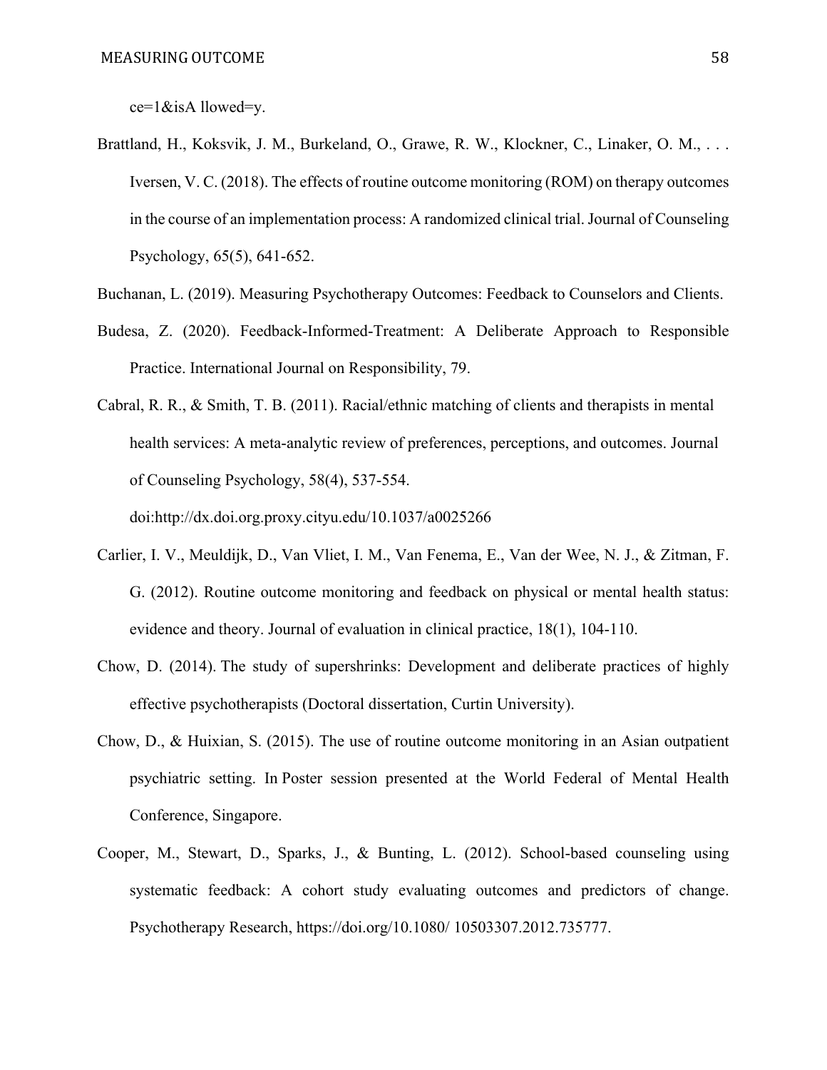ce=1&isA llowed=y.

Brattland, H., Koksvik, J. M., Burkeland, O., Grawe, R. W., Klockner, C., Linaker, O. M., . . . Iversen, V. C. (2018). The effects of routine outcome monitoring (ROM) on therapy outcomes in the course of an implementation process: A randomized clinical trial. Journal of Counseling Psychology, 65(5), 641-652.

Buchanan, L. (2019). Measuring Psychotherapy Outcomes: Feedback to Counselors and Clients.

Budesa, Z. (2020). Feedback-Informed-Treatment: A Deliberate Approach to Responsible Practice. International Journal on Responsibility, 79.

Cabral, R. R., & Smith, T. B. (2011). Racial/ethnic matching of clients and therapists in mental health services: A meta-analytic review of preferences, perceptions, and outcomes. Journal of Counseling Psychology, 58(4), 537-554. doi:http://dx.doi.org.proxy.cityu.edu/10.1037/a0025266

Carlier, I. V., Meuldijk, D., Van Vliet, I. M., Van Fenema, E., Van der Wee, N. J., & Zitman, F. G. (2012). Routine outcome monitoring and feedback on physical or mental health status: evidence and theory. Journal of evaluation in clinical practice, 18(1), 104-110.

Chow, D. (2014). The study of supershrinks: Development and deliberate practices of highly effective psychotherapists (Doctoral dissertation, Curtin University).

Chow, D., & Huixian, S. (2015). The use of routine outcome monitoring in an Asian outpatient psychiatric setting. In Poster session presented at the World Federal of Mental Health Conference, Singapore.

Cooper, M., Stewart, D., Sparks, J., & Bunting, L. (2012). School-based counseling using systematic feedback: A cohort study evaluating outcomes and predictors of change. Psychotherapy Research, https://doi.org/10.1080/ 10503307.2012.735777.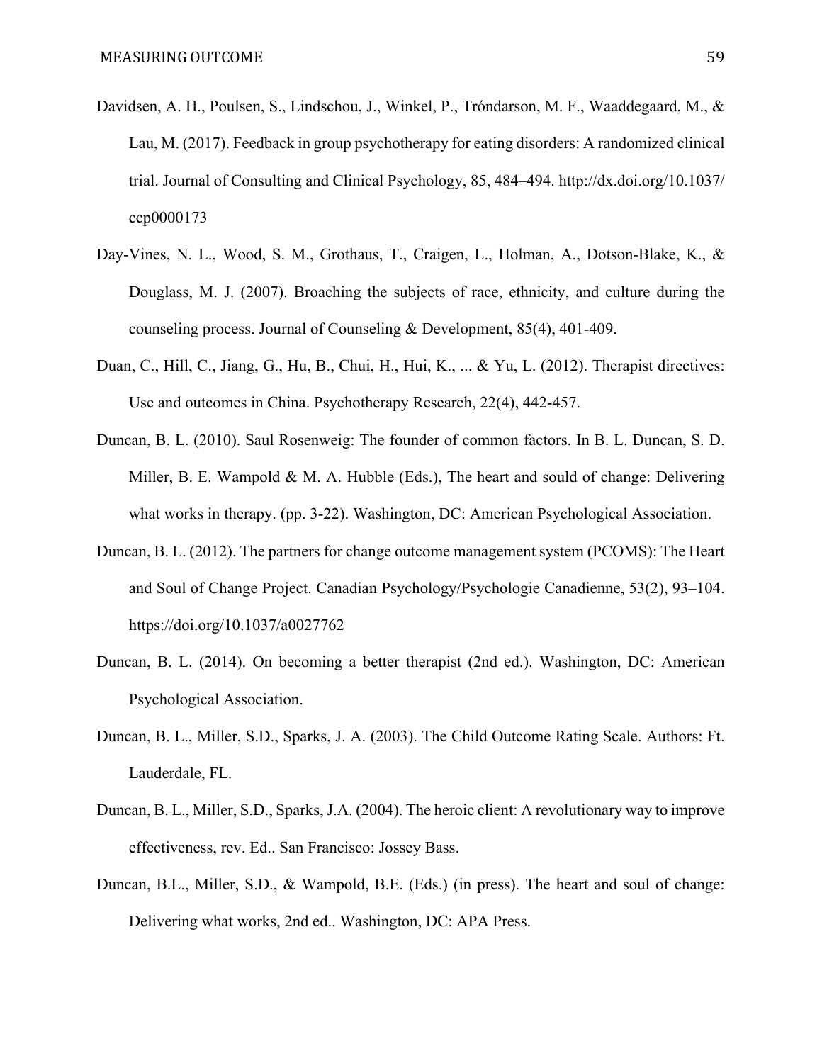Davidsen, A. H., Poulsen, S., Lindschou, J., Winkel, P., Tróndarson, M. F., Waaddegaard, M., & Lau, M. (2017). Feedback in group psychotherapy for eating disorders: A randomized clinical trial. Journal of Consulting and Clinical Psychology, 85, 484–494. http://dx.doi.org/10.1037/ccp0000173

Day-Vines, N. L., Wood, S. M., Grothaus, T., Craigen, L., Holman, A., Dotson-Blake, K., & Douglass, M. J. (2007). Broaching the subjects of race, ethnicity, and culture during the counseling process. Journal of Counseling & Development, 85(4), 401-409.

Duan, C., Hill, C., Jiang, G., Hu, B., Chui, H., Hui, K., ... & Yu, L. (2012). Therapist directives: Use and outcomes in China. Psychotherapy Research, 22(4), 442-457.

Duncan, B. L. (2010). Saul Rosenweig: The founder of common factors. In B. L. Duncan, S. D. Miller, B. E. Wampold & M. A. Hubble (Eds.), The heart and sould of change: Delivering what works in therapy. (pp. 3-22). Washington, DC: American Psychological Association.

Duncan, B. L. (2012). The partners for change outcome management system (PCOMS): The Heart and Soul of Change Project. Canadian Psychology/Psychologie Canadienne, 53(2), 93–104. https://doi.org/10.1037/a0027762

Duncan, B. L. (2014). On becoming a better therapist (2nd ed.). Washington, DC: American Psychological Association.

Duncan, B. L., Miller, S.D., Sparks, J. A. (2003). The Child Outcome Rating Scale. Authors: Ft. Lauderdale, FL.

Duncan, B. L., Miller, S.D., Sparks, J.A. (2004). The heroic client: A revolutionary way to improve effectiveness, rev. Ed.. San Francisco: Jossey Bass.

Duncan, B.L., Miller, S.D., & Wampold, B.E. (Eds.) (in press). The heart and soul of change: Delivering what works, 2nd ed.. Washington, DC: APA Press.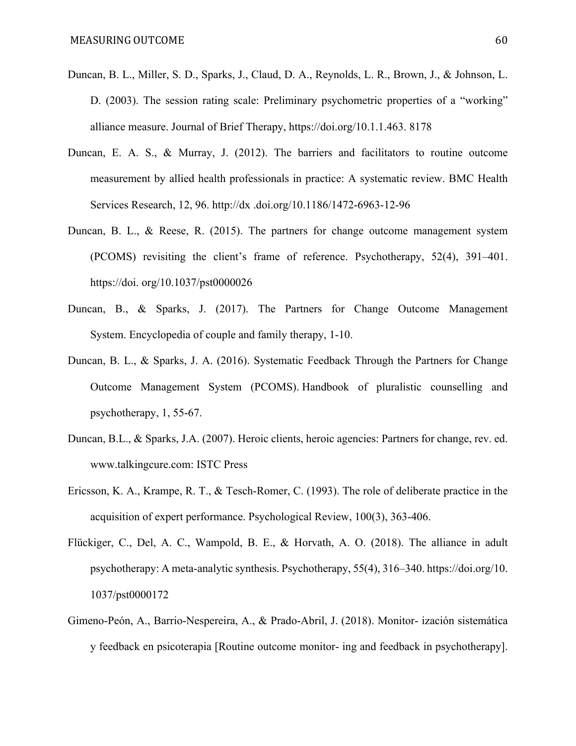Duncan, B. L., Miller, S. D., Sparks, J., Claud, D. A., Reynolds, L. R., Brown, J., & Johnson, L. D. (2003). The session rating scale: Preliminary psychometric properties of a "working" alliance measure. Journal of Brief Therapy, https://doi.org/10.1.1.463. 8178

Duncan, E. A. S., & Murray, J. (2012). The barriers and facilitators to routine outcome measurement by allied health professionals in practice: A systematic review. BMC Health Services Research, 12, 96. http://dx .doi.org/10.1186/1472-6963-12-96

Duncan, B. L., & Reese, R. (2015). The partners for change outcome management system (PCOMS) revisiting the client's frame of reference. Psychotherapy, 52(4), 391–401. https://doi. org/10.1037/pst0000026

Duncan, B., & Sparks, J. (2017). The Partners for Change Outcome Management System. Encyclopedia of couple and family therapy, 1-10.

Duncan, B. L., & Sparks, J. A. (2016). Systematic Feedback Through the Partners for Change Outcome Management System (PCOMS). Handbook of pluralistic counselling and psychotherapy, 1, 55-67.

Duncan, B.L., & Sparks, J.A. (2007). Heroic clients, heroic agencies: Partners for change, rev. ed. www.talkingcure.com: ISTC Press

Ericsson, K. A., Krampe, R. T., & Tesch-Romer, C. (1993). The role of deliberate practice in the acquisition of expert performance. Psychological Review, 100(3), 363-406.

Flückiger, C., Del, A. C., Wampold, B. E., & Horvath, A. O. (2018). The alliance in adult psychotherapy: A meta-analytic synthesis. Psychotherapy, 55(4), 316–340. https://doi.org/10. 1037/pst0000172

Gimeno-Peón, A., Barrio-Nespereira, A., & Prado-Abril, J. (2018). Monitor- ización sistemática y feedback en psicoterapia [Routine outcome monitor- ing and feedback in psychotherapy].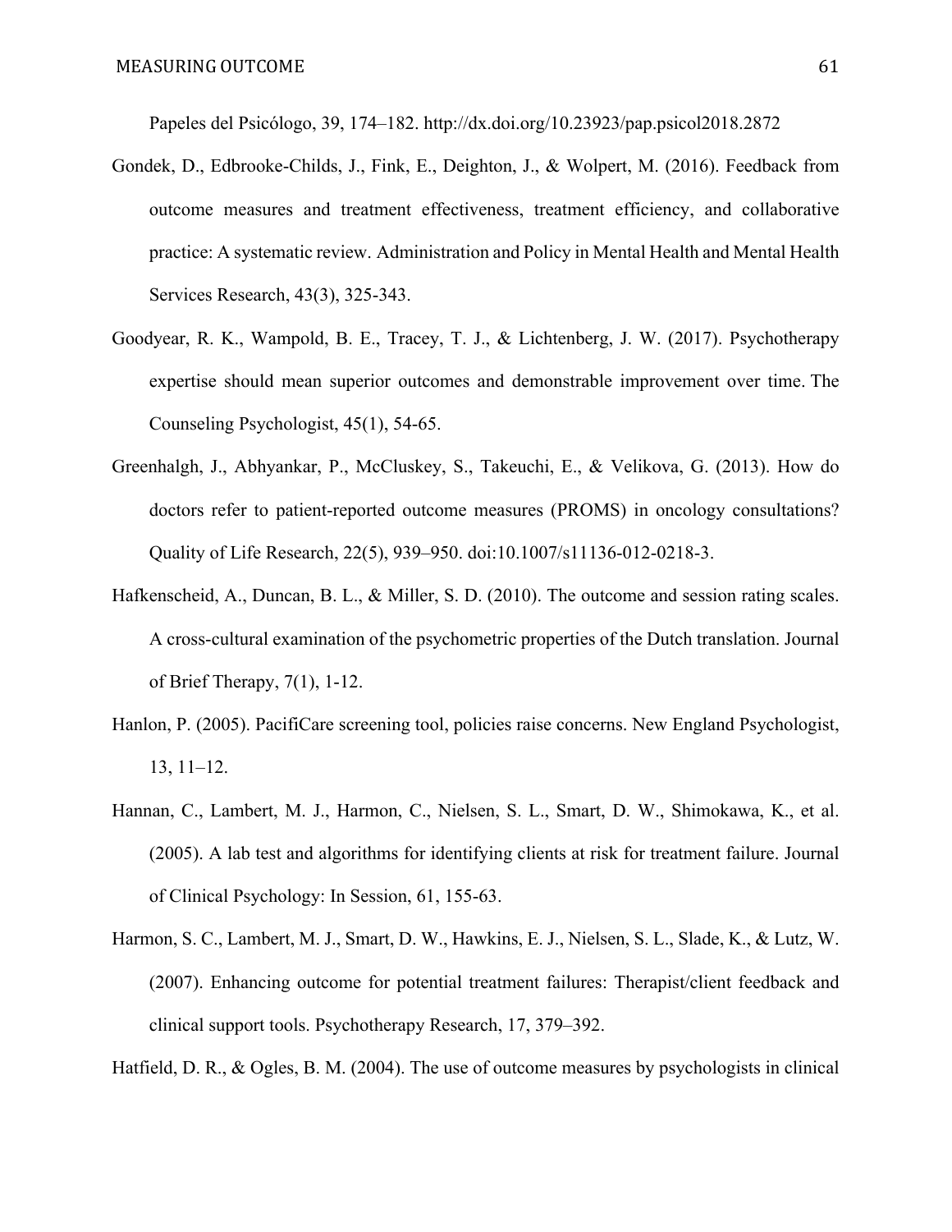Papeles del Psicólogo, 39, 174–182. http://dx.doi.org/10.23923/pap.psicol2018.2872

Gondek, D., Edbrooke-Childs, J., Fink, E., Deighton, J., & Wolpert, M. (2016). Feedback from outcome measures and treatment effectiveness, treatment efficiency, and collaborative practice: A systematic review. Administration and Policy in Mental Health and Mental Health Services Research, 43(3), 325-343.

Goodyear, R. K., Wampold, B. E., Tracey, T. J., & Lichtenberg, J. W. (2017). Psychotherapy expertise should mean superior outcomes and demonstrable improvement over time. The Counseling Psychologist, 45(1), 54-65.

Greenhalgh, J., Abhyankar, P., McCluskey, S., Takeuchi, E., & Velikova, G. (2013). How do doctors refer to patient-reported outcome measures (PROMS) in oncology consultations? Quality of Life Research, 22(5), 939–950. doi:10.1007/s11136-012-0218-3.

Hafkenscheid, A., Duncan, B. L., & Miller, S. D. (2010). The outcome and session rating scales. A cross-cultural examination of the psychometric properties of the Dutch translation. Journal of Brief Therapy, 7(1), 1-12.

Hanlon, P. (2005). PacifiCare screening tool, policies raise concerns. New England Psychologist, 13, 11–12.

Hannan, C., Lambert, M. J., Harmon, C., Nielsen, S. L., Smart, D. W., Shimokawa, K., et al. (2005). A lab test and algorithms for identifying clients at risk for treatment failure. Journal of Clinical Psychology: In Session, 61, 155-63.

Harmon, S. C., Lambert, M. J., Smart, D. W., Hawkins, E. J., Nielsen, S. L., Slade, K., & Lutz, W. (2007). Enhancing outcome for potential treatment failures: Therapist/client feedback and clinical support tools. Psychotherapy Research, 17, 379–392.

Hatfield, D. R., & Ogles, B. M. (2004). The use of outcome measures by psychologists in clinical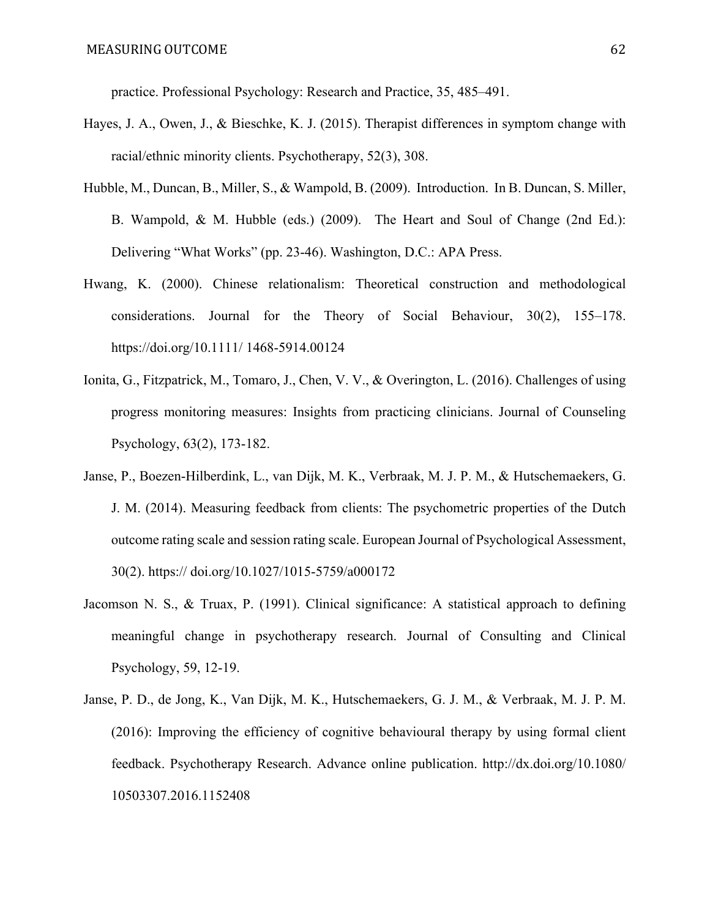practice. Professional Psychology: Research and Practice, 35, 485–491.

Hayes, J. A., Owen, J., & Bieschke, K. J. (2015). Therapist differences in symptom change with racial/ethnic minority clients. Psychotherapy, 52(3), 308.

Hubble, M., Duncan, B., Miller, S., & Wampold, B. (2009). Introduction. In B. Duncan, S. Miller, B. Wampold, & M. Hubble (eds.) (2009). The Heart and Soul of Change (2nd Ed.): Delivering "What Works" (pp. 23-46). Washington, D.C.: APA Press.

Hwang, K. (2000). Chinese relationalism: Theoretical construction and methodological considerations. Journal for the Theory of Social Behaviour, 30(2), 155–178. https://doi.org/10.1111/ 1468-5914.00124

Ionita, G., Fitzpatrick, M., Tomaro, J., Chen, V. V., & Overington, L. (2016). Challenges of using progress monitoring measures: Insights from practicing clinicians. Journal of Counseling Psychology, 63(2), 173-182.

Janse, P., Boezen-Hilberdink, L., van Dijk, M. K., Verbraak, M. J. P. M., & Hutschemaekers, G. J. M. (2014). Measuring feedback from clients: The psychometric properties of the Dutch outcome rating scale and session rating scale. European Journal of Psychological Assessment, 30(2). https:// doi.org/10.1027/1015-5759/a000172

Jacomson N. S., & Truax, P. (1991). Clinical significance: A statistical approach to defining meaningful change in psychotherapy research. Journal of Consulting and Clinical Psychology, 59, 12-19.

Janse, P. D., de Jong, K., Van Dijk, M. K., Hutschemaekers, G. J. M., & Verbraak, M. J. P. M. (2016): Improving the efficiency of cognitive behavioural therapy by using formal client feedback. Psychotherapy Research. Advance online publication. http://dx.doi.org/10.1080/ 10503307.2016.1152408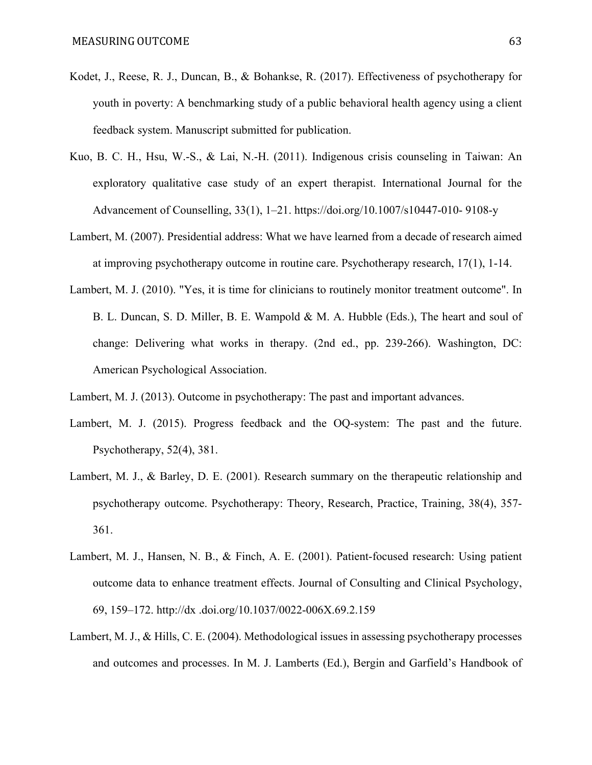Kodet, J., Reese, R. J., Duncan, B., & Bohankse, R. (2017). Effectiveness of psychotherapy for youth in poverty: A benchmarking study of a public behavioral health agency using a client feedback system. Manuscript submitted for publication.

Kuo, B. C. H., Hsu, W.-S., & Lai, N.-H. (2011). Indigenous crisis counseling in Taiwan: An exploratory qualitative case study of an expert therapist. International Journal for the Advancement of Counselling, 33(1), 1–21. https://doi.org/10.1007/s10447-010- 9108-y

Lambert, M. (2007). Presidential address: What we have learned from a decade of research aimed at improving psychotherapy outcome in routine care. Psychotherapy research, 17(1), 1-14.

Lambert, M. J. (2010). "Yes, it is time for clinicians to routinely monitor treatment outcome". In B. L. Duncan, S. D. Miller, B. E. Wampold & M. A. Hubble (Eds.), The heart and soul of change: Delivering what works in therapy. (2nd ed., pp. 239-266). Washington, DC: American Psychological Association.

Lambert, M. J. (2013). Outcome in psychotherapy: The past and important advances.

Lambert, M. J. (2015). Progress feedback and the OQ-system: The past and the future. Psychotherapy, 52(4), 381.

Lambert, M. J., & Barley, D. E. (2001). Research summary on the therapeutic relationship and psychotherapy outcome. Psychotherapy: Theory, Research, Practice, Training, 38(4), 357-361.

Lambert, M. J., Hansen, N. B., & Finch, A. E. (2001). Patient-focused research: Using patient outcome data to enhance treatment effects. Journal of Consulting and Clinical Psychology, 69, 159–172. http://dx .doi.org/10.1037/0022-006X.69.2.159

Lambert, M. J., & Hills, C. E. (2004). Methodological issues in assessing psychotherapy processes and outcomes and processes. In M. J. Lamberts (Ed.), Bergin and Garfield's Handbook of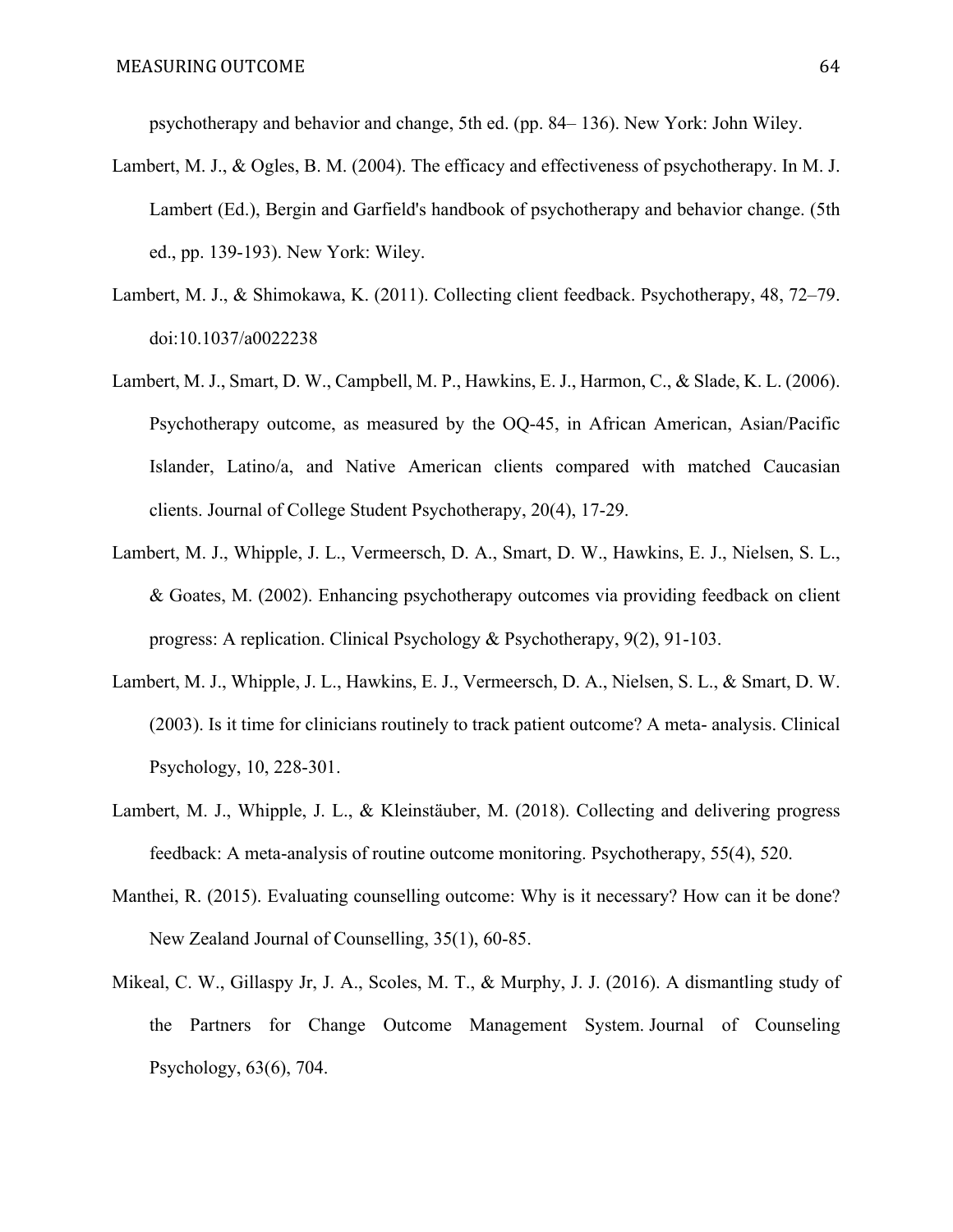psychotherapy and behavior and change, 5th ed. (pp. 84– 136). New York: John Wiley.

Lambert, M. J., & Ogles, B. M. (2004). The efficacy and effectiveness of psychotherapy. In M. J. Lambert (Ed.), Bergin and Garfield's handbook of psychotherapy and behavior change. (5th ed., pp. 139-193). New York: Wiley.

Lambert, M. J., & Shimokawa, K. (2011). Collecting client feedback. Psychotherapy, 48, 72–79. doi:10.1037/a0022238

Lambert, M. J., Smart, D. W., Campbell, M. P., Hawkins, E. J., Harmon, C., & Slade, K. L. (2006). Psychotherapy outcome, as measured by the OQ-45, in African American, Asian/Pacific Islander, Latino/a, and Native American clients compared with matched Caucasian clients. Journal of College Student Psychotherapy, 20(4), 17-29.

Lambert, M. J., Whipple, J. L., Vermeersch, D. A., Smart, D. W., Hawkins, E. J., Nielsen, S. L., & Goates, M. (2002). Enhancing psychotherapy outcomes via providing feedback on client progress: A replication. Clinical Psychology & Psychotherapy, 9(2), 91-103.

Lambert, M. J., Whipple, J. L., Hawkins, E. J., Vermeersch, D. A., Nielsen, S. L., & Smart, D. W. (2003). Is it time for clinicians routinely to track patient outcome? A meta- analysis. Clinical Psychology, 10, 228-301.

Lambert, M. J., Whipple, J. L., & Kleinstäuber, M. (2018). Collecting and delivering progress feedback: A meta-analysis of routine outcome monitoring. Psychotherapy, 55(4), 520.

Manthei, R. (2015). Evaluating counselling outcome: Why is it necessary? How can it be done? New Zealand Journal of Counselling, 35(1), 60-85.

Mikeal, C. W., Gillaspy Jr, J. A., Scoles, M. T., & Murphy, J. J. (2016). A dismantling study of the Partners for Change Outcome Management System. Journal of Counseling Psychology, 63(6), 704.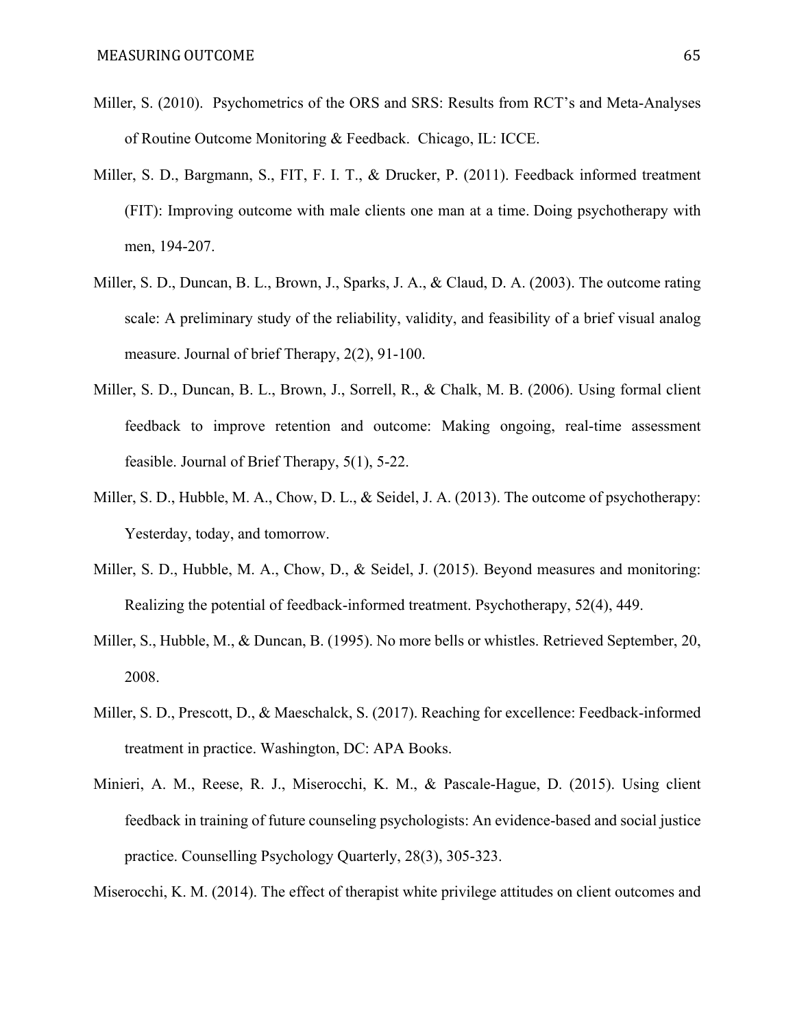Miller, S. (2010). Psychometrics of the ORS and SRS: Results from RCT's and Meta-Analyses of Routine Outcome Monitoring & Feedback. Chicago, IL: ICCE.

Miller, S. D., Bargmann, S., FIT, F. I. T., & Drucker, P. (2011). Feedback informed treatment (FIT): Improving outcome with male clients one man at a time. Doing psychotherapy with men, 194-207.

Miller, S. D., Duncan, B. L., Brown, J., Sparks, J. A., & Claud, D. A. (2003). The outcome rating scale: A preliminary study of the reliability, validity, and feasibility of a brief visual analog measure. Journal of brief Therapy, 2(2), 91-100.

Miller, S. D., Duncan, B. L., Brown, J., Sorrell, R., & Chalk, M. B. (2006). Using formal client feedback to improve retention and outcome: Making ongoing, real-time assessment feasible. Journal of Brief Therapy, 5(1), 5-22.

Miller, S. D., Hubble, M. A., Chow, D. L., & Seidel, J. A. (2013). The outcome of psychotherapy: Yesterday, today, and tomorrow.

Miller, S. D., Hubble, M. A., Chow, D., & Seidel, J. (2015). Beyond measures and monitoring: Realizing the potential of feedback-informed treatment. Psychotherapy, 52(4), 449.

Miller, S., Hubble, M., & Duncan, B. (1995). No more bells or whistles. Retrieved September, 20, 2008.

Miller, S. D., Prescott, D., & Maeschalck, S. (2017). Reaching for excellence: Feedback-informed treatment in practice. Washington, DC: APA Books.

Minieri, A. M., Reese, R. J., Miserocchi, K. M., & Pascale-Hague, D. (2015). Using client feedback in training of future counseling psychologists: An evidence-based and social justice practice. Counselling Psychology Quarterly, 28(3), 305-323.

Miserocchi, K. M. (2014). The effect of therapist white privilege attitudes on client outcomes and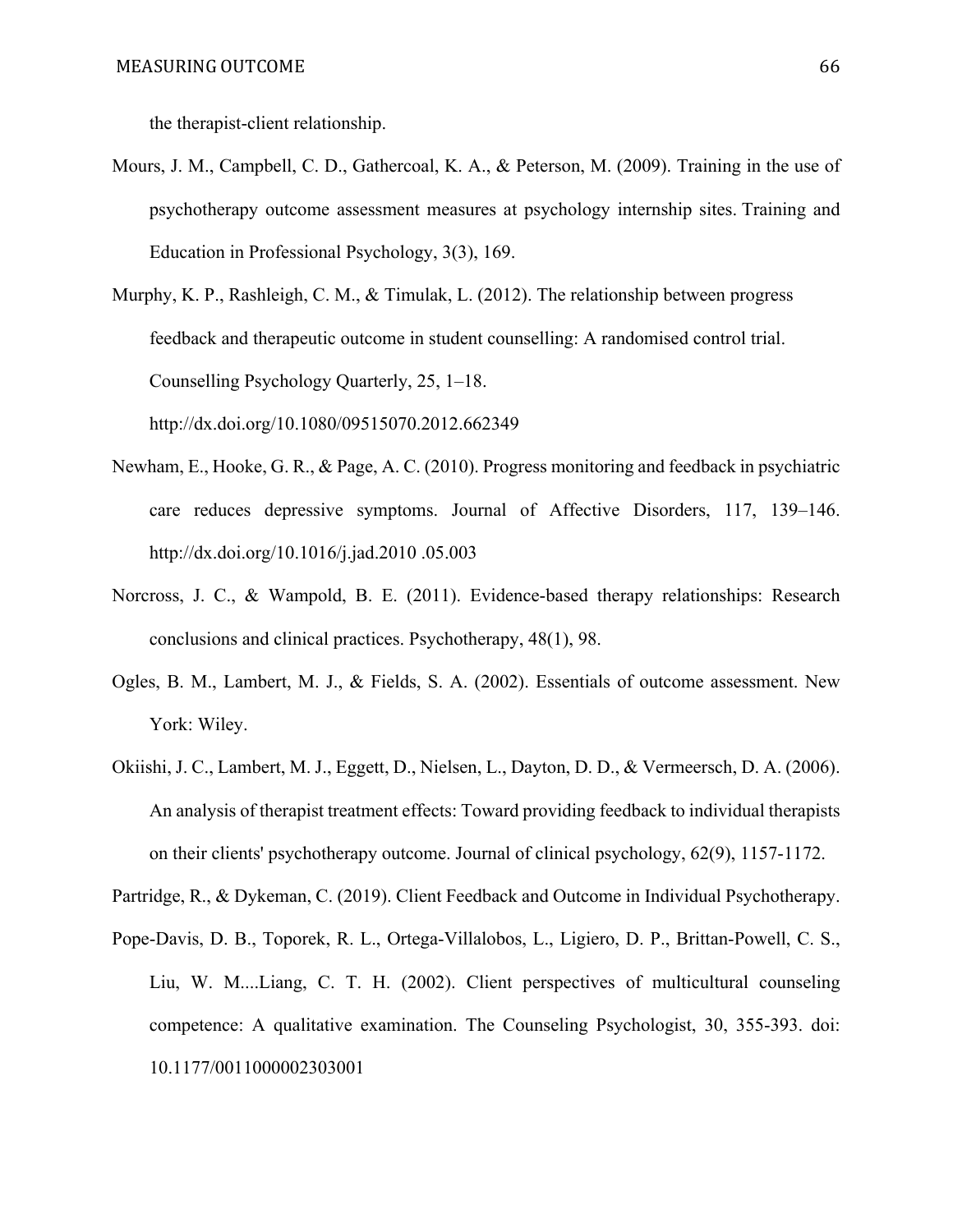the therapist-client relationship.

Mours, J. M., Campbell, C. D., Gathercoal, K. A., & Peterson, M. (2009). Training in the use of psychotherapy outcome assessment measures at psychology internship sites. Training and Education in Professional Psychology, 3(3), 169.

Murphy, K. P., Rashleigh, C. M., & Timulak, L. (2012). The relationship between progress feedback and therapeutic outcome in student counselling: A randomised control trial. Counselling Psychology Quarterly, 25, 1–18. http://dx.doi.org/10.1080/09515070.2012.662349

Newham, E., Hooke, G. R., & Page, A. C. (2010). Progress monitoring and feedback in psychiatric care reduces depressive symptoms. Journal of Affective Disorders, 117, 139–146. http://dx.doi.org/10.1016/j.jad.2010 .05.003

Norcross, J. C., & Wampold, B. E. (2011). Evidence-based therapy relationships: Research conclusions and clinical practices. Psychotherapy, 48(1), 98.

Ogles, B. M., Lambert, M. J., & Fields, S. A. (2002). Essentials of outcome assessment. New York: Wiley.

Okiishi, J. C., Lambert, M. J., Eggett, D., Nielsen, L., Dayton, D. D., & Vermeersch, D. A. (2006). An analysis of therapist treatment effects: Toward providing feedback to individual therapists on their clients' psychotherapy outcome. Journal of clinical psychology, 62(9), 1157-1172.

Partridge, R., & Dykeman, C. (2019). Client Feedback and Outcome in Individual Psychotherapy.

Pope-Davis, D. B., Toporek, R. L., Ortega-Villalobos, L., Ligiero, D. P., Brittan-Powell, C. S., Liu, W. M....Liang, C. T. H. (2002). Client perspectives of multicultural counseling competence: A qualitative examination. The Counseling Psychologist, 30, 355-393. doi: 10.1177/0011000002303001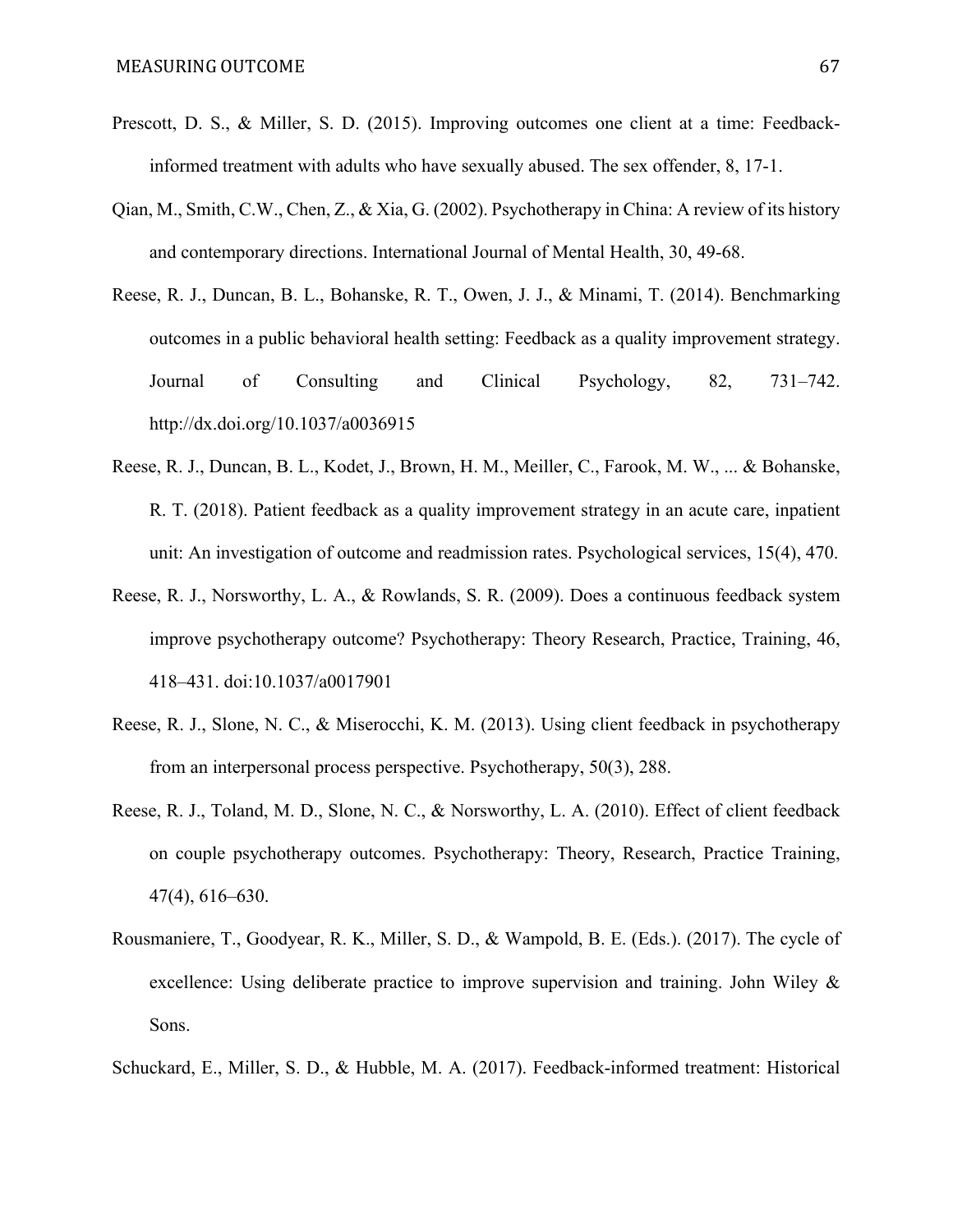Prescott, D. S., & Miller, S. D. (2015). Improving outcomes one client at a time: Feedback-informed treatment with adults who have sexually abused. The sex offender, 8, 17-1.

Qian, M., Smith, C.W., Chen, Z., & Xia, G. (2002). Psychotherapy in China: A review of its history and contemporary directions. International Journal of Mental Health, 30, 49-68.

Reese, R. J., Duncan, B. L., Bohanske, R. T., Owen, J. J., & Minami, T. (2014). Benchmarking outcomes in a public behavioral health setting: Feedback as a quality improvement strategy. Journal of Consulting and Clinical Psychology, 82, 731–742. http://dx.doi.org/10.1037/a0036915

Reese, R. J., Duncan, B. L., Kodet, J., Brown, H. M., Meiller, C., Farook, M. W., ... & Bohanske, R. T. (2018). Patient feedback as a quality improvement strategy in an acute care, inpatient unit: An investigation of outcome and readmission rates. Psychological services, 15(4), 470.

Reese, R. J., Norsworthy, L. A., & Rowlands, S. R. (2009). Does a continuous feedback system improve psychotherapy outcome? Psychotherapy: Theory Research, Practice, Training, 46, 418–431. doi:10.1037/a0017901

Reese, R. J., Slone, N. C., & Miserocchi, K. M. (2013). Using client feedback in psychotherapy from an interpersonal process perspective. Psychotherapy, 50(3), 288.

Reese, R. J., Toland, M. D., Slone, N. C., & Norsworthy, L. A. (2010). Effect of client feedback on couple psychotherapy outcomes. Psychotherapy: Theory, Research, Practice Training, 47(4), 616–630.

Rousmaniere, T., Goodyear, R. K., Miller, S. D., & Wampold, B. E. (Eds.). (2017). The cycle of excellence: Using deliberate practice to improve supervision and training. John Wiley & Sons.

Schuckard, E., Miller, S. D., & Hubble, M. A. (2017). Feedback-informed treatment: Historical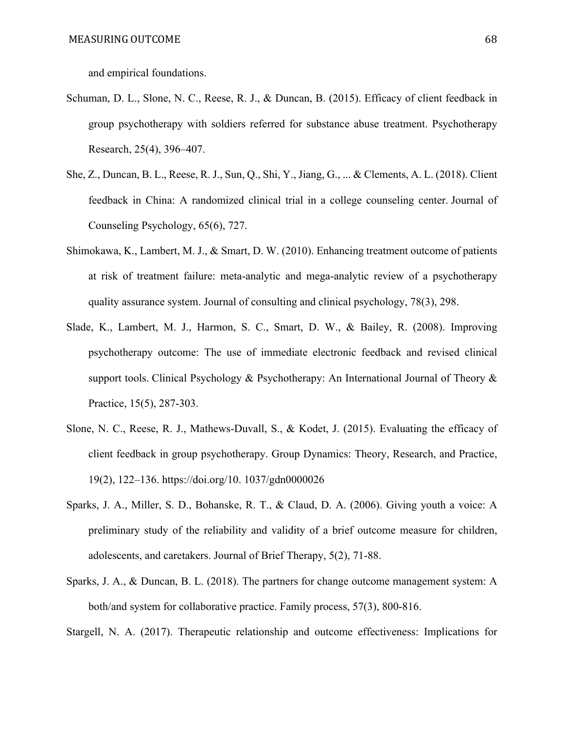and empirical foundations.

Schuman, D. L., Slone, N. C., Reese, R. J., & Duncan, B. (2015). Efficacy of client feedback in group psychotherapy with soldiers referred for substance abuse treatment. Psychotherapy Research, 25(4), 396–407.

She, Z., Duncan, B. L., Reese, R. J., Sun, Q., Shi, Y., Jiang, G., ... & Clements, A. L. (2018). Client feedback in China: A randomized clinical trial in a college counseling center. Journal of Counseling Psychology, 65(6), 727.

Shimokawa, K., Lambert, M. J., & Smart, D. W. (2010). Enhancing treatment outcome of patients at risk of treatment failure: meta-analytic and mega-analytic review of a psychotherapy quality assurance system. Journal of consulting and clinical psychology, 78(3), 298.

Slade, K., Lambert, M. J., Harmon, S. C., Smart, D. W., & Bailey, R. (2008). Improving psychotherapy outcome: The use of immediate electronic feedback and revised clinical support tools. Clinical Psychology & Psychotherapy: An International Journal of Theory & Practice, 15(5), 287-303.

Slone, N. C., Reese, R. J., Mathews-Duvall, S., & Kodet, J. (2015). Evaluating the efficacy of client feedback in group psychotherapy. Group Dynamics: Theory, Research, and Practice, 19(2), 122–136. https://doi.org/10. 1037/gdn0000026

Sparks, J. A., Miller, S. D., Bohanske, R. T., & Claud, D. A. (2006). Giving youth a voice: A preliminary study of the reliability and validity of a brief outcome measure for children, adolescents, and caretakers. Journal of Brief Therapy, 5(2), 71-88.

Sparks, J. A., & Duncan, B. L. (2018). The partners for change outcome management system: A both/and system for collaborative practice. Family process, 57(3), 800-816.

Stargell, N. A. (2017). Therapeutic relationship and outcome effectiveness: Implications for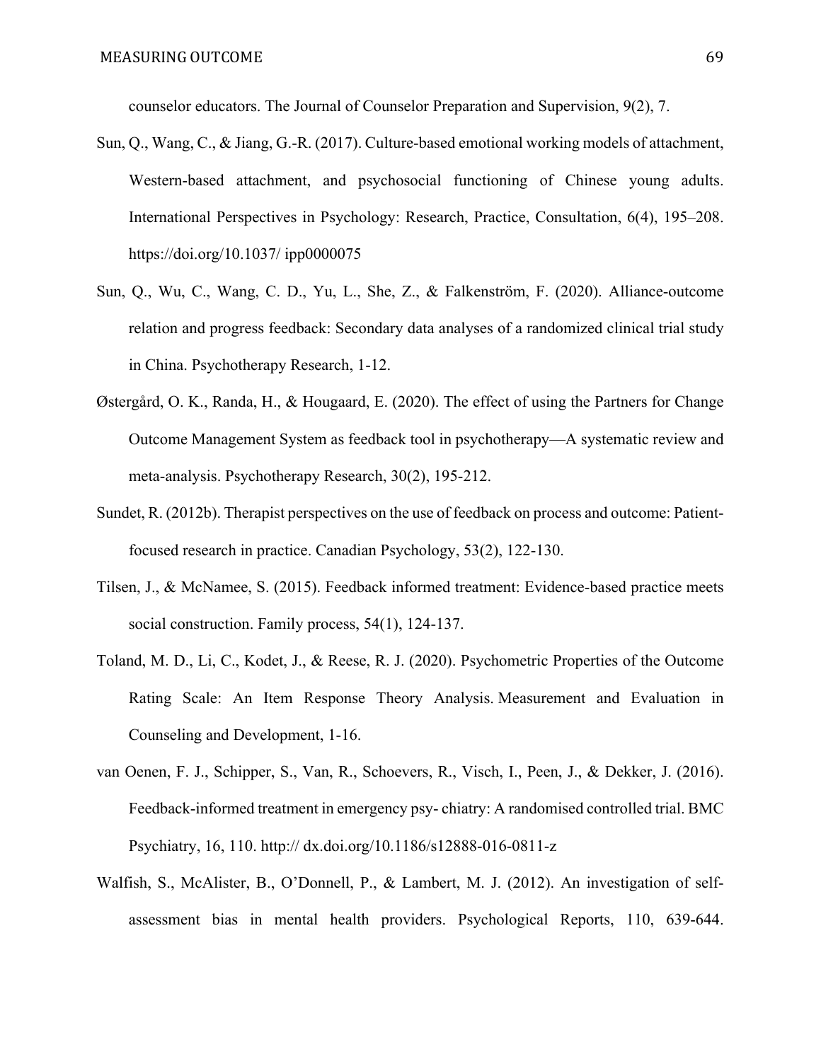counselor educators. The Journal of Counselor Preparation and Supervision, 9(2), 7.

Sun, Q., Wang, C., & Jiang, G.-R. (2017). Culture-based emotional working models of attachment, Western-based attachment, and psychosocial functioning of Chinese young adults. International Perspectives in Psychology: Research, Practice, Consultation, 6(4), 195–208. https://doi.org/10.1037/ ipp0000075

Sun, Q., Wu, C., Wang, C. D., Yu, L., She, Z., & Falkenström, F. (2020). Alliance-outcome relation and progress feedback: Secondary data analyses of a randomized clinical trial study in China. Psychotherapy Research, 1-12.

Østergård, O. K., Randa, H., & Hougaard, E. (2020). The effect of using the Partners for Change Outcome Management System as feedback tool in psychotherapy—A systematic review and meta-analysis. Psychotherapy Research, 30(2), 195-212.

Sundet, R. (2012b). Therapist perspectives on the use of feedback on process and outcome: Patient-focused research in practice. Canadian Psychology, 53(2), 122-130.

Tilsen, J., & McNamee, S. (2015). Feedback informed treatment: Evidence-based practice meets social construction. Family process, 54(1), 124-137.

Toland, M. D., Li, C., Kodet, J., & Reese, R. J. (2020). Psychometric Properties of the Outcome Rating Scale: An Item Response Theory Analysis. Measurement and Evaluation in Counseling and Development, 1-16.

van Oenen, F. J., Schipper, S., Van, R., Schoevers, R., Visch, I., Peen, J., & Dekker, J. (2016). Feedback-informed treatment in emergency psy- chiatry: A randomised controlled trial. BMC Psychiatry, 16, 110. http:// dx.doi.org/10.1186/s12888-016-0811-z

Walfish, S., McAlister, B., O'Donnell, P., & Lambert, M. J. (2012). An investigation of self-assessment bias in mental health providers. Psychological Reports, 110, 639-644.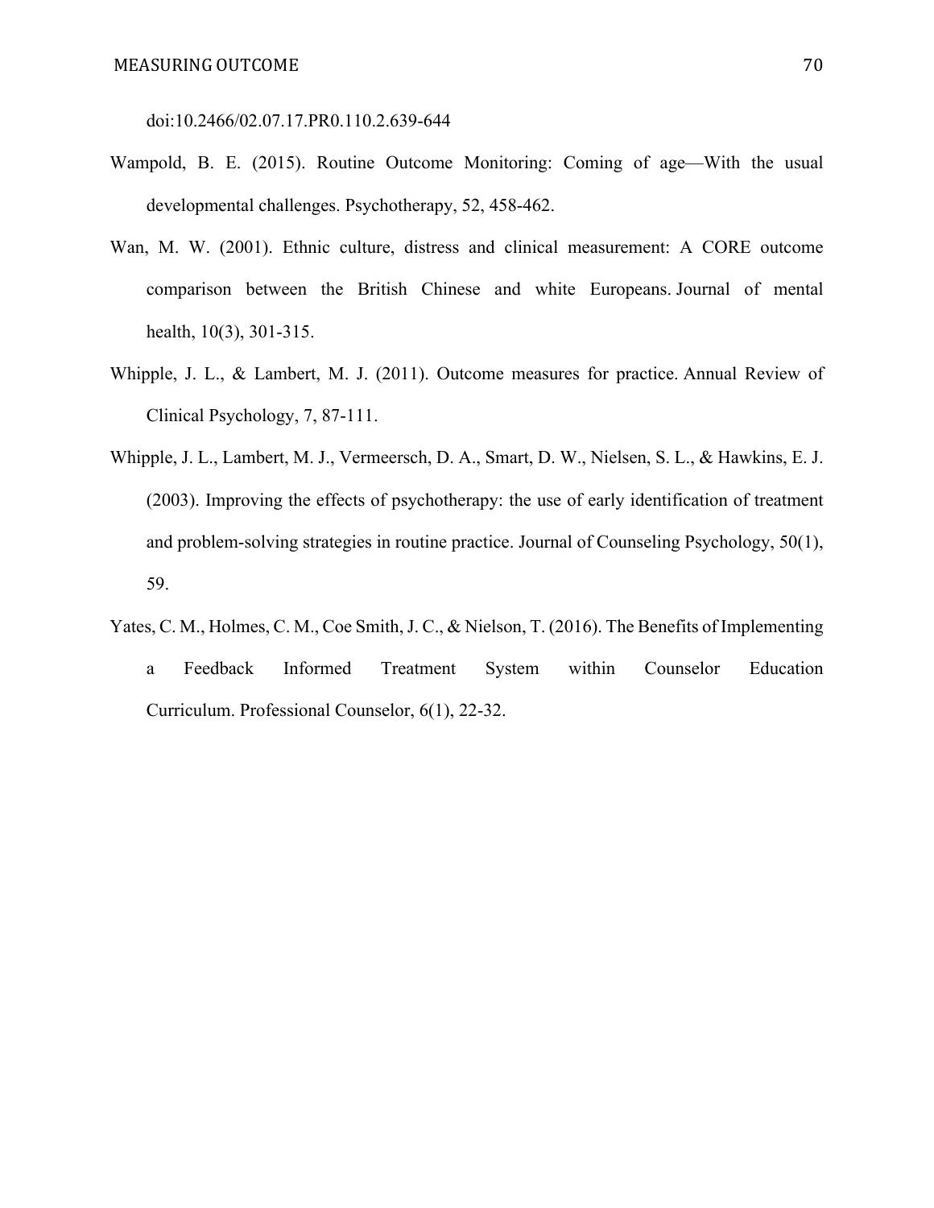doi:10.2466/02.07.17.PR0.110.2.639-644

Wampold, B. E. (2015). Routine Outcome Monitoring: Coming of age—With the usual developmental challenges. Psychotherapy, 52, 458-462.

Wan, M. W. (2001). Ethnic culture, distress and clinical measurement: A CORE outcome comparison between the British Chinese and white Europeans. Journal of mental health, 10(3), 301-315.

Whipple, J. L., & Lambert, M. J. (2011). Outcome measures for practice. Annual Review of Clinical Psychology, 7, 87-111.

Whipple, J. L., Lambert, M. J., Vermeersch, D. A., Smart, D. W., Nielsen, S. L., & Hawkins, E. J. (2003). Improving the effects of psychotherapy: the use of early identification of treatment and problem-solving strategies in routine practice. Journal of Counseling Psychology, 50(1), 59.

Yates, C. M., Holmes, C. M., Coe Smith, J. C., & Nielson, T. (2016). The Benefits of Implementing a Feedback Informed Treatment System within Counselor Education Curriculum. Professional Counselor, 6(1), 22-32.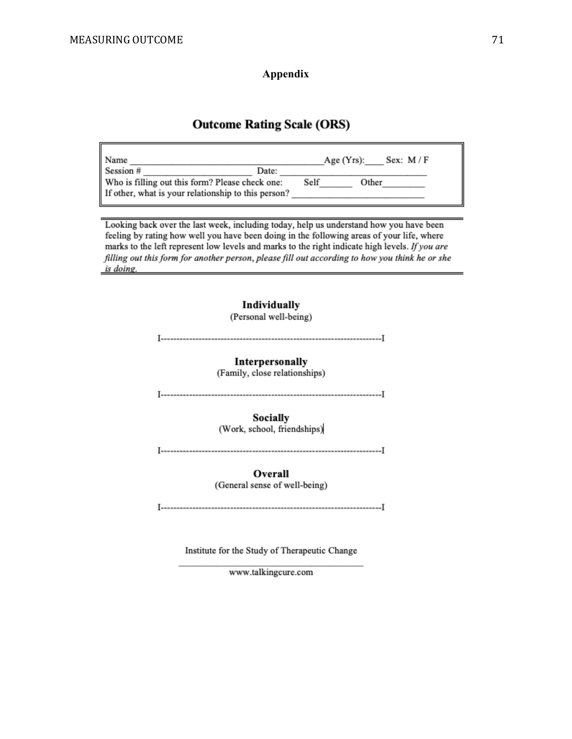## Appendix

### Outcome Rating Scale (ORS)

Name ______________________________________ Age (Yrs):____ Sex: M / F
Session # ______________________ Date: ____________________________
Who is filling out this form? Please check one: Self_______ Other_________
If other, what is your relationship to this person? ___________________________

Looking back over the last week, including today, help us understand how you have been feeling by rating how well you have been doing in the following areas of your life, where marks to the left represent low levels and marks to the right indicate high levels. *If you are filling out this form for another person, please fill out according to how you think he or she is doing.*

**Individually**
(Personal well-being)

I---------------------------------------------------------------------I

**Interpersonally**
(Family, close relationships)

I---------------------------------------------------------------------I

**Socially**
(Work, school, friendships)

I---------------------------------------------------------------------I

**Overall**
(General sense of well-being)

I---------------------------------------------------------------------I

Institute for the Study of Therapeutic Change

www.talkingcure.com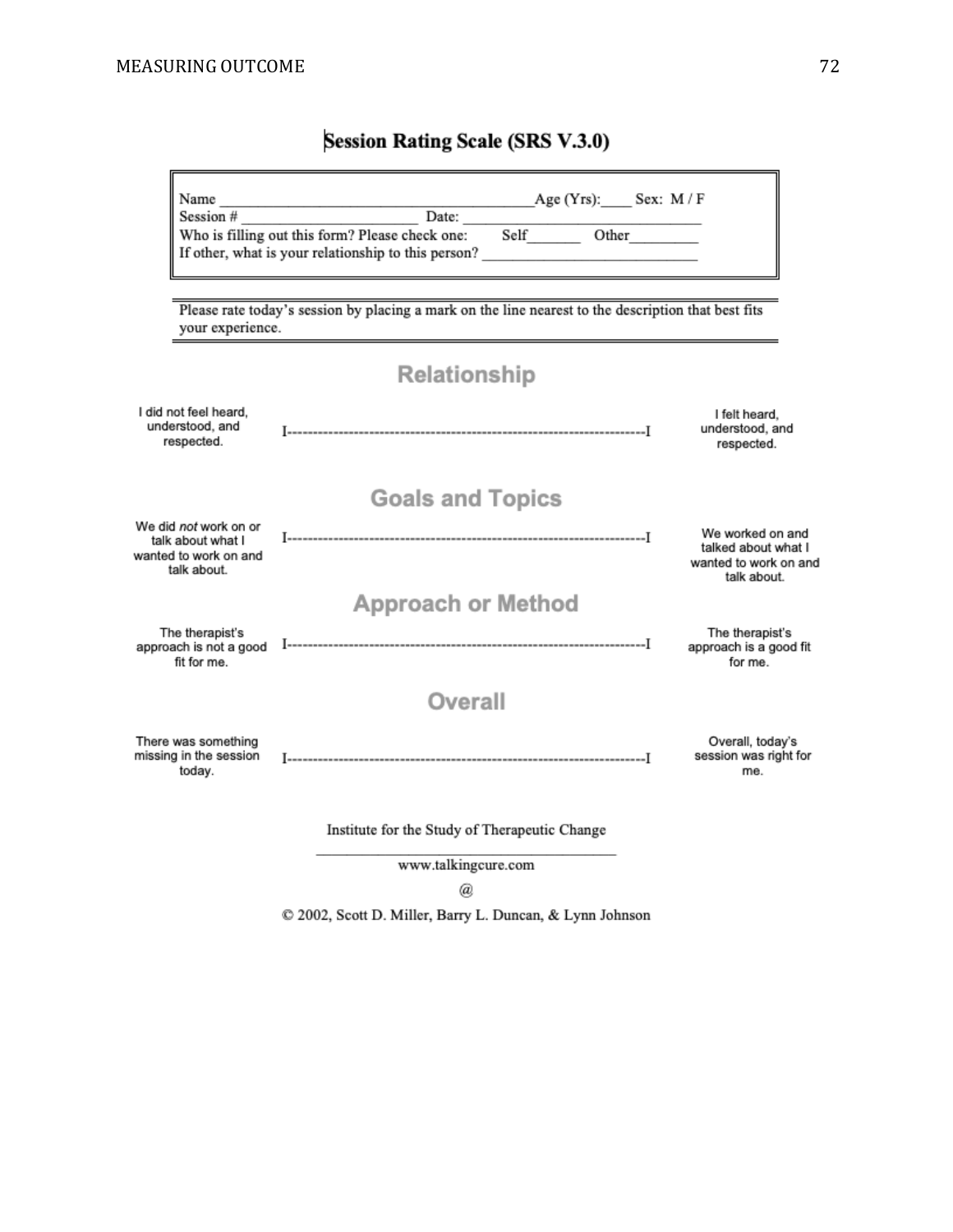# Session Rating Scale (SRS V.3.0)

Name ________________________________________ Age (Yrs):____ Sex: M / F
Session # ______________________ Date: ______________________________
Who is filling out this form? Please check one: Self_______ Other_________
If other, what is your relationship to this person? ____________________________

Please rate today's session by placing a mark on the line nearest to the description that best fits your experience.

## Relationship

I did not feel heard, understood, and respected. I---------------------------------------------------------------------I I felt heard, understood, and respected.

## Goals and Topics

We did *not* work on or talk about what I wanted to work on and talk about. I---------------------------------------------------------------------I We worked on and talked about what I wanted to work on and talk about.

## Approach or Method

The therapist's approach is not a good fit for me. I---------------------------------------------------------------------I The therapist's approach is a good fit for me.

## Overall

There was something missing in the session today. I---------------------------------------------------------------------I Overall, today's session was right for me.

Institute for the Study of Therapeutic Change

www.talkingcure.com

@

© 2002, Scott D. Miller, Barry L. Duncan, & Lynn Johnson